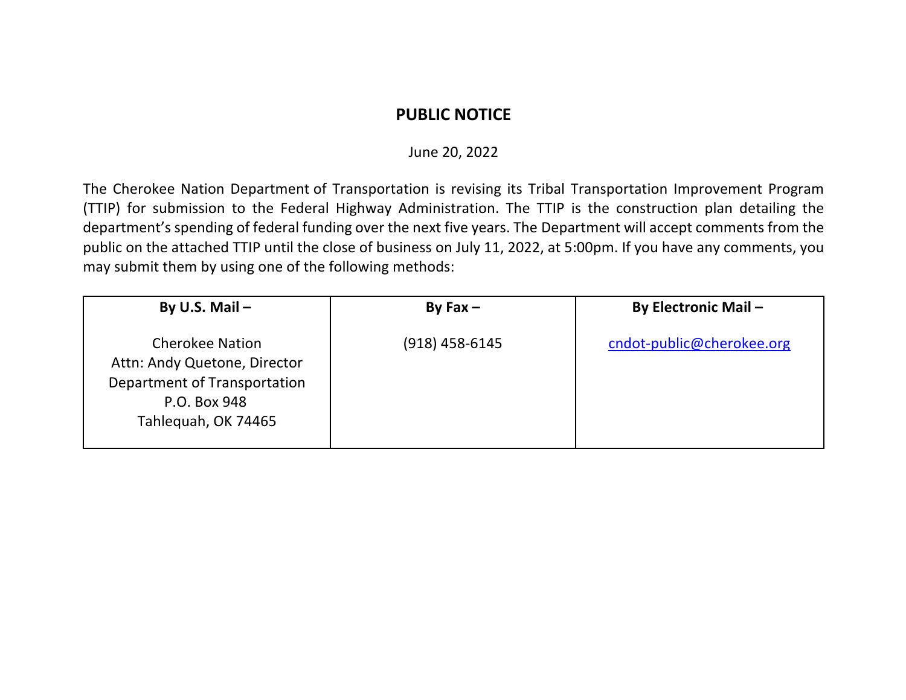# PUBLIC NOTICE

June 20, 2022

The Cherokee Nation Department of Transportation is revising its Tribal Transportation Improvement Program (TTIP) for submission to the Federal Highway Administration. The TTIP is the construction plan detailing the department's spending of federal funding over the next five years. The Department will accept comments from the public on the attached TTIP until the close of business on July 11, 2022, at 5:00pm. If you have any comments, you may submit them by using one of the following methods:

| **By U.S. Mail –** | **By Fax –** | **By Electronic Mail –** |
| --- | --- | --- |
| Cherokee Nation<br>Attn: Andy Quetone, Director<br>Department of Transportation<br>P.O. Box 948<br>Tahlequah, OK 74465 | (918) 458-6145 | cndot-public@cherokee.org |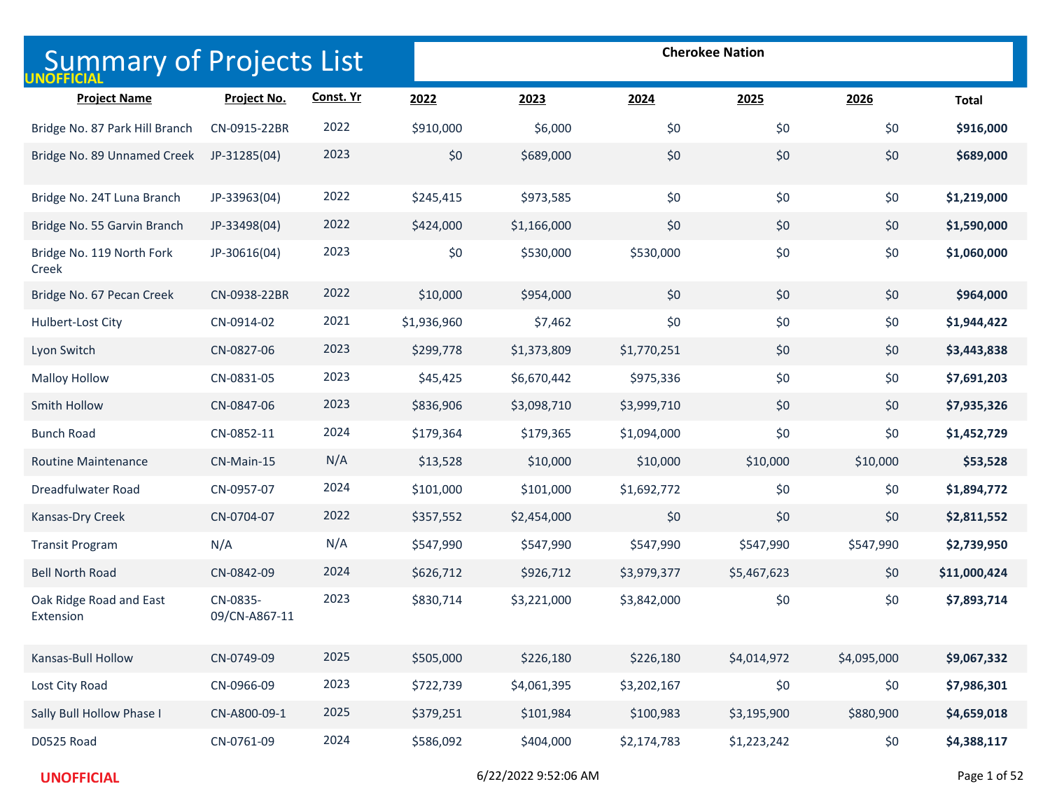# Summary of Projects List

UNOFFICIAL

**Cherokee Nation**

| Project Name | Project No. | Const. Yr | 2022 | 2023 | 2024 | 2025 | 2026 | Total |
|---|---|---|---|---|---|---|---|---|
| Bridge No. 87 Park Hill Branch | CN-0915-22BR | 2022 | $910,000 | $6,000 | $0 | $0 | $0 | **$916,000** |
| Bridge No. 89 Unnamed Creek | JP-31285(04) | 2023 | $0 | $689,000 | $0 | $0 | $0 | **$689,000** |
| Bridge No. 24T Luna Branch | JP-33963(04) | 2022 | $245,415 | $973,585 | $0 | $0 | $0 | **$1,219,000** |
| Bridge No. 55 Garvin Branch | JP-33498(04) | 2022 | $424,000 | $1,166,000 | $0 | $0 | $0 | **$1,590,000** |
| Bridge No. 119 North Fork Creek | JP-30616(04) | 2023 | $0 | $530,000 | $530,000 | $0 | $0 | **$1,060,000** |
| Bridge No. 67 Pecan Creek | CN-0938-22BR | 2022 | $10,000 | $954,000 | $0 | $0 | $0 | **$964,000** |
| Hulbert-Lost City | CN-0914-02 | 2021 | $1,936,960 | $7,462 | $0 | $0 | $0 | **$1,944,422** |
| Lyon Switch | CN-0827-06 | 2023 | $299,778 | $1,373,809 | $1,770,251 | $0 | $0 | **$3,443,838** |
| Malloy Hollow | CN-0831-05 | 2023 | $45,425 | $6,670,442 | $975,336 | $0 | $0 | **$7,691,203** |
| Smith Hollow | CN-0847-06 | 2023 | $836,906 | $3,098,710 | $3,999,710 | $0 | $0 | **$7,935,326** |
| Bunch Road | CN-0852-11 | 2024 | $179,364 | $179,365 | $1,094,000 | $0 | $0 | **$1,452,729** |
| Routine Maintenance | CN-Main-15 | N/A | $13,528 | $10,000 | $10,000 | $10,000 | $10,000 | **$53,528** |
| Dreadfulwater Road | CN-0957-07 | 2024 | $101,000 | $101,000 | $1,692,772 | $0 | $0 | **$1,894,772** |
| Kansas-Dry Creek | CN-0704-07 | 2022 | $357,552 | $2,454,000 | $0 | $0 | $0 | **$2,811,552** |
| Transit Program | N/A | N/A | $547,990 | $547,990 | $547,990 | $547,990 | $547,990 | **$2,739,950** |
| Bell North Road | CN-0842-09 | 2024 | $626,712 | $926,712 | $3,979,377 | $5,467,623 | $0 | **$11,000,424** |
| Oak Ridge Road and East Extension | CN-0835-09/CN-A867-11 | 2023 | $830,714 | $3,221,000 | $3,842,000 | $0 | $0 | **$7,893,714** |
| Kansas-Bull Hollow | CN-0749-09 | 2025 | $505,000 | $226,180 | $226,180 | $4,014,972 | $4,095,000 | **$9,067,332** |
| Lost City Road | CN-0966-09 | 2023 | $722,739 | $4,061,395 | $3,202,167 | $0 | $0 | **$7,986,301** |
| Sally Bull Hollow Phase I | CN-A800-09-1 | 2025 | $379,251 | $101,984 | $100,983 | $3,195,900 | $880,900 | **$4,659,018** |
| D0525 Road | CN-0761-09 | 2024 | $586,092 | $404,000 | $2,174,783 | $1,223,242 | $0 | **$4,388,117** |

UNOFFICIAL

6/22/2022 9:52:06 AM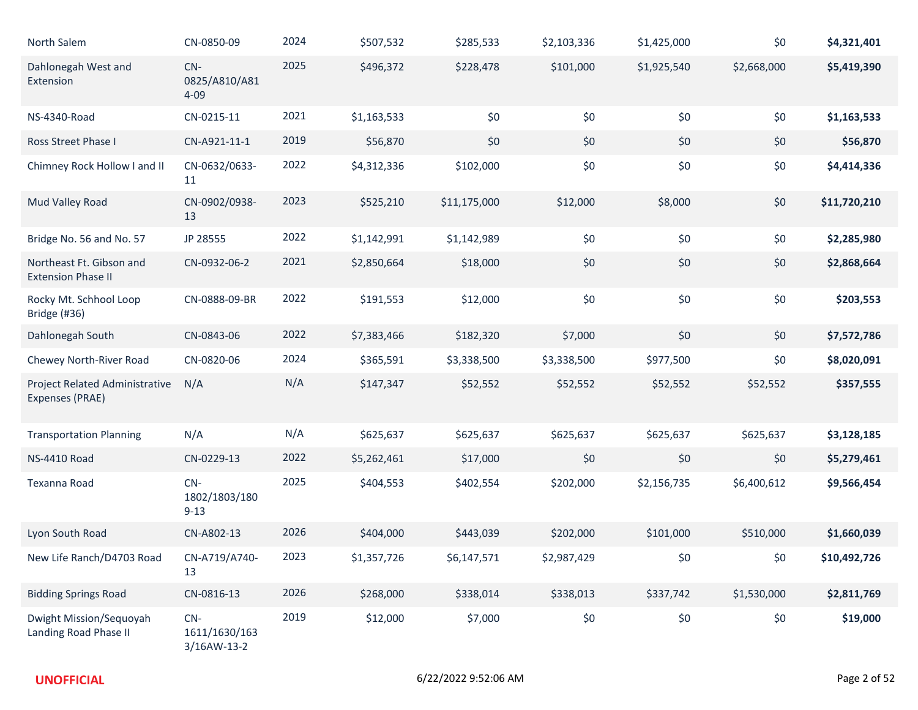| | | | | | | | | |
|---|---|---|---|---|---|---|---|---|
| North Salem | CN-0850-09 | 2024 | $507,532 | $285,533 | $2,103,336 | $1,425,000 | $0 | **$4,321,401** |
| Dahlonegah West and Extension | CN-0825/A810/A814-09 | 2025 | $496,372 | $228,478 | $101,000 | $1,925,540 | $2,668,000 | **$5,419,390** |
| NS-4340-Road | CN-0215-11 | 2021 | $1,163,533 | $0 | $0 | $0 | $0 | **$1,163,533** |
| Ross Street Phase I | CN-A921-11-1 | 2019 | $56,870 | $0 | $0 | $0 | $0 | **$56,870** |
| Chimney Rock Hollow I and II | CN-0632/0633-11 | 2022 | $4,312,336 | $102,000 | $0 | $0 | $0 | **$4,414,336** |
| Mud Valley Road | CN-0902/0938-13 | 2023 | $525,210 | $11,175,000 | $12,000 | $8,000 | $0 | **$11,720,210** |
| Bridge No. 56 and No. 57 | JP 28555 | 2022 | $1,142,991 | $1,142,989 | $0 | $0 | $0 | **$2,285,980** |
| Northeast Ft. Gibson and Extension Phase II | CN-0932-06-2 | 2021 | $2,850,664 | $18,000 | $0 | $0 | $0 | **$2,868,664** |
| Rocky Mt. Schhool Loop Bridge (#36) | CN-0888-09-BR | 2022 | $191,553 | $12,000 | $0 | $0 | $0 | **$203,553** |
| Dahlonegah South | CN-0843-06 | 2022 | $7,383,466 | $182,320 | $7,000 | $0 | $0 | **$7,572,786** |
| Chewey North-River Road | CN-0820-06 | 2024 | $365,591 | $3,338,500 | $3,338,500 | $977,500 | $0 | **$8,020,091** |
| Project Related Administrative Expenses (PRAE) | N/A | N/A | $147,347 | $52,552 | $52,552 | $52,552 | $52,552 | **$357,555** |
| Transportation Planning | N/A | N/A | $625,637 | $625,637 | $625,637 | $625,637 | $625,637 | **$3,128,185** |
| NS-4410 Road | CN-0229-13 | 2022 | $5,262,461 | $17,000 | $0 | $0 | $0 | **$5,279,461** |
| Texanna Road | CN-1802/1803/1809-13 | 2025 | $404,553 | $402,554 | $202,000 | $2,156,735 | $6,400,612 | **$9,566,454** |
| Lyon South Road | CN-A802-13 | 2026 | $404,000 | $443,039 | $202,000 | $101,000 | $510,000 | **$1,660,039** |
| New Life Ranch/D4703 Road | CN-A719/A740-13 | 2023 | $1,357,726 | $6,147,571 | $2,987,429 | $0 | $0 | **$10,492,726** |
| Bidding Springs Road | CN-0816-13 | 2026 | $268,000 | $338,014 | $338,013 | $337,742 | $1,530,000 | **$2,811,769** |
| Dwight Mission/Sequoyah Landing Road Phase II | CN-1611/1630/1633/16AW-13-2 | 2019 | $12,000 | $7,000 | $0 | $0 | $0 | **$19,000** |

**UNOFFICIAL** 6/22/2022 9:52:06 AM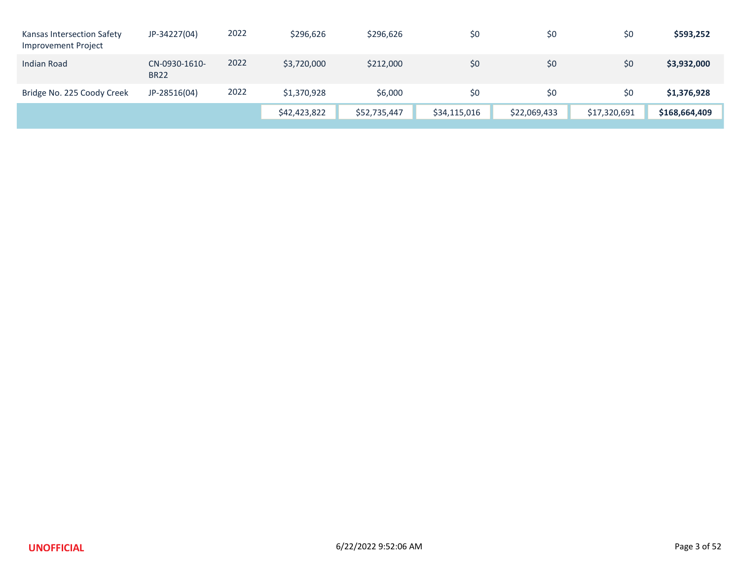| | | | | | | | | |
|---|---|---|---|---|---|---|---|---|
| Kansas Intersection Safety Improvement Project | JP-34227(04) | 2022 | $296,626 | $296,626 | $0 | $0 | $0 | **$593,252** |
| Indian Road | CN-0930-1610-BR22 | 2022 | $3,720,000 | $212,000 | $0 | $0 | $0 | **$3,932,000** |
| Bridge No. 225 Coody Creek | JP-28516(04) | 2022 | $1,370,928 | $6,000 | $0 | $0 | $0 | **$1,376,928** |
| | | | $42,423,822 | $52,735,447 | $34,115,016 | $22,069,433 | $17,320,691 | **$168,664,409** |

UNOFFICIAL

6/22/2022 9:52:06 AM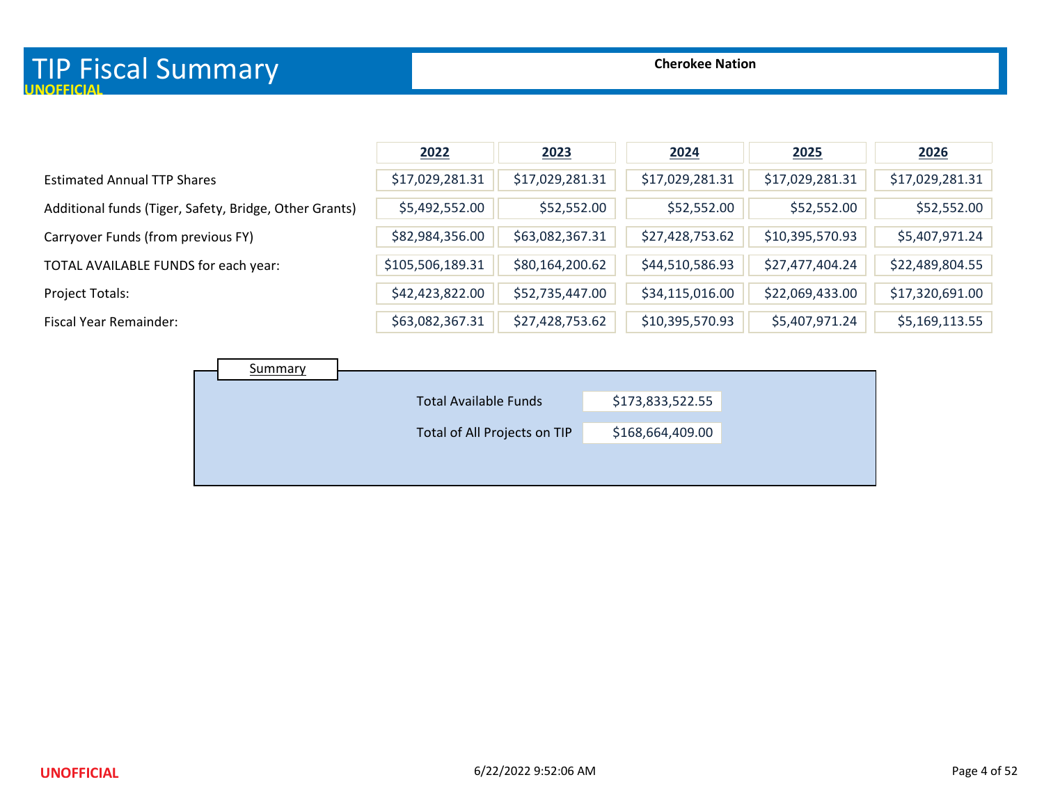# TIP Fiscal Summary

UNOFFICIAL

**Cherokee Nation**

| | 2022 | 2023 | 2024 | 2025 | 2026 |
|---|---|---|---|---|---|
| Estimated Annual TTP Shares | $17,029,281.31 | $17,029,281.31 | $17,029,281.31 | $17,029,281.31 | $17,029,281.31 |
| Additional funds (Tiger, Safety, Bridge, Other Grants) | $5,492,552.00 | $52,552.00 | $52,552.00 | $52,552.00 | $52,552.00 |
| Carryover Funds (from previous FY) | $82,984,356.00 | $63,082,367.31 | $27,428,753.62 | $10,395,570.93 | $5,407,971.24 |
| TOTAL AVAILABLE FUNDS for each year: | $105,506,189.31 | $80,164,200.62 | $44,510,586.93 | $27,477,404.24 | $22,489,804.55 |
| Project Totals: | $42,423,822.00 | $52,735,447.00 | $34,115,016.00 | $22,069,433.00 | $17,320,691.00 |
| Fiscal Year Remainder: | $63,082,367.31 | $27,428,753.62 | $10,395,570.93 | $5,407,971.24 | $5,169,113.55 |

## Summary

| | |
|---|---|
| Total Available Funds | $173,833,522.55 |
| Total of All Projects on TIP | $168,664,409.00 |

UNOFFICIAL

6/22/2022 9:52:06 AM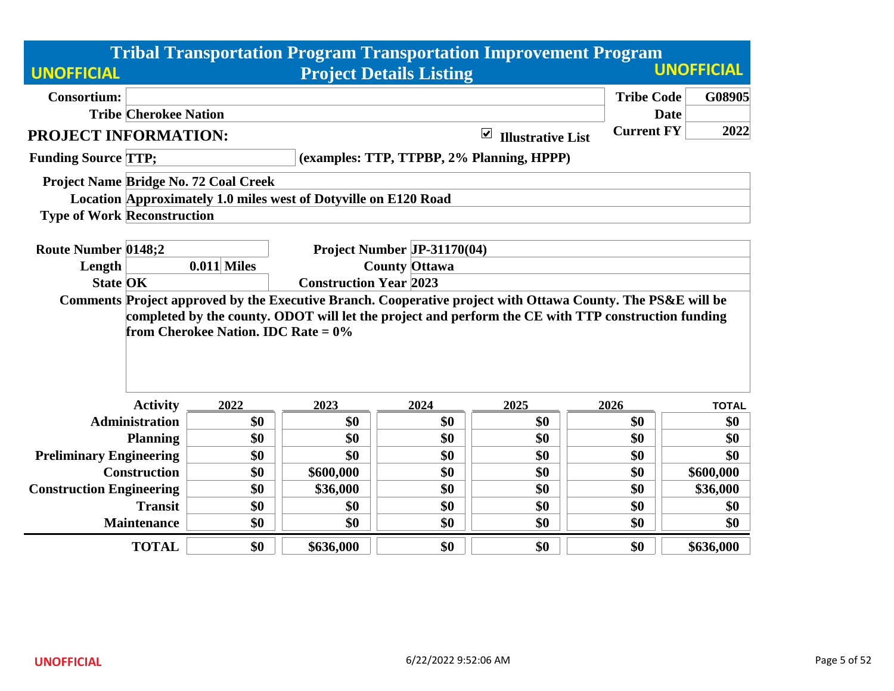# Tribal Transportation Program Transportation Improvement Program

## Project Details Listing

UNOFFICIAL

| | | | |
|---|---|---|---|
| **Consortium:** | | **Tribe Code** | **G08905** |
| **Tribe** | **Cherokee Nation** | **Date** | |
| | | **Current FY** | **2022** |

## PROJECT INFORMATION:

☑ **Illustrative List**

**Funding Source** TTP; (examples: TTP, TTPBP, 2% Planning, HPPP)

**Project Name** Bridge No. 72 Coal Creek

**Location** Approximately 1.0 miles west of Dotyville on E120 Road

**Type of Work** Reconstruction

| | | | |
|---|---|---|---|
| **Route Number** | 0148;2 | **Project Number** | JP-31170(04) |
| **Length** | 0.011 Miles | **County** | Ottawa |
| **State** | OK | **Construction Year** | 2023 |

**Comments** Project approved by the Executive Branch. Cooperative project with Ottawa County. The PS&E will be completed by the county. ODOT will let the project and perform the CE with TTP construction funding from Cherokee Nation. IDC Rate = 0%

| Activity | 2022 | 2023 | 2024 | 2025 | 2026 | TOTAL |
|---|---|---|---|---|---|---|
| Administration | $0 | $0 | $0 | $0 | $0 | $0 |
| Planning | $0 | $0 | $0 | $0 | $0 | $0 |
| Preliminary Engineering | $0 | $0 | $0 | $0 | $0 | $0 |
| Construction | $0 | $600,000 | $0 | $0 | $0 | $600,000 |
| Construction Engineering | $0 | $36,000 | $0 | $0 | $0 | $36,000 |
| Transit | $0 | $0 | $0 | $0 | $0 | $0 |
| Maintenance | $0 | $0 | $0 | $0 | $0 | $0 |
| **TOTAL** | **$0** | **$636,000** | **$0** | **$0** | **$0** | **$636,000** |

UNOFFICIAL 6/22/2022 9:52:06 AM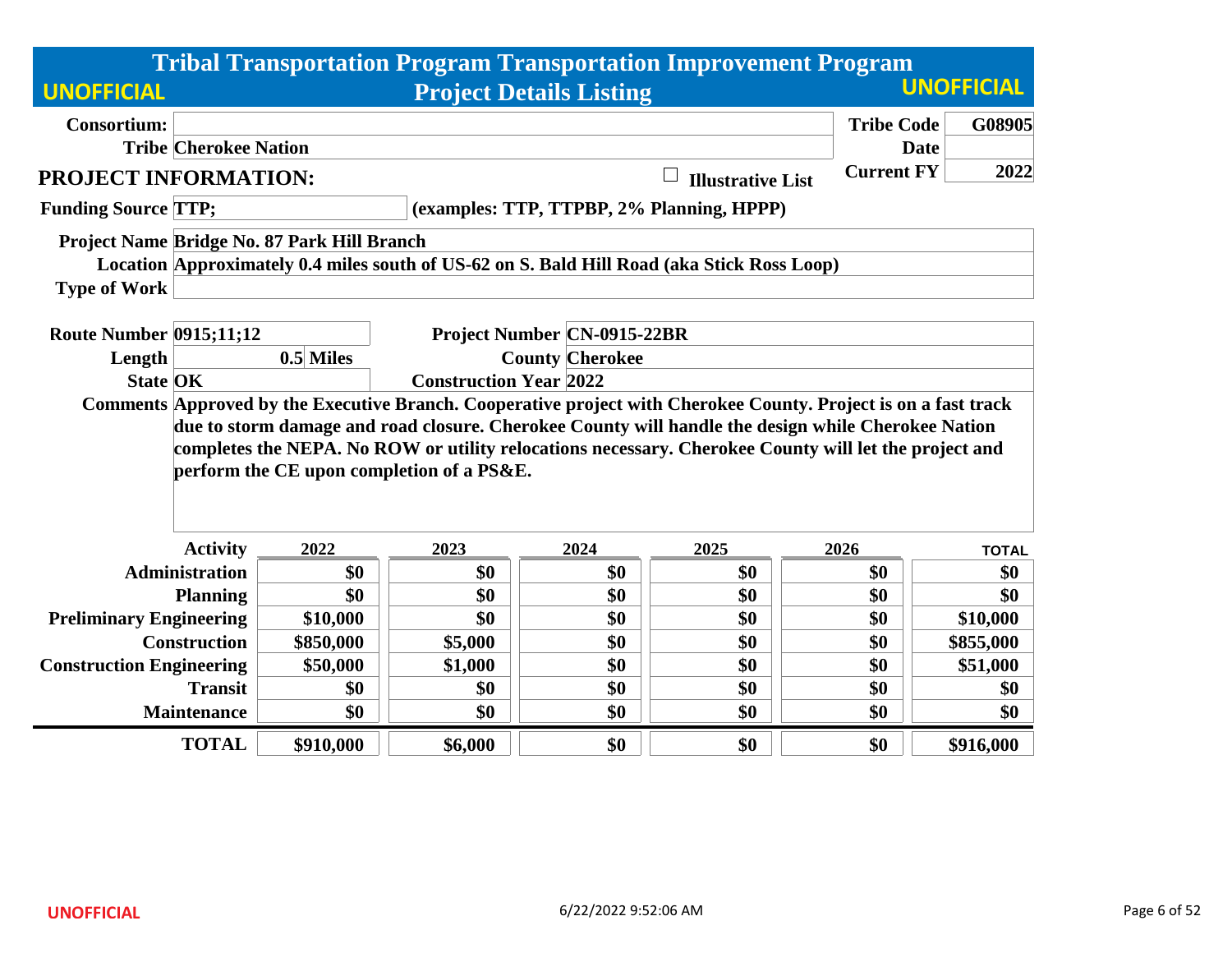# Tribal Transportation Program Transportation Improvement Program

## Project Details Listing

UNOFFICIAL

| | | | |
|---|---|---|---|
| **Consortium:** | | **Tribe Code** | **G08905** |
| **Tribe** | **Cherokee Nation** | **Date** | |
| | | **Current FY** | **2022** |

## PROJECT INFORMATION:

☐ **Illustrative List**

**Funding Source** TTP; (examples: TTP, TTPBP, 2% Planning, HPPP)

**Project Name** Bridge No. 87 Park Hill Branch

**Location** Approximately 0.4 miles south of US-62 on S. Bald Hill Road (aka Stick Ross Loop)

**Type of Work**

| | | | |
|---|---|---|---|
| **Route Number** | 0915;11;12 | **Project Number** | CN-0915-22BR |
| **Length** | 0.5 Miles | **County** | Cherokee |
| **State** | OK | **Construction Year** | 2022 |

**Comments** Approved by the Executive Branch. Cooperative project with Cherokee County. Project is on a fast track due to storm damage and road closure. Cherokee County will handle the design while Cherokee Nation completes the NEPA. No ROW or utility relocations necessary. Cherokee County will let the project and perform the CE upon completion of a PS&E.

| Activity | 2022 | 2023 | 2024 | 2025 | 2026 | TOTAL |
|---|---|---|---|---|---|---|
| Administration | $0 | $0 | $0 | $0 | $0 | $0 |
| Planning | $0 | $0 | $0 | $0 | $0 | $0 |
| Preliminary Engineering | $10,000 | $0 | $0 | $0 | $0 | $10,000 |
| Construction | $850,000 | $5,000 | $0 | $0 | $0 | $855,000 |
| Construction Engineering | $50,000 | $1,000 | $0 | $0 | $0 | $51,000 |
| Transit | $0 | $0 | $0 | $0 | $0 | $0 |
| Maintenance | $0 | $0 | $0 | $0 | $0 | $0 |
| **TOTAL** | **$910,000** | **$6,000** | **$0** | **$0** | **$0** | **$916,000** |

UNOFFICIAL 6/22/2022 9:52:06 AM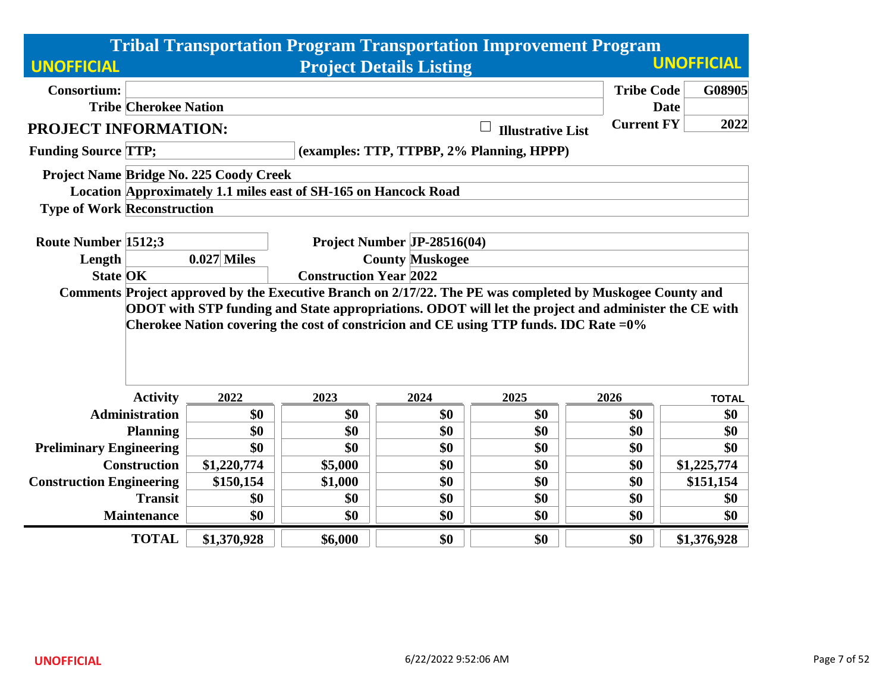# Tribal Transportation Program Transportation Improvement Program

## Project Details Listing

UNOFFICIAL

| | | | |
|---|---|---|---|
| **Consortium:** | | **Tribe Code** | **G08905** |
| **Tribe** | **Cherokee Nation** | **Date** | |
| | | **Current FY** | **2022** |

**PROJECT INFORMATION:** ☐ **Illustrative List**

**Funding Source** TTP; (examples: TTP, TTPBP, 2% Planning, HPPP)

**Project Name** Bridge No. 225 Coody Creek

**Location** Approximately 1.1 miles east of SH-165 on Hancock Road

**Type of Work** Reconstruction

| | | | |
|---|---|---|---|
| **Route Number** | 1512;3 | **Project Number** | JP-28516(04) |
| **Length** | 0.027 Miles | **County** | Muskogee |
| **State** | OK | **Construction Year** | 2022 |

**Comments** Project approved by the Executive Branch on 2/17/22. The PE was completed by Muskogee County and ODOT with STP funding and State appropriations. ODOT will let the project and administer the CE with Cherokee Nation covering the cost of constricion and CE using TTP funds. IDC Rate =0%

| Activity | 2022 | 2023 | 2024 | 2025 | 2026 | TOTAL |
|---|---|---|---|---|---|---|
| Administration | $0 | $0 | $0 | $0 | $0 | $0 |
| Planning | $0 | $0 | $0 | $0 | $0 | $0 |
| Preliminary Engineering | $0 | $0 | $0 | $0 | $0 | $0 |
| Construction | $1,220,774 | $5,000 | $0 | $0 | $0 | $1,225,774 |
| Construction Engineering | $150,154 | $1,000 | $0 | $0 | $0 | $151,154 |
| Transit | $0 | $0 | $0 | $0 | $0 | $0 |
| Maintenance | $0 | $0 | $0 | $0 | $0 | $0 |
| **TOTAL** | **$1,370,928** | **$6,000** | **$0** | **$0** | **$0** | **$1,376,928** |

UNOFFICIAL 6/22/2022 9:52:06 AM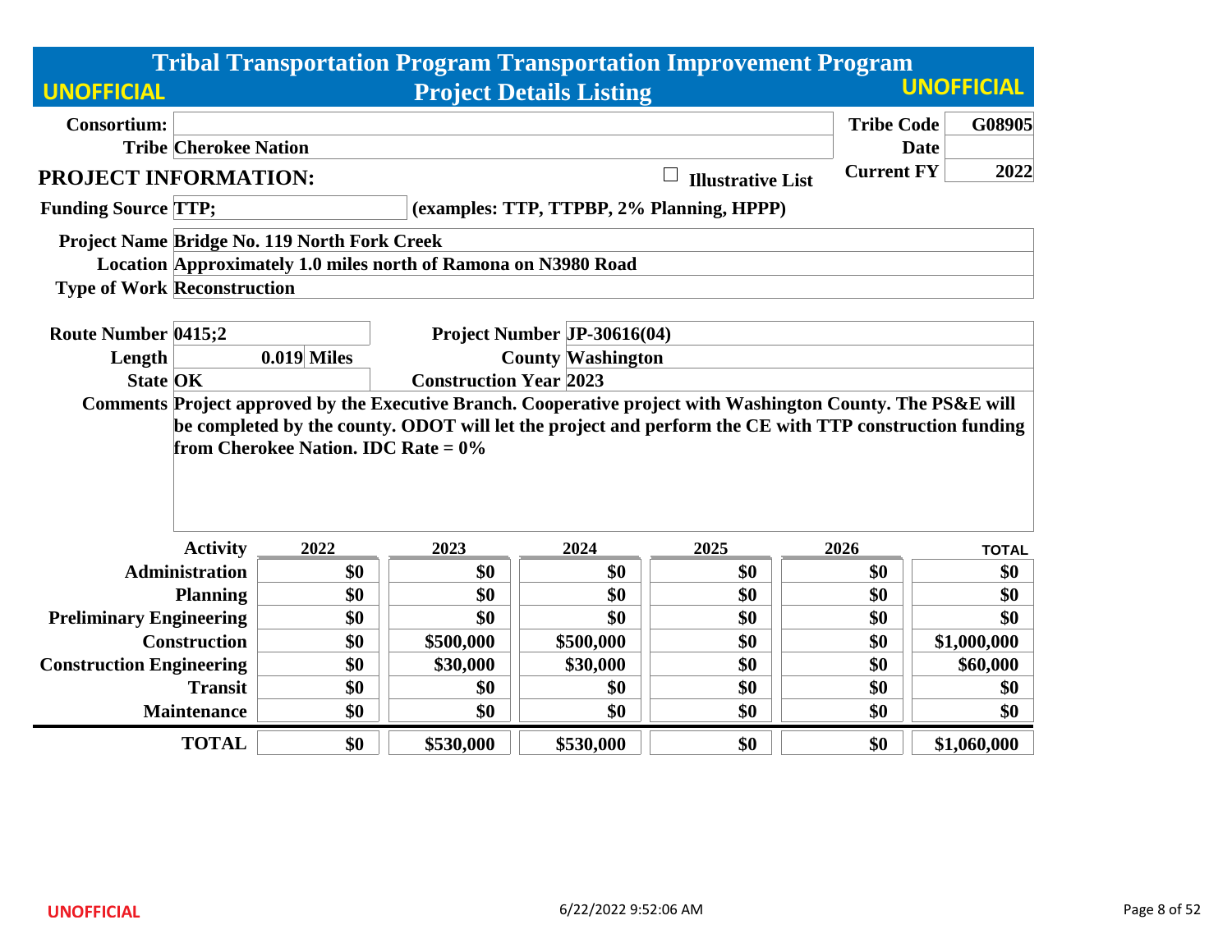# Tribal Transportation Program Transportation Improvement Program

## Project Details Listing

UNOFFICIAL

**Consortium:**

**Tribe:** Cherokee Nation

**Tribe Code:** G08905

**Date:**

**Current FY:** 2022

## PROJECT INFORMATION:

☐ Illustrative List

**Funding Source:** TTP; (examples: TTP, TTPBP, 2% Planning, HPPP)

**Project Name:** Bridge No. 119 North Fork Creek

**Location:** Approximately 1.0 miles north of Ramona on N3980 Road

**Type of Work:** Reconstruction

**Route Number:** 0415;2

**Project Number:** JP-30616(04)

**Length:** 0.019 Miles

**County:** Washington

**State:** OK

**Construction Year:** 2023

**Comments:** Project approved by the Executive Branch. Cooperative project with Washington County. The PS&E will be completed by the county. ODOT will let the project and perform the CE with TTP construction funding from Cherokee Nation. IDC Rate = 0%

| Activity | 2022 | 2023 | 2024 | 2025 | 2026 | TOTAL |
|---|---|---|---|---|---|---|
| Administration | $0 | $0 | $0 | $0 | $0 | $0 |
| Planning | $0 | $0 | $0 | $0 | $0 | $0 |
| Preliminary Engineering | $0 | $0 | $0 | $0 | $0 | $0 |
| Construction | $0 | $500,000 | $500,000 | $0 | $0 | $1,000,000 |
| Construction Engineering | $0 | $30,000 | $30,000 | $0 | $0 | $60,000 |
| Transit | $0 | $0 | $0 | $0 | $0 | $0 |
| Maintenance | $0 | $0 | $0 | $0 | $0 | $0 |
| **TOTAL** | $0 | $530,000 | $530,000 | $0 | $0 | $1,060,000 |

UNOFFICIAL

6/22/2022 9:52:06 AM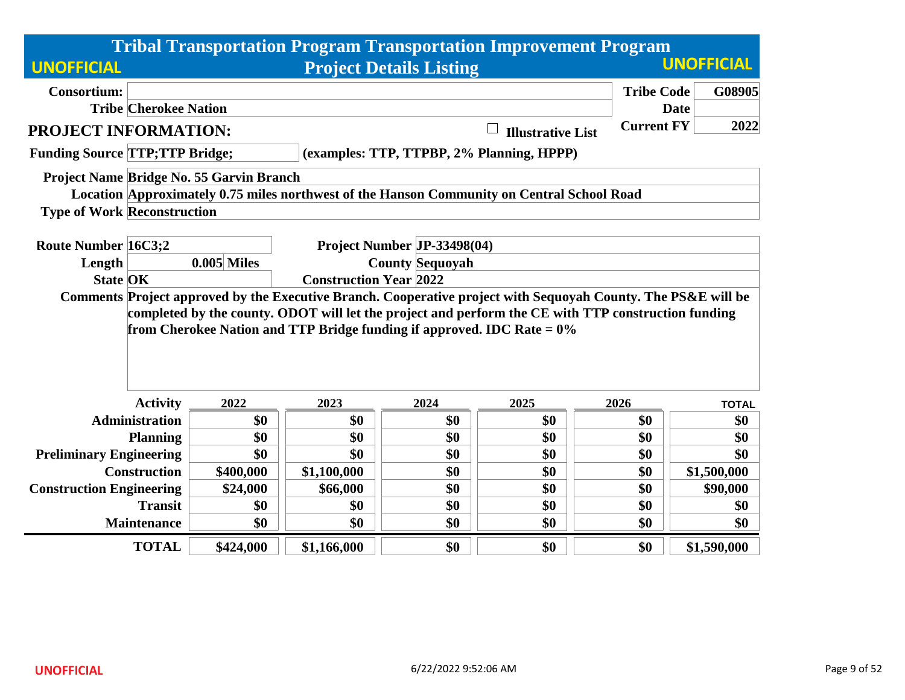# Tribal Transportation Program Transportation Improvement Program

## Project Details Listing

UNOFFICIAL

**Consortium:**

**Tribe** Cherokee Nation

**Tribe Code** G08905

**Date**

**Current FY** 2022

## PROJECT INFORMATION:

☐ Illustrative List

**Funding Source** TTP;TTP Bridge; (examples: TTP, TTPBP, 2% Planning, HPPP)

**Project Name** Bridge No. 55 Garvin Branch

**Location** Approximately 0.75 miles northwest of the Hanson Community on Central School Road

**Type of Work** Reconstruction

**Route Number** 16C3;2

**Project Number** JP-33498(04)

**Length** 0.005 Miles

**County** Sequoyah

**State** OK

**Construction Year** 2022

**Comments** Project approved by the Executive Branch. Cooperative project with Sequoyah County. The PS&E will be completed by the county. ODOT will let the project and perform the CE with TTP construction funding from Cherokee Nation and TTP Bridge funding if approved. IDC Rate = 0%

| Activity | 2022 | 2023 | 2024 | 2025 | 2026 | TOTAL |
|---|---|---|---|---|---|---|
| Administration | $0 | $0 | $0 | $0 | $0 | $0 |
| Planning | $0 | $0 | $0 | $0 | $0 | $0 |
| Preliminary Engineering | $0 | $0 | $0 | $0 | $0 | $0 |
| Construction | $400,000 | $1,100,000 | $0 | $0 | $0 | $1,500,000 |
| Construction Engineering | $24,000 | $66,000 | $0 | $0 | $0 | $90,000 |
| Transit | $0 | $0 | $0 | $0 | $0 | $0 |
| Maintenance | $0 | $0 | $0 | $0 | $0 | $0 |
| **TOTAL** | $424,000 | $1,166,000 | $0 | $0 | $0 | $1,590,000 |

UNOFFICIAL 6/22/2022 9:52:06 AM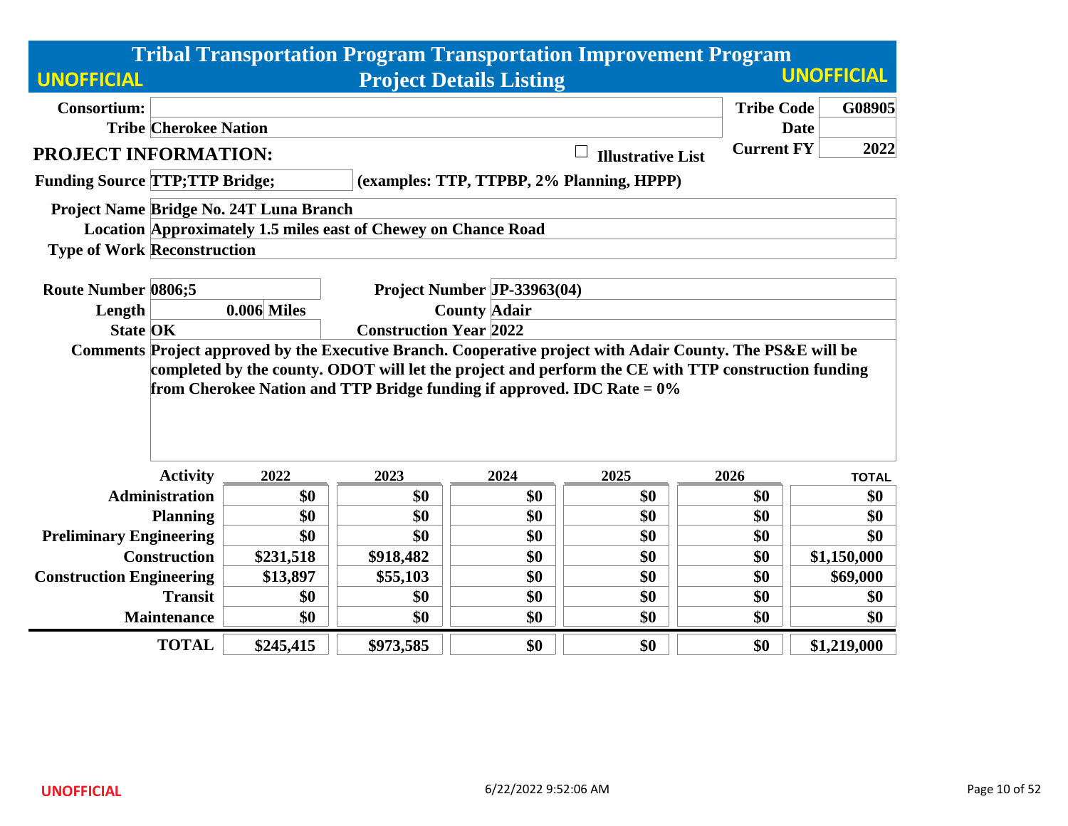# Tribal Transportation Program Transportation Improvement Program

## Project Details Listing

UNOFFICIAL

| | | | |
|---|---|---|---|
| **Consortium:** | | **Tribe Code** | **G08905** |
| **Tribe** | **Cherokee Nation** | **Date** | |
| | | **Current FY** | **2022** |

## PROJECT INFORMATION:

☐ **Illustrative List**

**Funding Source** TTP;TTP Bridge; (examples: TTP, TTPBP, 2% Planning, HPPP)

**Project Name** Bridge No. 24T Luna Branch

**Location** Approximately 1.5 miles east of Chewey on Chance Road

**Type of Work** Reconstruction

| | | | |
|---|---|---|---|
| **Route Number** | 0806;5 | **Project Number** | JP-33963(04) |
| **Length** | 0.006 Miles | **County** | Adair |
| **State** | OK | **Construction Year** | 2022 |

**Comments** Project approved by the Executive Branch. Cooperative project with Adair County. The PS&E will be completed by the county. ODOT will let the project and perform the CE with TTP construction funding from Cherokee Nation and TTP Bridge funding if approved. IDC Rate = 0%

| Activity | 2022 | 2023 | 2024 | 2025 | 2026 | TOTAL |
|---|---|---|---|---|---|---|
| Administration | $0 | $0 | $0 | $0 | $0 | $0 |
| Planning | $0 | $0 | $0 | $0 | $0 | $0 |
| Preliminary Engineering | $0 | $0 | $0 | $0 | $0 | $0 |
| Construction | $231,518 | $918,482 | $0 | $0 | $0 | $1,150,000 |
| Construction Engineering | $13,897 | $55,103 | $0 | $0 | $0 | $69,000 |
| Transit | $0 | $0 | $0 | $0 | $0 | $0 |
| Maintenance | $0 | $0 | $0 | $0 | $0 | $0 |
| **TOTAL** | **$245,415** | **$973,585** | **$0** | **$0** | **$0** | **$1,219,000** |

UNOFFICIAL 6/22/2022 9:52:06 AM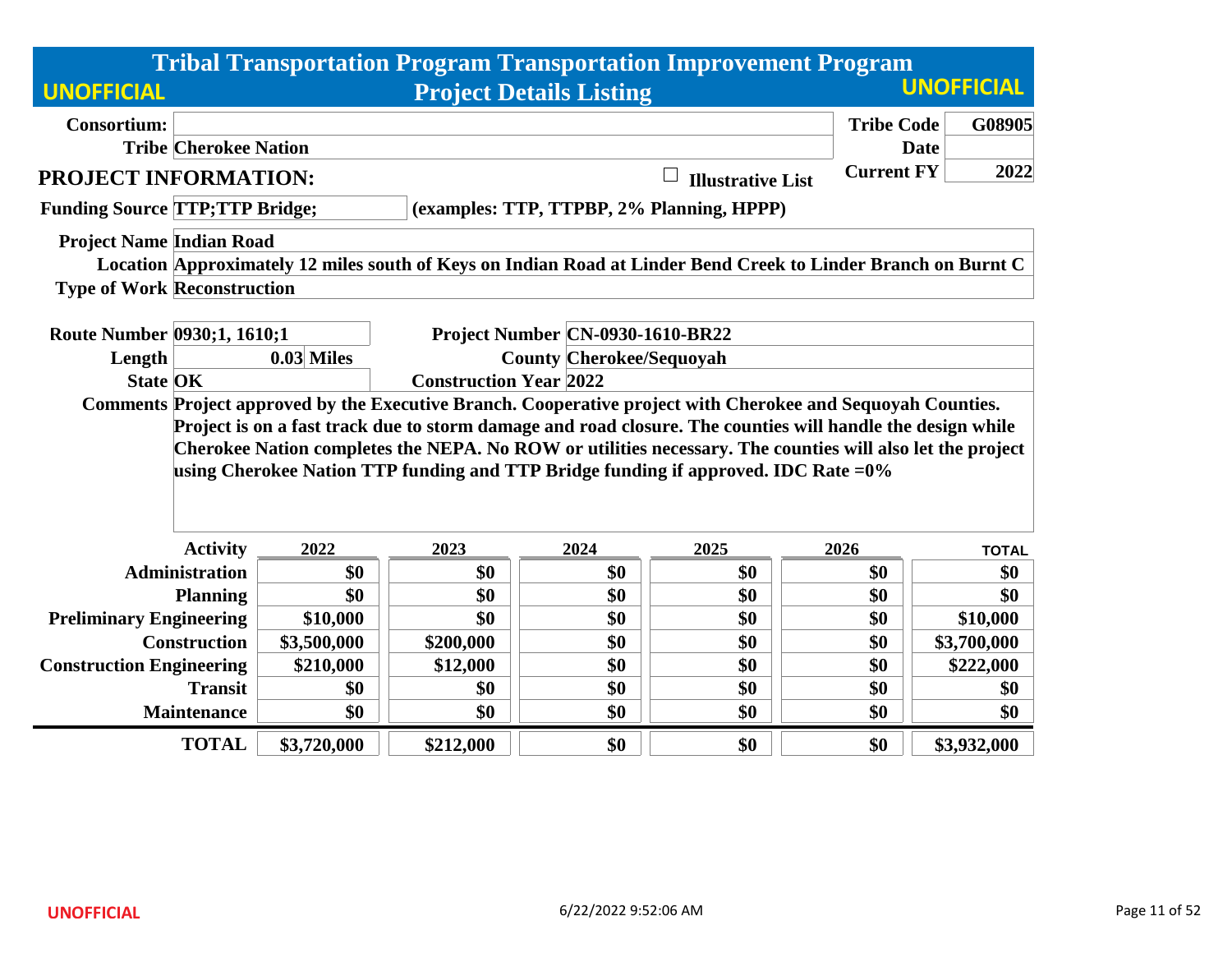# Tribal Transportation Program Transportation Improvement Program

**UNOFFICIAL** — **Project Details Listing** — **UNOFFICIAL**

| | | | |
|---|---|---|---|
| **Consortium:** | | **Tribe Code** | **G08905** |
| **Tribe** | **Cherokee Nation** | **Date** | |
| **PROJECT INFORMATION:** | ☐ **Illustrative List** | **Current FY** | **2022** |

**Funding Source** TTP;TTP Bridge; (examples: TTP, TTPBP, 2% Planning, HPPP)

**Project Name** Indian Road

**Location** Approximately 12 miles south of Keys on Indian Road at Linder Bend Creek to Linder Branch on Burnt C

**Type of Work** Reconstruction

| | | | |
|---|---|---|---|
| **Route Number** | 0930;1, 1610;1 | **Project Number** | CN-0930-1610-BR22 |
| **Length** | 0.03 Miles | **County** | Cherokee/Sequoyah |
| **State** | OK | **Construction Year** | 2022 |

**Comments** Project approved by the Executive Branch. Cooperative project with Cherokee and Sequoyah Counties. Project is on a fast track due to storm damage and road closure. The counties will handle the design while Cherokee Nation completes the NEPA. No ROW or utilities necessary. The counties will also let the project using Cherokee Nation TTP funding and TTP Bridge funding if approved. IDC Rate =0%

| Activity | 2022 | 2023 | 2024 | 2025 | 2026 | TOTAL |
|---|---|---|---|---|---|---|
| Administration | $0 | $0 | $0 | $0 | $0 | $0 |
| Planning | $0 | $0 | $0 | $0 | $0 | $0 |
| Preliminary Engineering | $10,000 | $0 | $0 | $0 | $0 | $10,000 |
| Construction | $3,500,000 | $200,000 | $0 | $0 | $0 | $3,700,000 |
| Construction Engineering | $210,000 | $12,000 | $0 | $0 | $0 | $222,000 |
| Transit | $0 | $0 | $0 | $0 | $0 | $0 |
| Maintenance | $0 | $0 | $0 | $0 | $0 | $0 |
| **TOTAL** | **$3,720,000** | **$212,000** | **$0** | **$0** | **$0** | **$3,932,000** |

UNOFFICIAL 6/22/2022 9:52:06 AM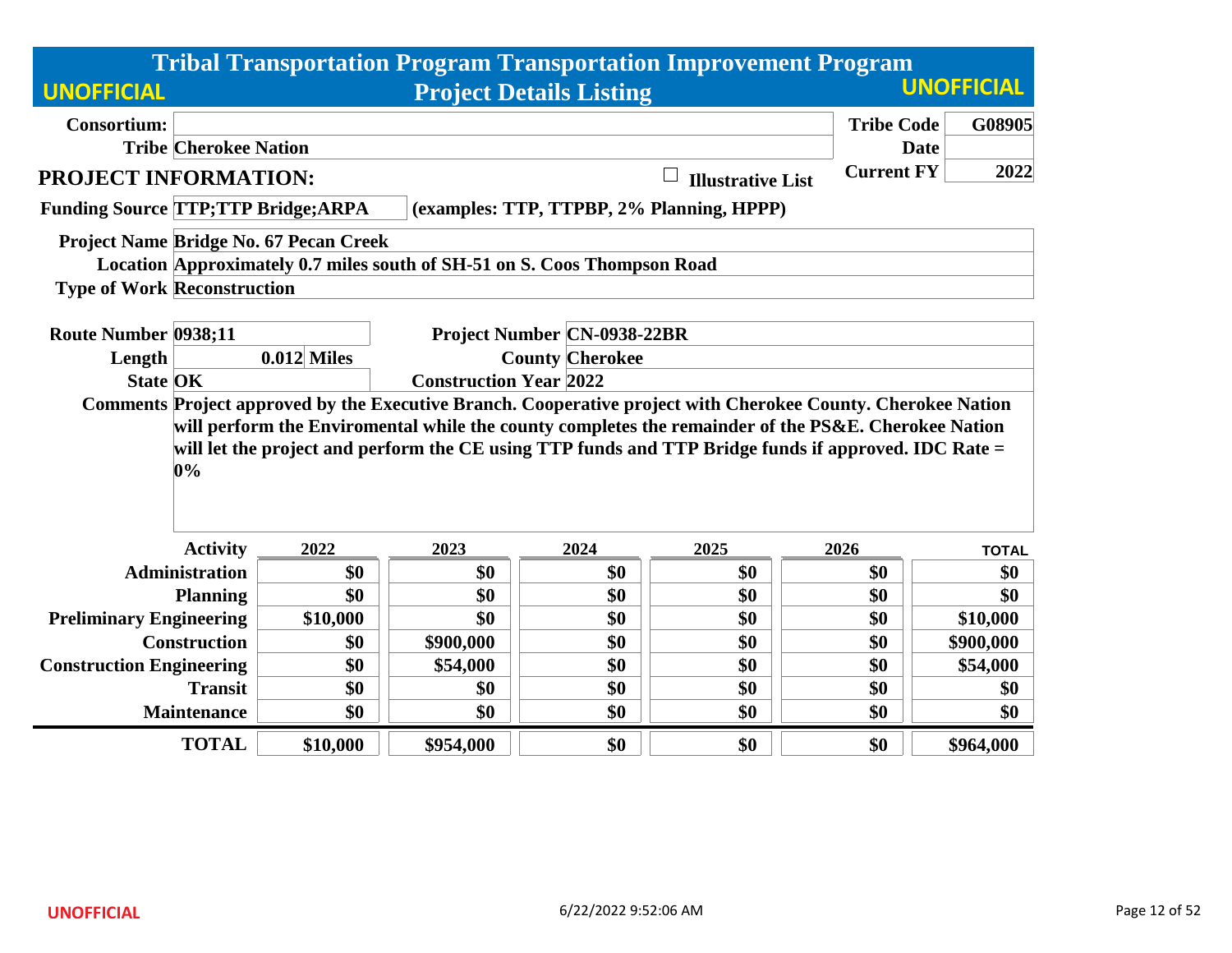# Tribal Transportation Program Transportation Improvement Program

## Project Details Listing

UNOFFICIAL

| | | | |
|---|---|---|---|
| **Consortium:** | | **Tribe Code** | **G08905** |
| **Tribe** | **Cherokee Nation** | **Date** | |
| | | **Current FY** | **2022** |

## PROJECT INFORMATION:

☐ **Illustrative List**

**Funding Source** TTP;TTP Bridge;ARPA (examples: TTP, TTPBP, 2% Planning, HPPP)

**Project Name** Bridge No. 67 Pecan Creek

**Location** Approximately 0.7 miles south of SH-51 on S. Coos Thompson Road

**Type of Work** Reconstruction

**Route Number** 0938;11

**Project Number** CN-0938-22BR

**Length** 0.012 Miles

**County** Cherokee

**State** OK

**Construction Year** 2022

**Comments** Project approved by the Executive Branch. Cooperative project with Cherokee County. Cherokee Nation will perform the Enviromental while the county completes the remainder of the PS&E. Cherokee Nation will let the project and perform the CE using TTP funds and TTP Bridge funds if approved. IDC Rate = 0%

| Activity | 2022 | 2023 | 2024 | 2025 | 2026 | TOTAL |
|---|---|---|---|---|---|---|
| Administration | $0 | $0 | $0 | $0 | $0 | $0 |
| Planning | $0 | $0 | $0 | $0 | $0 | $0 |
| Preliminary Engineering | $10,000 | $0 | $0 | $0 | $0 | $10,000 |
| Construction | $0 | $900,000 | $0 | $0 | $0 | $900,000 |
| Construction Engineering | $0 | $54,000 | $0 | $0 | $0 | $54,000 |
| Transit | $0 | $0 | $0 | $0 | $0 | $0 |
| Maintenance | $0 | $0 | $0 | $0 | $0 | $0 |
| **TOTAL** | **$10,000** | **$954,000** | **$0** | **$0** | **$0** | **$964,000** |

6/22/2022 9:52:06 AM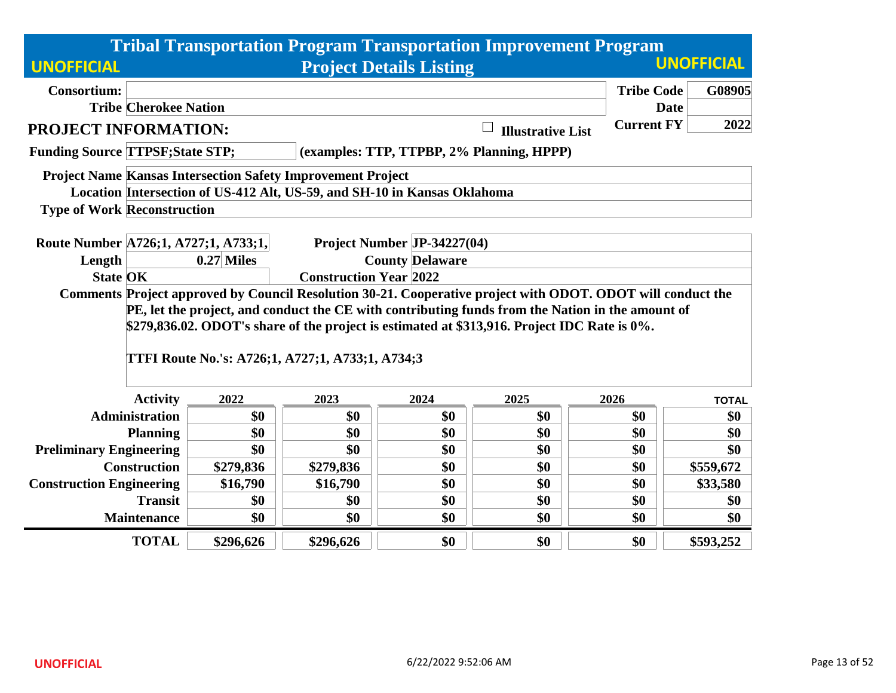# Tribal Transportation Program Transportation Improvement Program

## Project Details Listing

UNOFFICIAL

| | | | |
|---|---|---|---|
| **Consortium:** | | **Tribe Code** | **G08905** |
| **Tribe** | **Cherokee Nation** | **Date** | |
| | | **Current FY** | **2022** |

### PROJECT INFORMATION:

☐ **Illustrative List**

**Funding Source** TTPSF;State STP; (examples: TTP, TTPBP, 2% Planning, HPPP)

**Project Name** Kansas Intersection Safety Improvement Project

**Location** Intersection of US-412 Alt, US-59, and SH-10 in Kansas Oklahoma

**Type of Work** Reconstruction

**Route Number** A726;1, A727;1, A733;1,

**Project Number** JP-34227(04)

**Length** 0.27 Miles

**County** Delaware

**State** OK

**Construction Year** 2022

**Comments** Project approved by Council Resolution 30-21. Cooperative project with ODOT. ODOT will conduct the PE, let the project, and conduct the CE with contributing funds from the Nation in the amount of $279,836.02. ODOT's share of the project is estimated at $313,916. Project IDC Rate is 0%.

TTFI Route No.'s: A726;1, A727;1, A733;1, A734;3

| Activity | 2022 | 2023 | 2024 | 2025 | 2026 | TOTAL |
|---|---|---|---|---|---|---|
| Administration | $0 | $0 | $0 | $0 | $0 | $0 |
| Planning | $0 | $0 | $0 | $0 | $0 | $0 |
| Preliminary Engineering | $0 | $0 | $0 | $0 | $0 | $0 |
| Construction | $279,836 | $279,836 | $0 | $0 | $0 | $559,672 |
| Construction Engineering | $16,790 | $16,790 | $0 | $0 | $0 | $33,580 |
| Transit | $0 | $0 | $0 | $0 | $0 | $0 |
| Maintenance | $0 | $0 | $0 | $0 | $0 | $0 |
| **TOTAL** | **$296,626** | **$296,626** | **$0** | **$0** | **$0** | **$593,252** |

UNOFFICIAL

6/22/2022 9:52:06 AM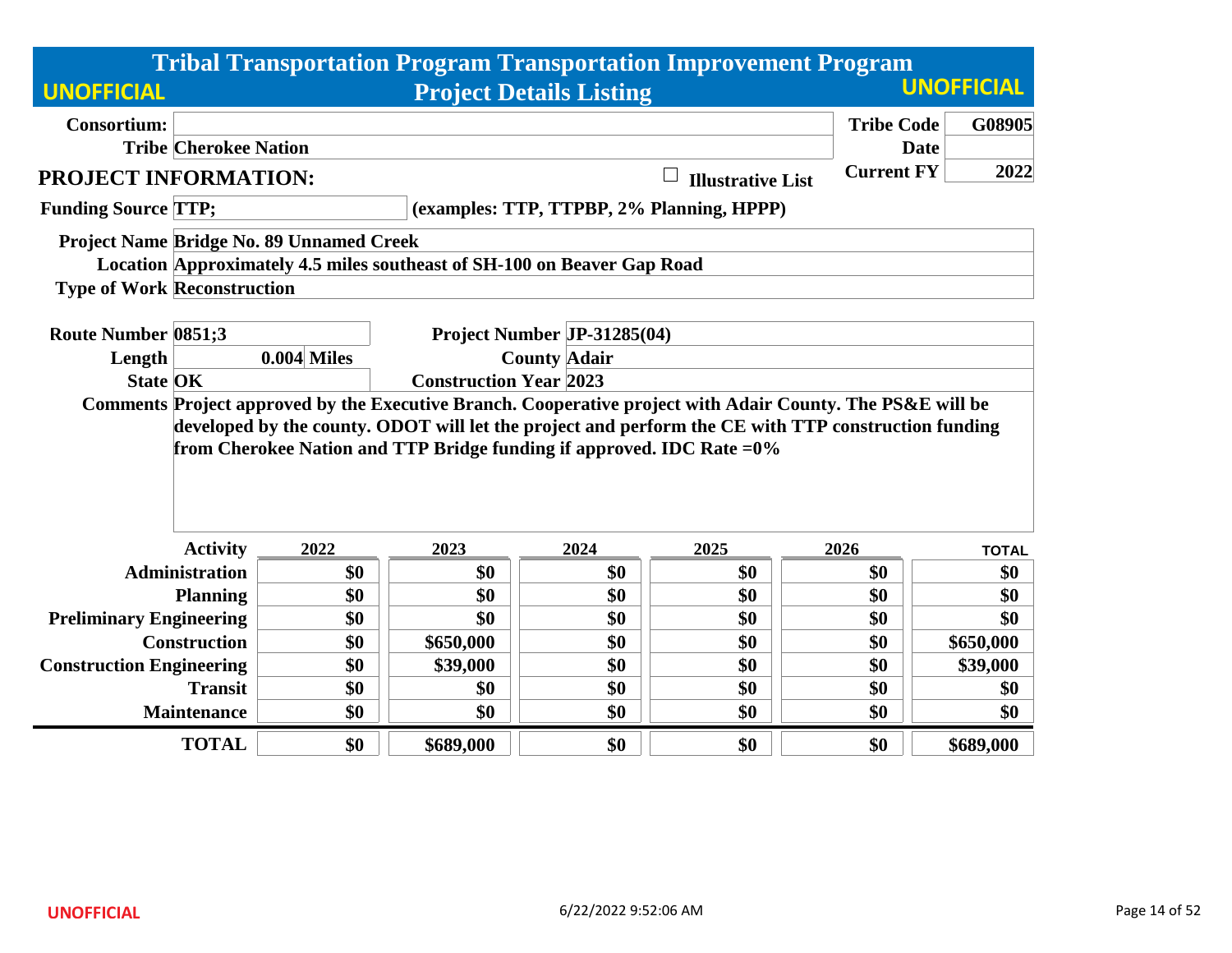# Tribal Transportation Program Transportation Improvement Program

## Project Details Listing

UNOFFICIAL

| | | | |
|---|---|---|---|
| **Consortium:** | | **Tribe Code** | **G08905** |
| **Tribe** | **Cherokee Nation** | **Date** | |
| | | **Current FY** | **2022** |

## PROJECT INFORMATION:

☐ **Illustrative List**

**Funding Source** TTP; **(examples: TTP, TTPBP, 2% Planning, HPPP)**

**Project Name** Bridge No. 89 Unnamed Creek

**Location** Approximately 4.5 miles southeast of SH-100 on Beaver Gap Road

**Type of Work** Reconstruction

| | | | |
|---|---|---|---|
| **Route Number** | 0851;3 | **Project Number** | JP-31285(04) |
| **Length** | 0.004 Miles | **County** | Adair |
| **State** | OK | **Construction Year** | 2023 |

**Comments** Project approved by the Executive Branch. Cooperative project with Adair County. The PS&E will be developed by the county. ODOT will let the project and perform the CE with TTP construction funding from Cherokee Nation and TTP Bridge funding if approved. IDC Rate =0%

| Activity | 2022 | 2023 | 2024 | 2025 | 2026 | TOTAL |
|---|---|---|---|---|---|---|
| Administration | $0 | $0 | $0 | $0 | $0 | $0 |
| Planning | $0 | $0 | $0 | $0 | $0 | $0 |
| Preliminary Engineering | $0 | $0 | $0 | $0 | $0 | $0 |
| Construction | $0 | $650,000 | $0 | $0 | $0 | $650,000 |
| Construction Engineering | $0 | $39,000 | $0 | $0 | $0 | $39,000 |
| Transit | $0 | $0 | $0 | $0 | $0 | $0 |
| Maintenance | $0 | $0 | $0 | $0 | $0 | $0 |
| **TOTAL** | $0 | $689,000 | $0 | $0 | $0 | $689,000 |

UNOFFICIAL 6/22/2022 9:52:06 AM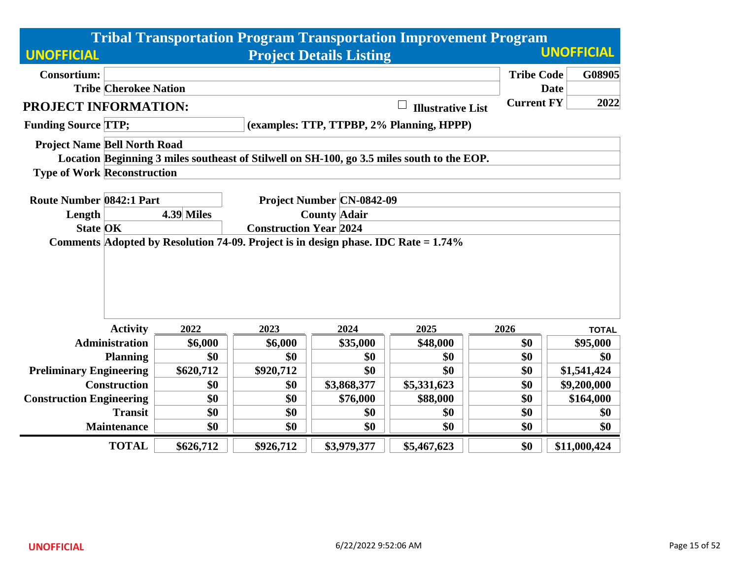# Tribal Transportation Program Transportation Improvement Program

## Project Details Listing

UNOFFICIAL

| | | | |
|---|---|---|---|
| **Consortium:** | | **Tribe Code** | **G08905** |
| **Tribe** | **Cherokee Nation** | **Date** | |
| | | **Current FY** | **2022** |

### PROJECT INFORMATION:

☐ **Illustrative List**

**Funding Source** TTP; (examples: TTP, TTPBP, 2% Planning, HPPP)

**Project Name** Bell North Road

**Location** Beginning 3 miles southeast of Stilwell on SH-100, go 3.5 miles south to the EOP.

**Type of Work** Reconstruction

| | | | |
|---|---|---|---|
| **Route Number** | 0842:1 Part | **Project Number** | CN-0842-09 |
| **Length** | 4.39 Miles | **County** | Adair |
| **State** | OK | **Construction Year** | 2024 |

**Comments** Adopted by Resolution 74-09. Project is in design phase. IDC Rate = 1.74%

| Activity | 2022 | 2023 | 2024 | 2025 | 2026 | TOTAL |
|---|---|---|---|---|---|---|
| Administration | $6,000 | $6,000 | $35,000 | $48,000 | $0 | $95,000 |
| Planning | $0 | $0 | $0 | $0 | $0 | $0 |
| Preliminary Engineering | $620,712 | $920,712 | $0 | $0 | $0 | $1,541,424 |
| Construction | $0 | $0 | $3,868,377 | $5,331,623 | $0 | $9,200,000 |
| Construction Engineering | $0 | $0 | $76,000 | $88,000 | $0 | $164,000 |
| Transit | $0 | $0 | $0 | $0 | $0 | $0 |
| Maintenance | $0 | $0 | $0 | $0 | $0 | $0 |
| **TOTAL** | **$626,712** | **$926,712** | **$3,979,377** | **$5,467,623** | **$0** | **$11,000,424** |

UNOFFICIAL

6/22/2022 9:52:06 AM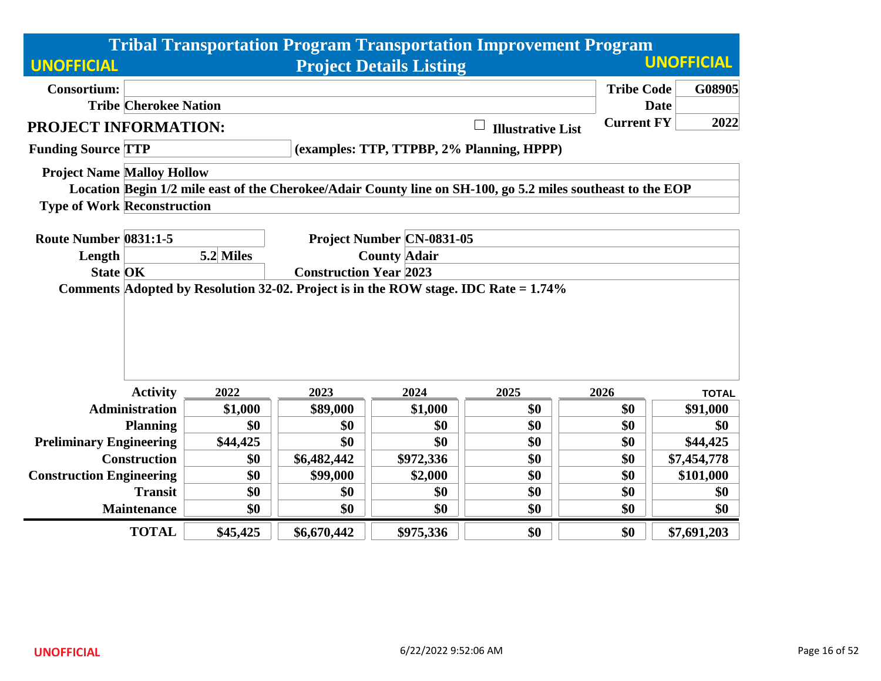# Tribal Transportation Program Transportation Improvement Program

UNOFFICIAL

## Project Details Listing

UNOFFICIAL

**Consortium:**

**Tribe** Cherokee Nation

**Tribe Code** G08905

**Date**

**Current FY** 2022

## PROJECT INFORMATION:

☐ **Illustrative List**

**Funding Source** TTP (examples: TTP, TTPBP, 2% Planning, HPPP)

**Project Name** Malloy Hollow

**Location** Begin 1/2 mile east of the Cherokee/Adair County line on SH-100, go 5.2 miles southeast to the EOP

**Type of Work** Reconstruction

**Route Number** 0831:1-5

**Project Number** CN-0831-05

**Length** 5.2 Miles

**County** Adair

**State** OK

**Construction Year** 2023

**Comments** Adopted by Resolution 32-02. Project is in the ROW stage. IDC Rate = 1.74%

| Activity | 2022 | 2023 | 2024 | 2025 | 2026 | TOTAL |
|---|---|---|---|---|---|---|
| Administration | $1,000 | $89,000 | $1,000 | $0 | $0 | $91,000 |
| Planning | $0 | $0 | $0 | $0 | $0 | $0 |
| Preliminary Engineering | $44,425 | $0 | $0 | $0 | $0 | $44,425 |
| Construction | $0 | $6,482,442 | $972,336 | $0 | $0 | $7,454,778 |
| Construction Engineering | $0 | $99,000 | $2,000 | $0 | $0 | $101,000 |
| Transit | $0 | $0 | $0 | $0 | $0 | $0 |
| Maintenance | $0 | $0 | $0 | $0 | $0 | $0 |
| **TOTAL** | $45,425 | $6,670,442 | $975,336 | $0 | $0 | $7,691,203 |

UNOFFICIAL

6/22/2022 9:52:06 AM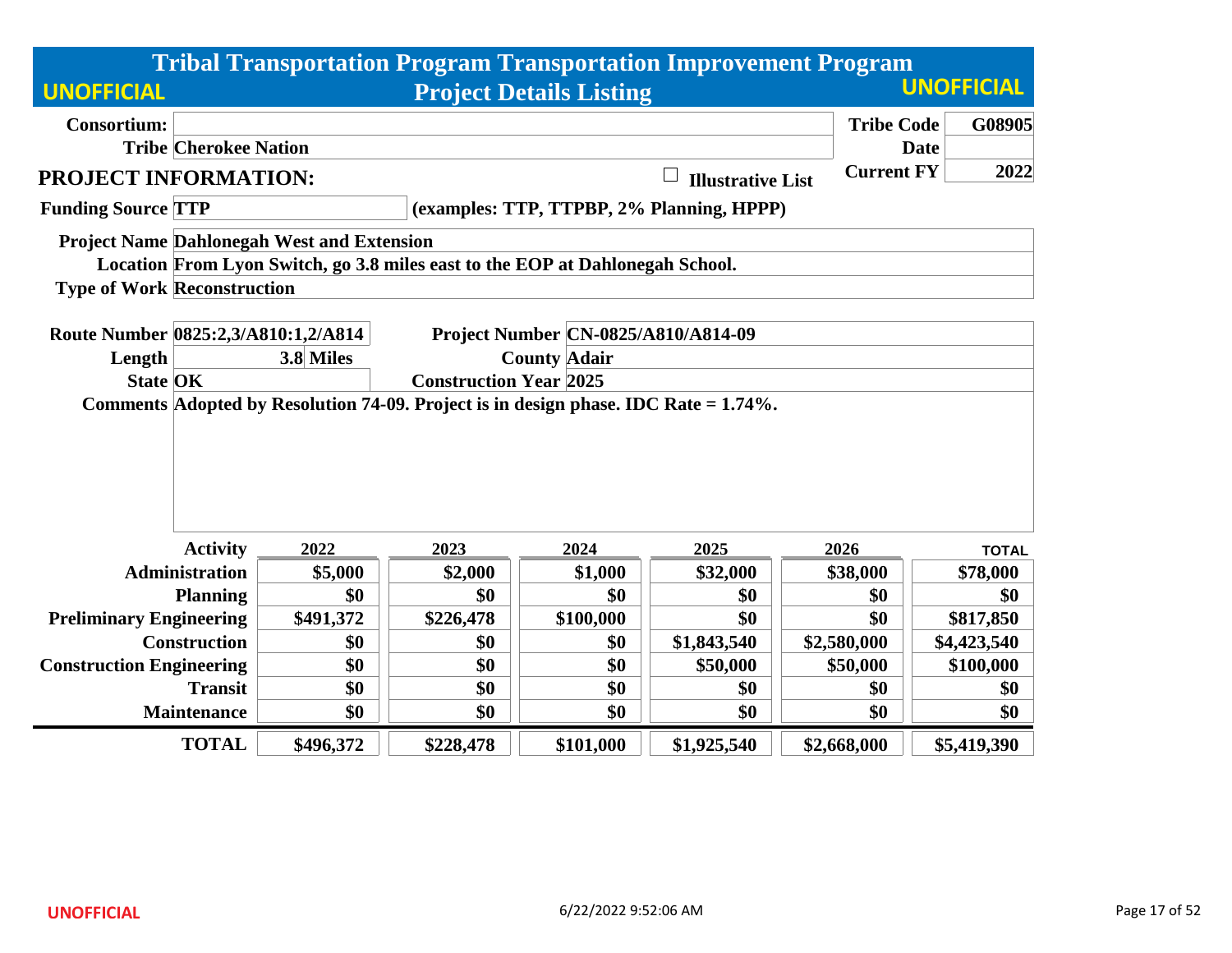# Tribal Transportation Program Transportation Improvement Program

**UNOFFICIAL** | **Project Details Listing** | **UNOFFICIAL**

| | | | |
|---|---|---|---|
| **Consortium:** | | **Tribe Code** | **G08905** |
| **Tribe** | **Cherokee Nation** | **Date** | |
| | | **Current FY** | **2022** |

## PROJECT INFORMATION:

☐ **Illustrative List**

**Funding Source** TTP (examples: TTP, TTPBP, 2% Planning, HPPP)

**Project Name** Dahlonegah West and Extension

**Location** From Lyon Switch, go 3.8 miles east to the EOP at Dahlonegah School.

**Type of Work** Reconstruction

| | | | |
|---|---|---|---|
| **Route Number** | 0825:2,3/A810:1,2/A814 | **Project Number** | CN-0825/A810/A814-09 |
| **Length** | 3.8 Miles | **County** | Adair |
| **State** | OK | **Construction Year** | 2025 |

**Comments** Adopted by Resolution 74-09. Project is in design phase. IDC Rate = 1.74%.

| Activity | 2022 | 2023 | 2024 | 2025 | 2026 | TOTAL |
|---|---|---|---|---|---|---|
| Administration | $5,000 | $2,000 | $1,000 | $32,000 | $38,000 | $78,000 |
| Planning | $0 | $0 | $0 | $0 | $0 | $0 |
| Preliminary Engineering | $491,372 | $226,478 | $100,000 | $0 | $0 | $817,850 |
| Construction | $0 | $0 | $0 | $1,843,540 | $2,580,000 | $4,423,540 |
| Construction Engineering | $0 | $0 | $0 | $50,000 | $50,000 | $100,000 |
| Transit | $0 | $0 | $0 | $0 | $0 | $0 |
| Maintenance | $0 | $0 | $0 | $0 | $0 | $0 |
| **TOTAL** | **$496,372** | **$228,478** | **$101,000** | **$1,925,540** | **$2,668,000** | **$5,419,390** |

UNOFFICIAL 6/22/2022 9:52:06 AM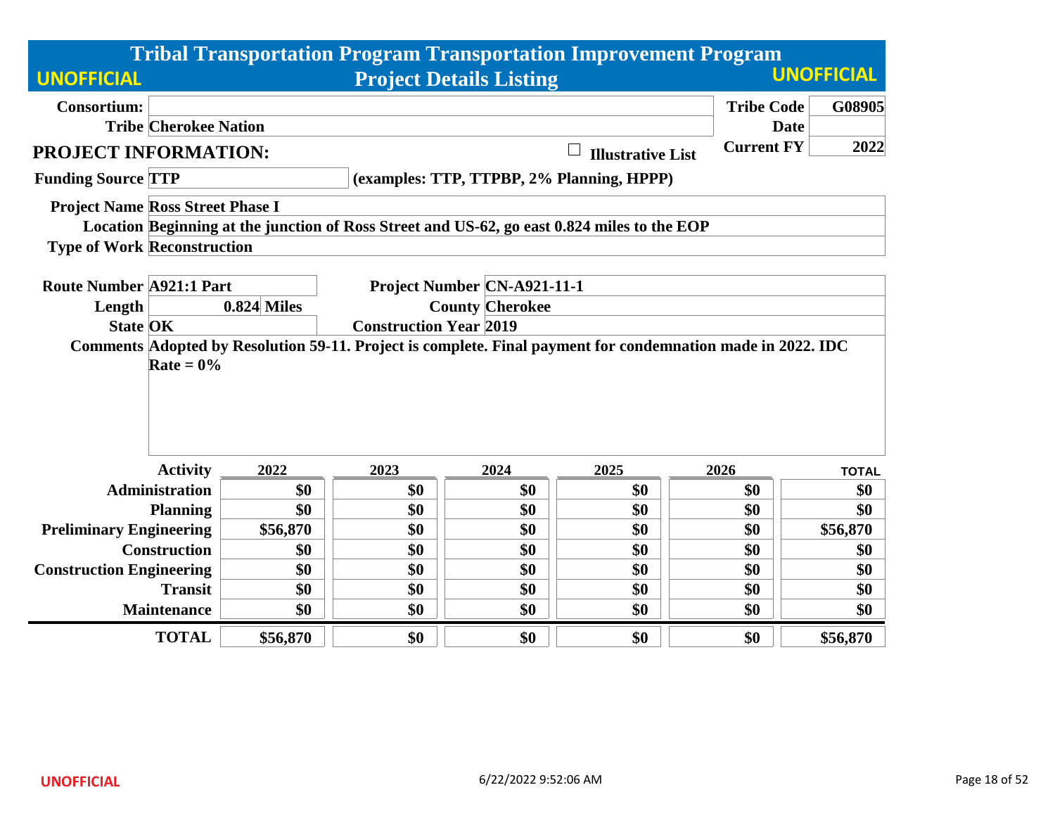# Tribal Transportation Program Transportation Improvement Program

UNOFFICIAL

## Project Details Listing

UNOFFICIAL

**Consortium:**

**Tribe** Cherokee Nation

**Tribe Code** G08905

**Date**

**Current FY** 2022

## PROJECT INFORMATION:

☐ Illustrative List

**Funding Source** TTP (examples: TTP, TTPBP, 2% Planning, HPPP)

**Project Name** Ross Street Phase I

**Location** Beginning at the junction of Ross Street and US-62, go east 0.824 miles to the EOP

**Type of Work** Reconstruction

**Route Number** A921:1 Part

**Project Number** CN-A921-11-1

**Length** 0.824 Miles

**County** Cherokee

**State** OK

**Construction Year** 2019

**Comments** Adopted by Resolution 59-11. Project is complete. Final payment for condemnation made in 2022. IDC Rate = 0%

| Activity | 2022 | 2023 | 2024 | 2025 | 2026 | TOTAL |
|---|---|---|---|---|---|---|
| Administration | $0 | $0 | $0 | $0 | $0 | $0 |
| Planning | $0 | $0 | $0 | $0 | $0 | $0 |
| Preliminary Engineering | $56,870 | $0 | $0 | $0 | $0 | $56,870 |
| Construction | $0 | $0 | $0 | $0 | $0 | $0 |
| Construction Engineering | $0 | $0 | $0 | $0 | $0 | $0 |
| Transit | $0 | $0 | $0 | $0 | $0 | $0 |
| Maintenance | $0 | $0 | $0 | $0 | $0 | $0 |
| **TOTAL** | $56,870 | $0 | $0 | $0 | $0 | $56,870 |

UNOFFICIAL

6/22/2022 9:52:06 AM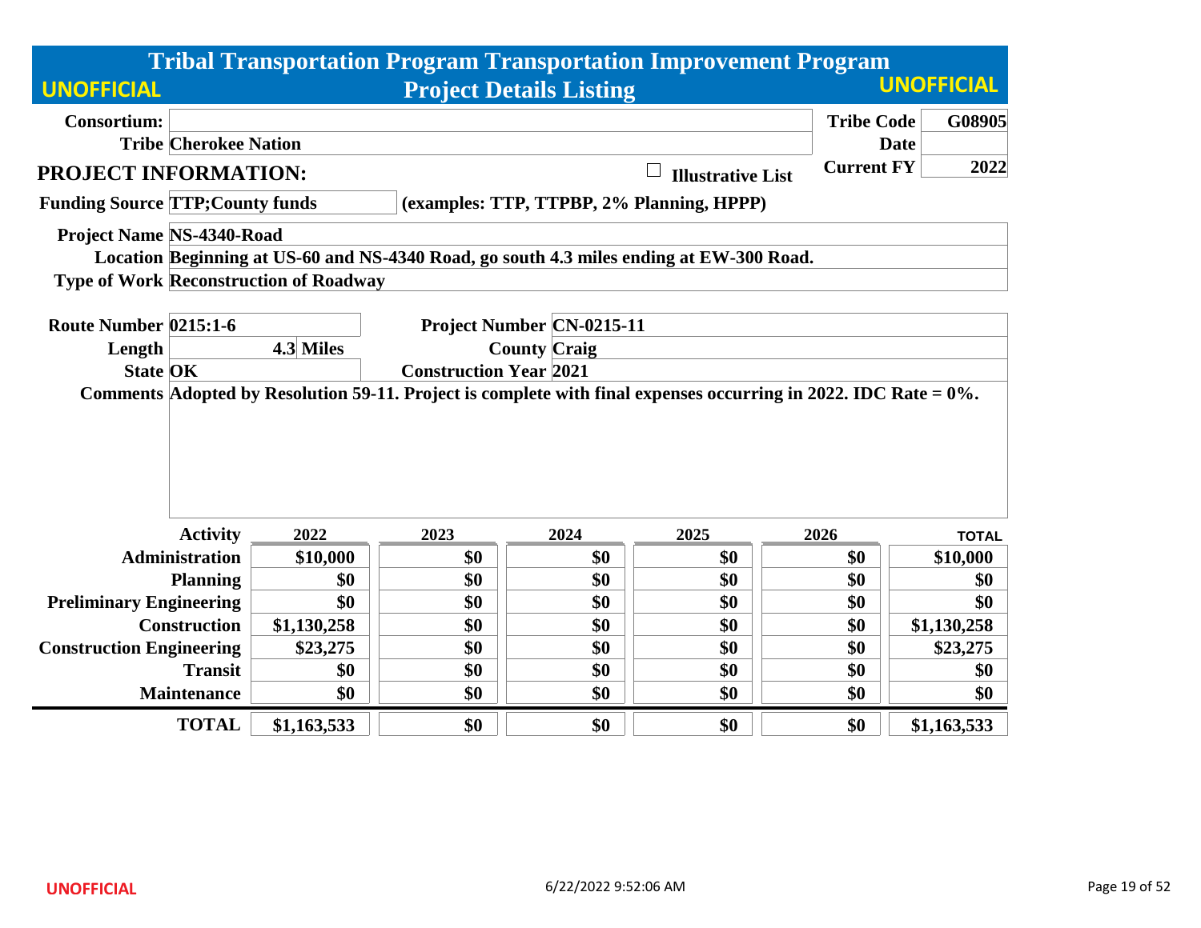# Tribal Transportation Program Transportation Improvement Program

## Project Details Listing

UNOFFICIAL

| | | | |
|---|---|---|---|
| **Consortium:** | | **Tribe Code** | **G08905** |
| **Tribe** | **Cherokee Nation** | **Date** | |
| | | **Current FY** | **2022** |

## PROJECT INFORMATION:

☐ **Illustrative List**

**Funding Source** TTP;County funds (examples: TTP, TTPBP, 2% Planning, HPPP)

**Project Name** NS-4340-Road

**Location** Beginning at US-60 and NS-4340 Road, go south 4.3 miles ending at EW-300 Road.

**Type of Work** Reconstruction of Roadway

**Route Number** 0215:1-6 **Project Number** CN-0215-11

**Length** 4.3 Miles **County** Craig

**State** OK **Construction Year** 2021

**Comments** Adopted by Resolution 59-11. Project is complete with final expenses occurring in 2022. IDC Rate = 0%.

| Activity | 2022 | 2023 | 2024 | 2025 | 2026 | TOTAL |
|---|---|---|---|---|---|---|
| Administration | $10,000 | $0 | $0 | $0 | $0 | $10,000 |
| Planning | $0 | $0 | $0 | $0 | $0 | $0 |
| Preliminary Engineering | $0 | $0 | $0 | $0 | $0 | $0 |
| Construction | $1,130,258 | $0 | $0 | $0 | $0 | $1,130,258 |
| Construction Engineering | $23,275 | $0 | $0 | $0 | $0 | $23,275 |
| Transit | $0 | $0 | $0 | $0 | $0 | $0 |
| Maintenance | $0 | $0 | $0 | $0 | $0 | $0 |
| **TOTAL** | **$1,163,533** | **$0** | **$0** | **$0** | **$0** | **$1,163,533** |

UNOFFICIAL 6/22/2022 9:52:06 AM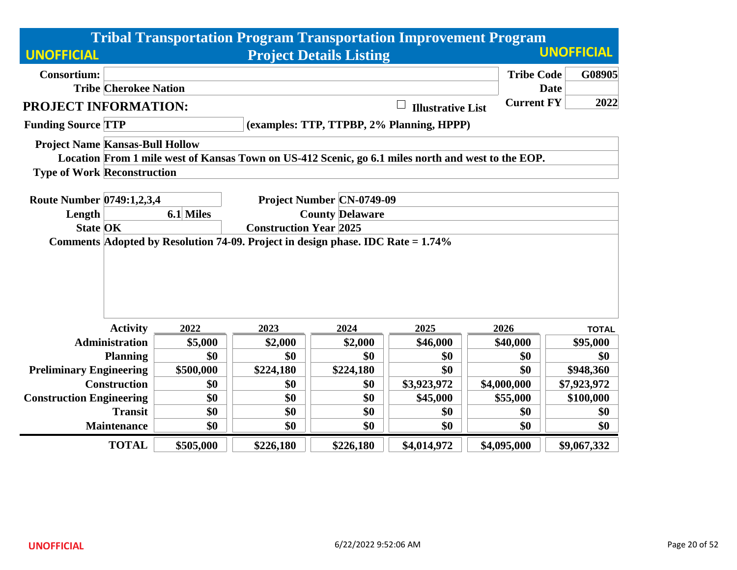# Tribal Transportation Program Transportation Improvement Program

## Project Details Listing

UNOFFICIAL

| | | | |
|---|---|---|---|
| **Consortium:** | | **Tribe Code** | G08905 |
| **Tribe** | Cherokee Nation | **Date** | |
| | | **Current FY** | 2022 |

**PROJECT INFORMATION:** ☐ Illustrative List

**Funding Source** TTP (examples: TTP, TTPBP, 2% Planning, HPPP)

**Project Name** Kansas-Bull Hollow

**Location** From 1 mile west of Kansas Town on US-412 Scenic, go 6.1 miles north and west to the EOP.

**Type of Work** Reconstruction

**Route Number** 0749:1,2,3,4

**Project Number** CN-0749-09

**Length** 6.1 Miles

**County** Delaware

**State** OK

**Construction Year** 2025

**Comments** Adopted by Resolution 74-09. Project in design phase. IDC Rate = 1.74%

| Activity | 2022 | 2023 | 2024 | 2025 | 2026 | TOTAL |
|---|---|---|---|---|---|---|
| Administration | $5,000 | $2,000 | $2,000 | $46,000 | $40,000 | $95,000 |
| Planning | $0 | $0 | $0 | $0 | $0 | $0 |
| Preliminary Engineering | $500,000 | $224,180 | $224,180 | $0 | $0 | $948,360 |
| Construction | $0 | $0 | $0 | $3,923,972 | $4,000,000 | $7,923,972 |
| Construction Engineering | $0 | $0 | $0 | $45,000 | $55,000 | $100,000 |
| Transit | $0 | $0 | $0 | $0 | $0 | $0 |
| Maintenance | $0 | $0 | $0 | $0 | $0 | $0 |
| **TOTAL** | $505,000 | $226,180 | $226,180 | $4,014,972 | $4,095,000 | $9,067,332 |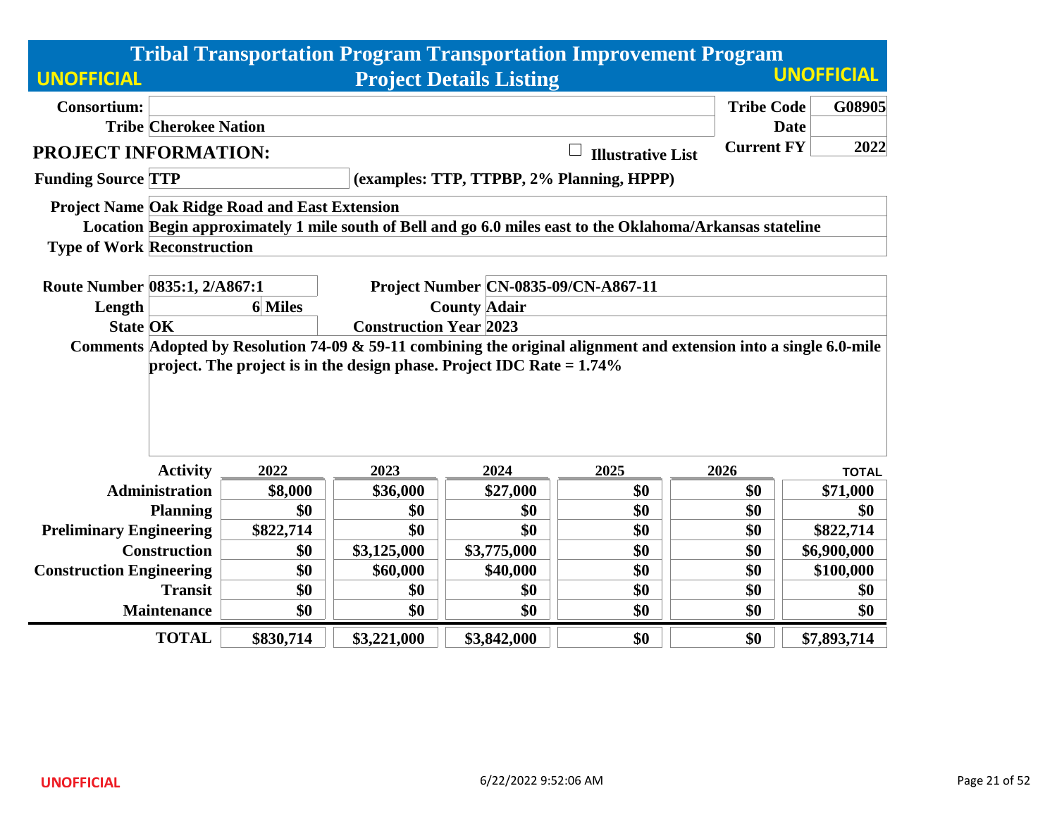# Tribal Transportation Program Transportation Improvement Program

## Project Details Listing

UNOFFICIAL

| | | | |
|---|---|---|---|
| **Consortium:** | | **Tribe Code** | **G08905** |
| **Tribe** | **Cherokee Nation** | **Date** | |
| **PROJECT INFORMATION:** | ☐ **Illustrative List** | **Current FY** | **2022** |

**Funding Source** TTP (examples: TTP, TTPBP, 2% Planning, HPPP)

**Project Name** Oak Ridge Road and East Extension

**Location** Begin approximately 1 mile south of Bell and go 6.0 miles east to the Oklahoma/Arkansas stateline

**Type of Work** Reconstruction

| | | | |
|---|---|---|---|
| **Route Number** | 0835:1, 2/A867:1 | **Project Number** | CN-0835-09/CN-A867-11 |
| **Length** | 6 Miles | **County** | Adair |
| **State** | OK | **Construction Year** | 2023 |

**Comments** Adopted by Resolution 74-09 & 59-11 combining the original alignment and extension into a single 6.0-mile project. The project is in the design phase. Project IDC Rate = 1.74%

| Activity | 2022 | 2023 | 2024 | 2025 | 2026 | TOTAL |
|---|---|---|---|---|---|---|
| Administration | $8,000 | $36,000 | $27,000 | $0 | $0 | $71,000 |
| Planning | $0 | $0 | $0 | $0 | $0 | $0 |
| Preliminary Engineering | $822,714 | $0 | $0 | $0 | $0 | $822,714 |
| Construction | $0 | $3,125,000 | $3,775,000 | $0 | $0 | $6,900,000 |
| Construction Engineering | $0 | $60,000 | $40,000 | $0 | $0 | $100,000 |
| Transit | $0 | $0 | $0 | $0 | $0 | $0 |
| Maintenance | $0 | $0 | $0 | $0 | $0 | $0 |
| **TOTAL** | **$830,714** | **$3,221,000** | **$3,842,000** | **$0** | **$0** | **$7,893,714** |

UNOFFICIAL 6/22/2022 9:52:06 AM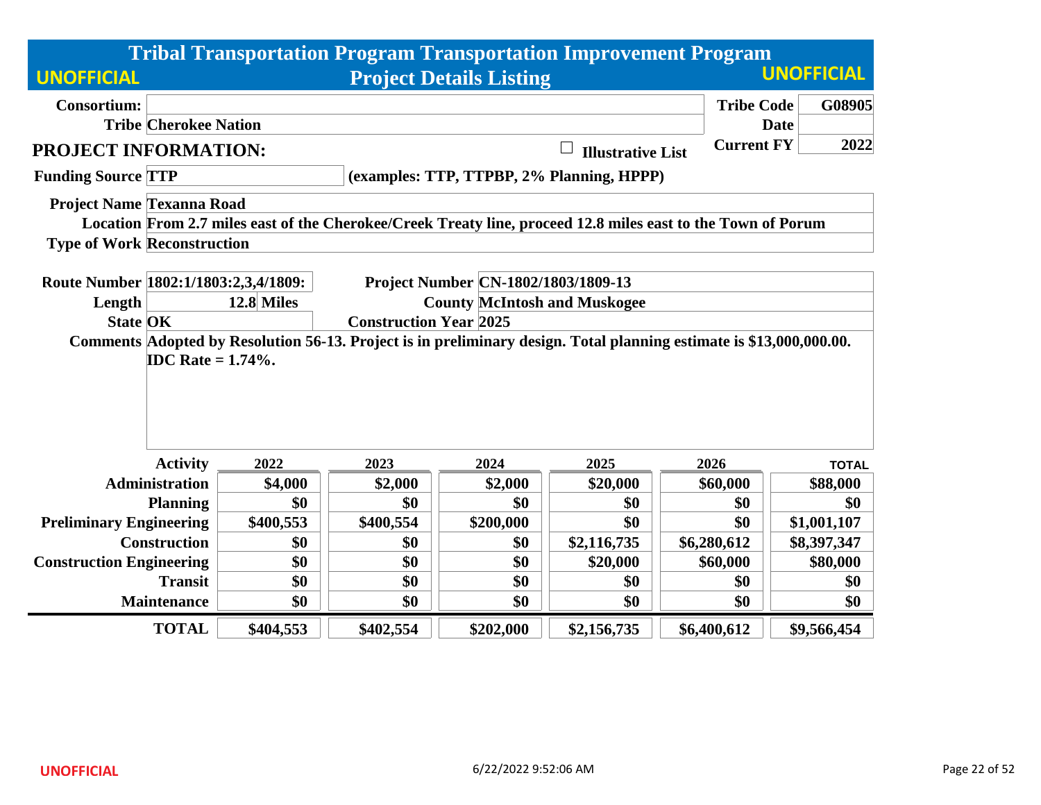# Tribal Transportation Program Transportation Improvement Program

UNOFFICIAL

## Project Details Listing

UNOFFICIAL

**Consortium:**

**Tribe** Cherokee Nation

**Tribe Code** G08905

**Date**

**Current FY** 2022

## PROJECT INFORMATION:

☐ **Illustrative List**

**Funding Source** TTP (examples: TTP, TTPBP, 2% Planning, HPPP)

**Project Name** Texanna Road

**Location** From 2.7 miles east of the Cherokee/Creek Treaty line, proceed 12.8 miles east to the Town of Porum

**Type of Work** Reconstruction

**Route Number** 1802:1/1803:2,3,4/1809:

**Project Number** CN-1802/1803/1809-13

**Length** 12.8 Miles

**County** McIntosh and Muskogee

**State** OK

**Construction Year** 2025

**Comments** Adopted by Resolution 56-13. Project is in preliminary design. Total planning estimate is $13,000,000.00. IDC Rate = 1.74%.

| Activity | 2022 | 2023 | 2024 | 2025 | 2026 | TOTAL |
|---|---|---|---|---|---|---|
| Administration | $4,000 | $2,000 | $2,000 | $20,000 | $60,000 | $88,000 |
| Planning | $0 | $0 | $0 | $0 | $0 | $0 |
| Preliminary Engineering | $400,553 | $400,554 | $200,000 | $0 | $0 | $1,001,107 |
| Construction | $0 | $0 | $0 | $2,116,735 | $6,280,612 | $8,397,347 |
| Construction Engineering | $0 | $0 | $0 | $20,000 | $60,000 | $80,000 |
| Transit | $0 | $0 | $0 | $0 | $0 | $0 |
| Maintenance | $0 | $0 | $0 | $0 | $0 | $0 |
| TOTAL | $404,553 | $402,554 | $202,000 | $2,156,735 | $6,400,612 | $9,566,454 |

UNOFFICIAL

6/22/2022 9:52:06 AM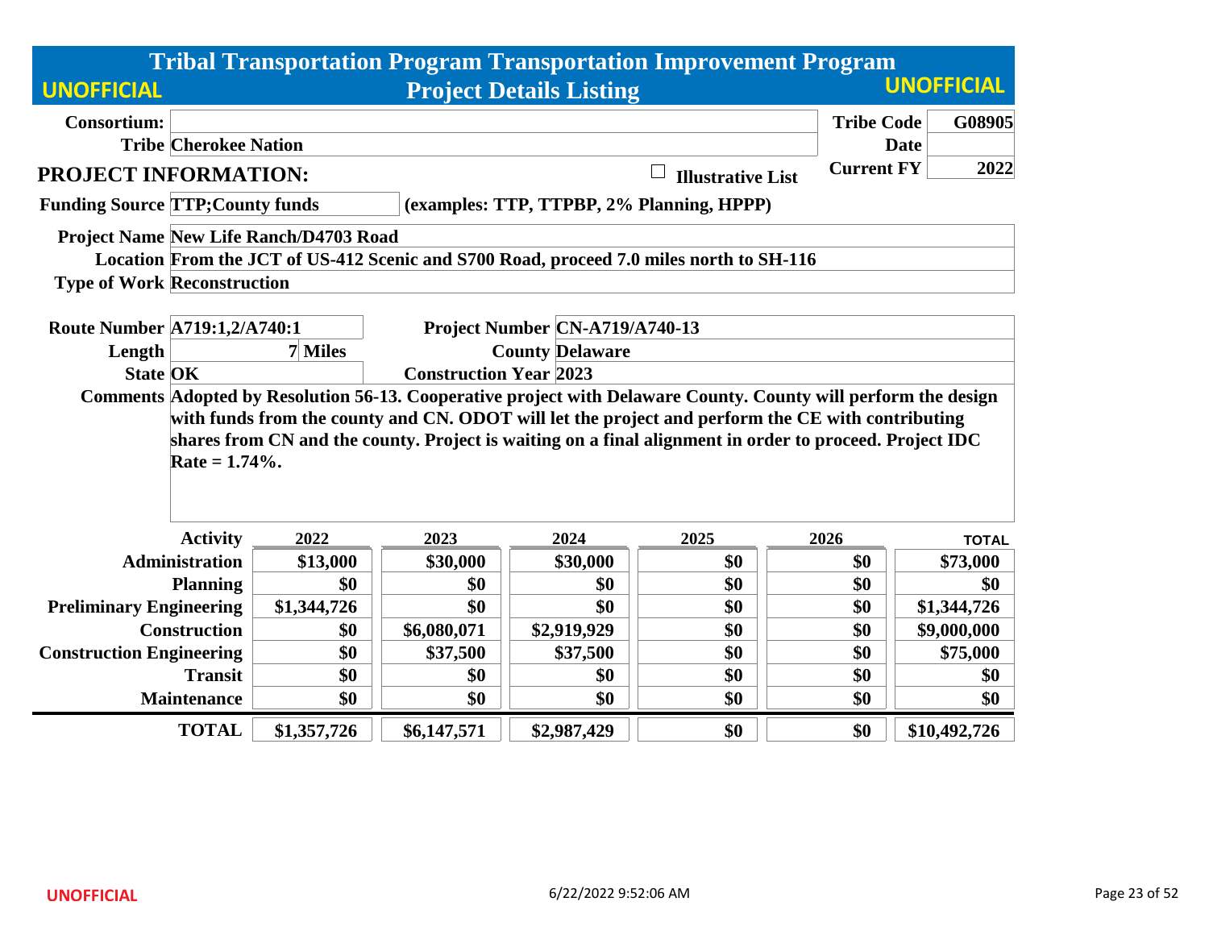# Tribal Transportation Program Transportation Improvement Program

## Project Details Listing

UNOFFICIAL

UNOFFICIAL

**Consortium:**

**Tribe** Cherokee Nation

**Tribe Code** G08905

**Date**

**Current FY** 2022

## PROJECT INFORMATION:

☐ Illustrative List

**Funding Source** TTP;County funds (examples: TTP, TTPBP, 2% Planning, HPPP)

**Project Name** New Life Ranch/D4703 Road

**Location** From the JCT of US-412 Scenic and S700 Road, proceed 7.0 miles north to SH-116

**Type of Work** Reconstruction

**Route Number** A719:1,2/A740:1

**Project Number** CN-A719/A740-13

**Length** 7 Miles

**County** Delaware

**State** OK

**Construction Year** 2023

**Comments** Adopted by Resolution 56-13. Cooperative project with Delaware County. County will perform the design with funds from the county and CN. ODOT will let the project and perform the CE with contributing shares from CN and the county. Project is waiting on a final alignment in order to proceed. Project IDC Rate = 1.74%.

| Activity | 2022 | 2023 | 2024 | 2025 | 2026 | TOTAL |
|---|---|---|---|---|---|---|
| Administration | $13,000 | $30,000 | $30,000 | $0 | $0 | $73,000 |
| Planning | $0 | $0 | $0 | $0 | $0 | $0 |
| Preliminary Engineering | $1,344,726 | $0 | $0 | $0 | $0 | $1,344,726 |
| Construction | $0 | $6,080,071 | $2,919,929 | $0 | $0 | $9,000,000 |
| Construction Engineering | $0 | $37,500 | $37,500 | $0 | $0 | $75,000 |
| Transit | $0 | $0 | $0 | $0 | $0 | $0 |
| Maintenance | $0 | $0 | $0 | $0 | $0 | $0 |
| **TOTAL** | $1,357,726 | $6,147,571 | $2,987,429 | $0 | $0 | $10,492,726 |

UNOFFICIAL

6/22/2022 9:52:06 AM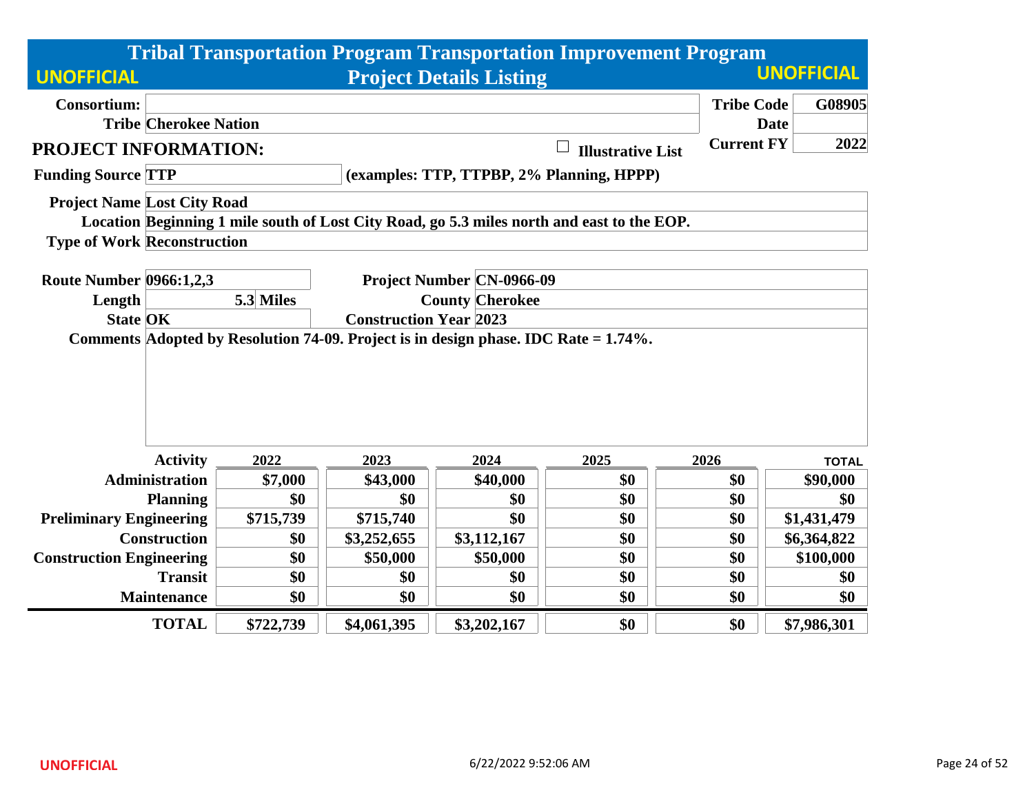# Tribal Transportation Program Transportation Improvement Program

## Project Details Listing

UNOFFICIAL

| | | | |
|---|---|---|---|
| **Consortium:** | | **Tribe Code** | **G08905** |
| **Tribe** | **Cherokee Nation** | **Date** | |
| | | **Current FY** | **2022** |

## PROJECT INFORMATION:

☐ **Illustrative List**

**Funding Source** TTP (examples: TTP, TTPBP, 2% Planning, HPPP)

**Project Name** Lost City Road

**Location** Beginning 1 mile south of Lost City Road, go 5.3 miles north and east to the EOP.

**Type of Work** Reconstruction

**Route Number** 0966:1,2,3 **Project Number** CN-0966-09

**Length** 5.3 Miles **County** Cherokee

**State** OK **Construction Year** 2023

**Comments** Adopted by Resolution 74-09. Project is in design phase. IDC Rate = 1.74%.

| Activity | 2022 | 2023 | 2024 | 2025 | 2026 | TOTAL |
|---|---|---|---|---|---|---|
| Administration | $7,000 | $43,000 | $40,000 | $0 | $0 | $90,000 |
| Planning | $0 | $0 | $0 | $0 | $0 | $0 |
| Preliminary Engineering | $715,739 | $715,740 | $0 | $0 | $0 | $1,431,479 |
| Construction | $0 | $3,252,655 | $3,112,167 | $0 | $0 | $6,364,822 |
| Construction Engineering | $0 | $50,000 | $50,000 | $0 | $0 | $100,000 |
| Transit | $0 | $0 | $0 | $0 | $0 | $0 |
| Maintenance | $0 | $0 | $0 | $0 | $0 | $0 |
| **TOTAL** | **$722,739** | **$4,061,395** | **$3,202,167** | **$0** | **$0** | **$7,986,301** |

UNOFFICIAL 6/22/2022 9:52:06 AM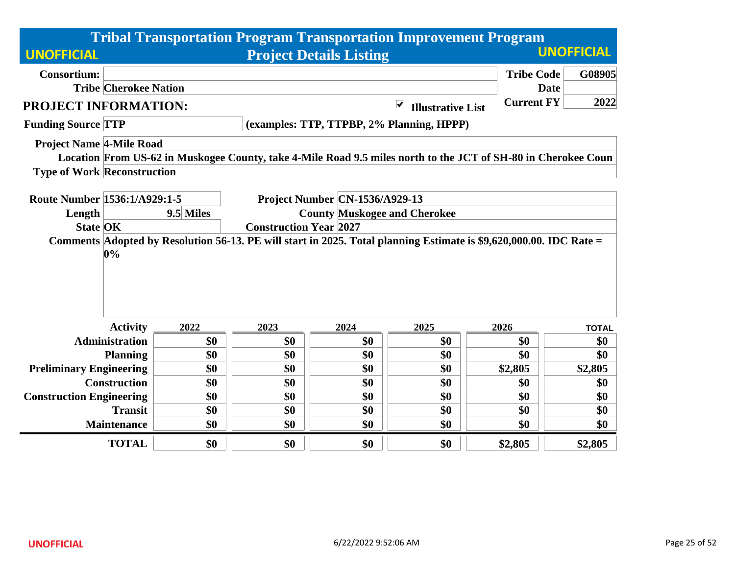# Tribal Transportation Program Transportation Improvement Program

## Project Details Listing

UNOFFICIAL

| | | | |
|---|---|---|---|
| **Consortium:** | | **Tribe Code** | G08905 |
| **Tribe** | Cherokee Nation | **Date** | |
| | | **Current FY** | 2022 |

## PROJECT INFORMATION:

☑ Illustrative List

**Funding Source** TTP (examples: TTP, TTPBP, 2% Planning, HPPP)

**Project Name** 4-Mile Road

**Location** From US-62 in Muskogee County, take 4-Mile Road 9.5 miles north to the JCT of SH-80 in Cherokee Coun

**Type of Work** Reconstruction

| | | | |
|---|---|---|---|
| **Route Number** | 1536:1/A929:1-5 | **Project Number** | CN-1536/A929-13 |
| **Length** | 9.5 Miles | **County** | Muskogee and Cherokee |
| **State** | OK | **Construction Year** | 2027 |

**Comments** Adopted by Resolution 56-13. PE will start in 2025. Total planning Estimate is $9,620,000.00. IDC Rate = 0%

| Activity | 2022 | 2023 | 2024 | 2025 | 2026 | TOTAL |
|---|---|---|---|---|---|---|
| Administration | $0 | $0 | $0 | $0 | $0 | $0 |
| Planning | $0 | $0 | $0 | $0 | $0 | $0 |
| Preliminary Engineering | $0 | $0 | $0 | $0 | $2,805 | $2,805 |
| Construction | $0 | $0 | $0 | $0 | $0 | $0 |
| Construction Engineering | $0 | $0 | $0 | $0 | $0 | $0 |
| Transit | $0 | $0 | $0 | $0 | $0 | $0 |
| Maintenance | $0 | $0 | $0 | $0 | $0 | $0 |
| **TOTAL** | $0 | $0 | $0 | $0 | $2,805 | $2,805 |

UNOFFICIAL 6/22/2022 9:52:06 AM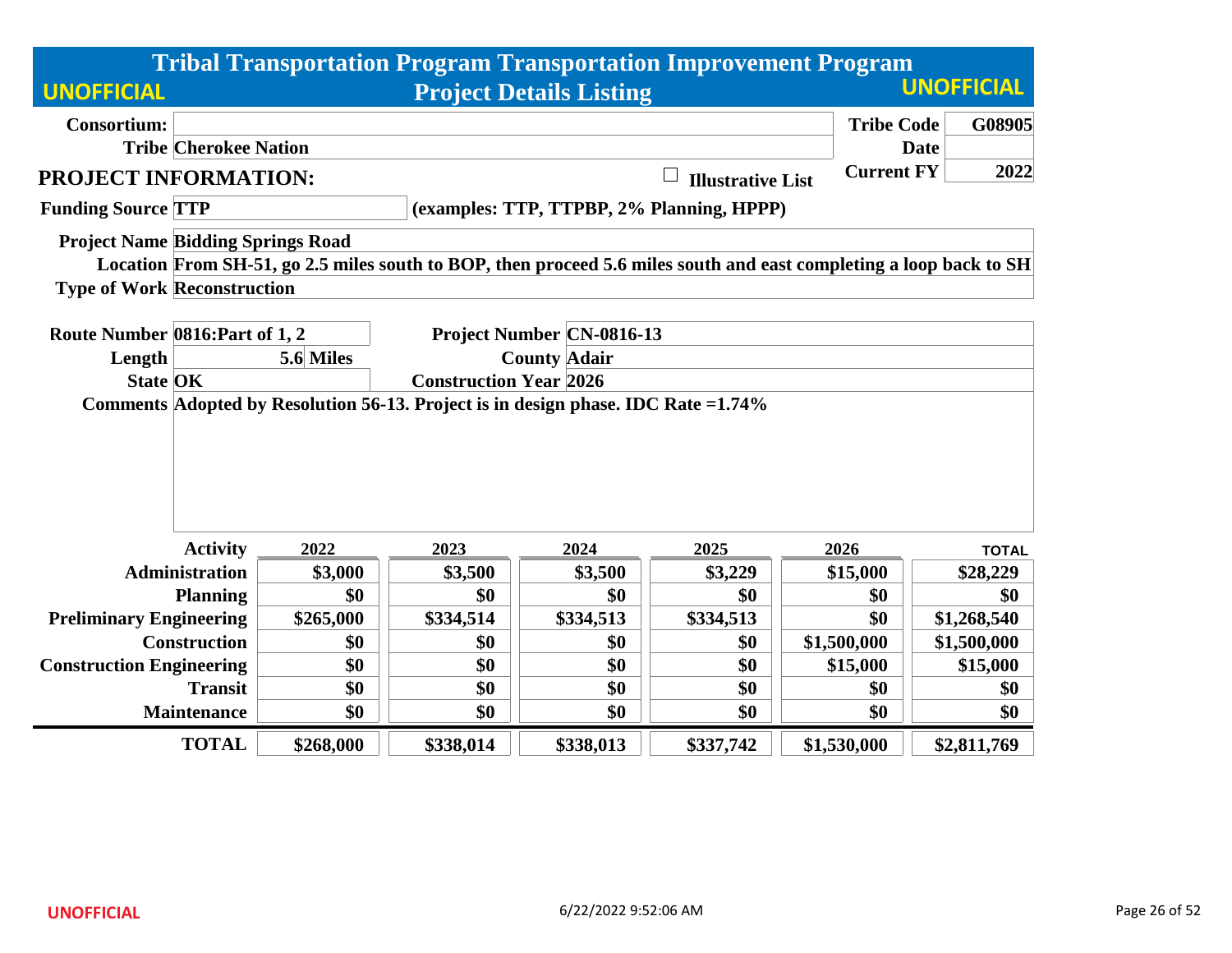# Tribal Transportation Program Transportation Improvement Program

UNOFFICIAL

## Project Details Listing

UNOFFICIAL

| | | | |
|---|---|---|---|
| **Consortium:** | | **Tribe Code** | **G08905** |
| **Tribe** | **Cherokee Nation** | **Date** | |
| | | **Current FY** | **2022** |

**PROJECT INFORMATION:**

☐ **Illustrative List**

**Funding Source** TTP (examples: TTP, TTPBP, 2% Planning, HPPP)

**Project Name** Bidding Springs Road

**Location** From SH-51, go 2.5 miles south to BOP, then proceed 5.6 miles south and east completing a loop back to SH

**Type of Work** Reconstruction

| | | | |
|---|---|---|---|
| **Route Number** | 0816:Part of 1, 2 | **Project Number** | CN-0816-13 |
| **Length** | 5.6 Miles | **County** | Adair |
| **State** | OK | **Construction Year** | 2026 |

**Comments** Adopted by Resolution 56-13. Project is in design phase. IDC Rate =1.74%

| Activity | 2022 | 2023 | 2024 | 2025 | 2026 | TOTAL |
|---|---|---|---|---|---|---|
| Administration | $3,000 | $3,500 | $3,500 | $3,229 | $15,000 | $28,229 |
| Planning | $0 | $0 | $0 | $0 | $0 | $0 |
| Preliminary Engineering | $265,000 | $334,514 | $334,513 | $334,513 | $0 | $1,268,540 |
| Construction | $0 | $0 | $0 | $0 | $1,500,000 | $1,500,000 |
| Construction Engineering | $0 | $0 | $0 | $0 | $15,000 | $15,000 |
| Transit | $0 | $0 | $0 | $0 | $0 | $0 |
| Maintenance | $0 | $0 | $0 | $0 | $0 | $0 |
| **TOTAL** | **$268,000** | **$338,014** | **$338,013** | **$337,742** | **$1,530,000** | **$2,811,769** |

UNOFFICIAL

6/22/2022 9:52:06 AM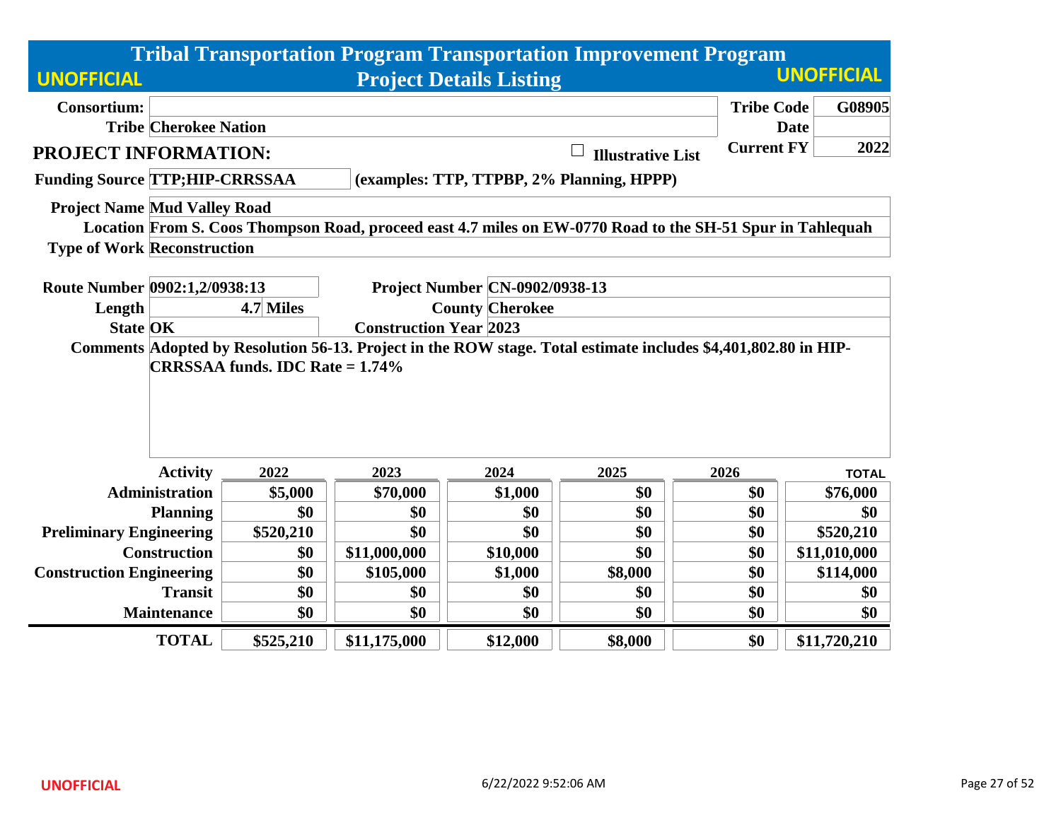# Tribal Transportation Program Transportation Improvement Program

## Project Details Listing

UNOFFICIAL

| | | | |
|---|---|---|---|
| **Consortium:** | | **Tribe Code** | **G08905** |
| **Tribe** | **Cherokee Nation** | **Date** | |
| | | **Current FY** | **2022** |

## PROJECT INFORMATION:

☐ **Illustrative List**

**Funding Source** TTP;HIP-CRRSSAA (examples: TTP, TTPBP, 2% Planning, HPPP)

**Project Name** Mud Valley Road

**Location** From S. Coos Thompson Road, proceed east 4.7 miles on EW-0770 Road to the SH-51 Spur in Tahlequah

**Type of Work** Reconstruction

**Route Number** 0902:1,2/0938:13

**Project Number** CN-0902/0938-13

**Length** 4.7 Miles

**County** Cherokee

**State** OK

**Construction Year** 2023

**Comments** Adopted by Resolution 56-13. Project in the ROW stage. Total estimate includes $4,401,802.80 in HIP-CRRSSAA funds. IDC Rate = 1.74%

| Activity | 2022 | 2023 | 2024 | 2025 | 2026 | TOTAL |
|---|---|---|---|---|---|---|
| Administration | $5,000 | $70,000 | $1,000 | $0 | $0 | $76,000 |
| Planning | $0 | $0 | $0 | $0 | $0 | $0 |
| Preliminary Engineering | $520,210 | $0 | $0 | $0 | $0 | $520,210 |
| Construction | $0 | $11,000,000 | $10,000 | $0 | $0 | $11,010,000 |
| Construction Engineering | $0 | $105,000 | $1,000 | $8,000 | $0 | $114,000 |
| Transit | $0 | $0 | $0 | $0 | $0 | $0 |
| Maintenance | $0 | $0 | $0 | $0 | $0 | $0 |
| **TOTAL** | **$525,210** | **$11,175,000** | **$12,000** | **$8,000** | **$0** | **$11,720,210** |

UNOFFICIAL 6/22/2022 9:52:06 AM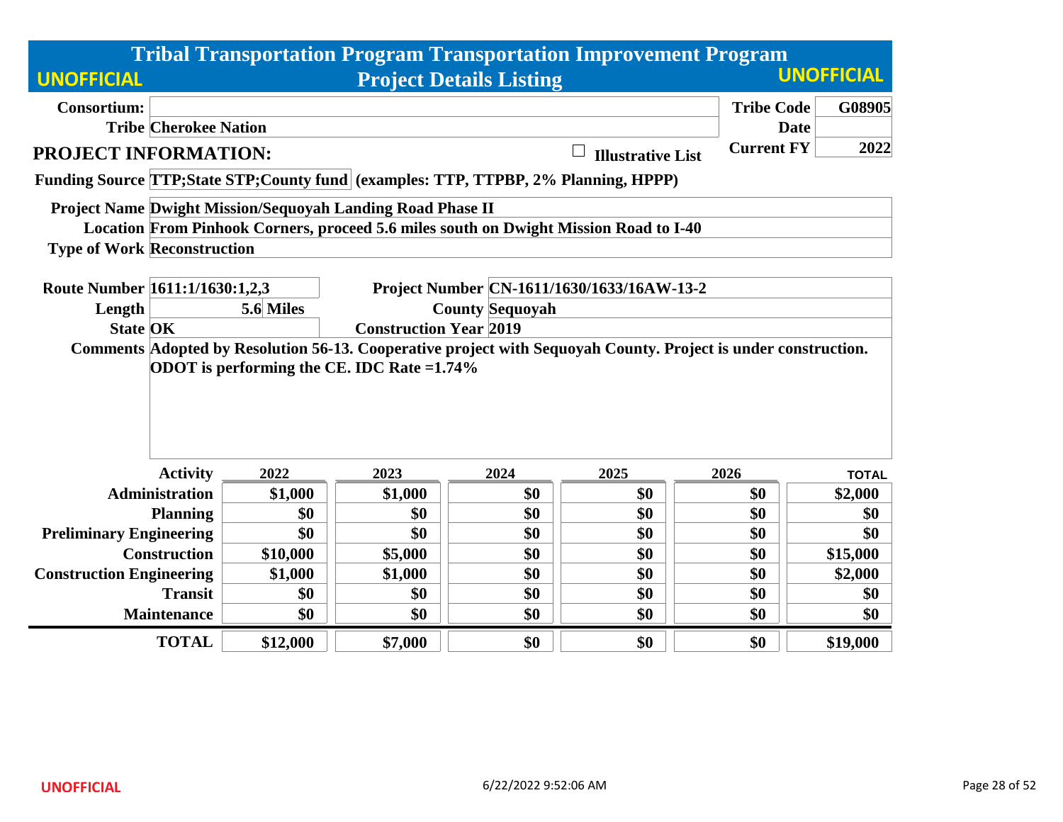# Tribal Transportation Program Transportation Improvement Program

## Project Details Listing

UNOFFICIAL

| | | | |
|---|---|---|---|
| **Consortium:** | | **Tribe Code** | **G08905** |
| **Tribe** | **Cherokee Nation** | **Date** | |
| | | **Current FY** | **2022** |

## PROJECT INFORMATION:

☐ **Illustrative List**

**Funding Source** TTP;State STP;County fund (examples: TTP, TTPBP, 2% Planning, HPPP)

**Project Name** Dwight Mission/Sequoyah Landing Road Phase II

**Location** From Pinhook Corners, proceed 5.6 miles south on Dwight Mission Road to I-40

**Type of Work** Reconstruction

**Route Number** 1611:1/1630:1,2,3

**Project Number** CN-1611/1630/1633/16AW-13-2

**Length** 5.6 Miles

**County** Sequoyah

**State** OK

**Construction Year** 2019

**Comments** Adopted by Resolution 56-13. Cooperative project with Sequoyah County. Project is under construction. ODOT is performing the CE. IDC Rate =1.74%

| Activity | 2022 | 2023 | 2024 | 2025 | 2026 | TOTAL |
|---|---|---|---|---|---|---|
| Administration | $1,000 | $1,000 | $0 | $0 | $0 | $2,000 |
| Planning | $0 | $0 | $0 | $0 | $0 | $0 |
| Preliminary Engineering | $0 | $0 | $0 | $0 | $0 | $0 |
| Construction | $10,000 | $5,000 | $0 | $0 | $0 | $15,000 |
| Construction Engineering | $1,000 | $1,000 | $0 | $0 | $0 | $2,000 |
| Transit | $0 | $0 | $0 | $0 | $0 | $0 |
| Maintenance | $0 | $0 | $0 | $0 | $0 | $0 |
| **TOTAL** | **$12,000** | **$7,000** | **$0** | **$0** | **$0** | **$19,000** |

UNOFFICIAL 6/22/2022 9:52:06 AM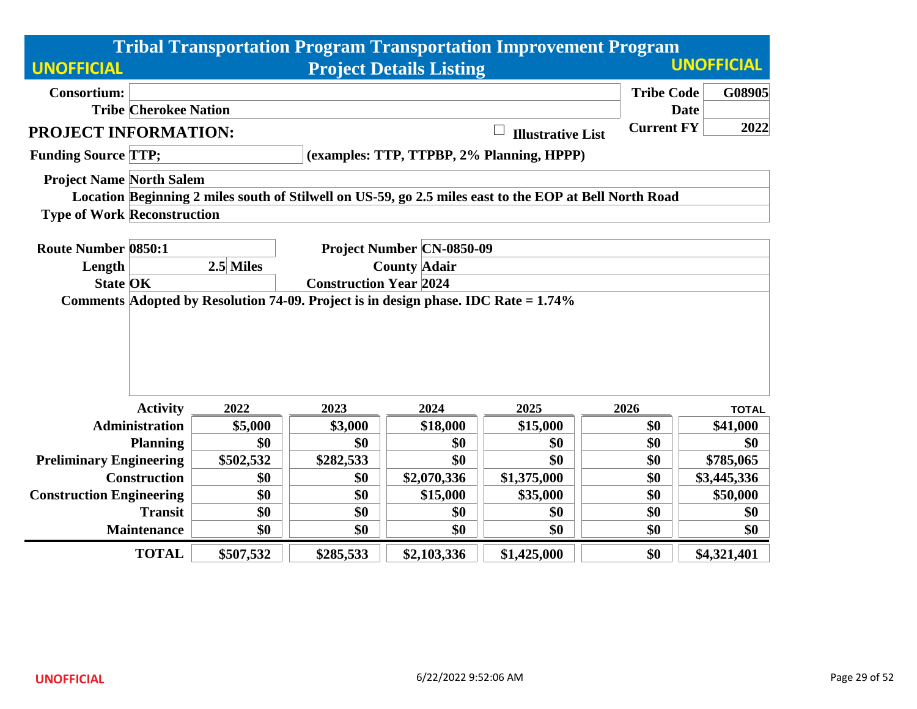# Tribal Transportation Program Transportation Improvement Program

## Project Details Listing

UNOFFICIAL

| | | | |
|---|---|---|---|
| **Consortium:** | | **Tribe Code** | **G08905** |
| **Tribe** | Cherokee Nation | **Date** | |
| | | **Current FY** | **2022** |

### PROJECT INFORMATION:

☐ **Illustrative List**

**Funding Source** TTP; (examples: TTP, TTPBP, 2% Planning, HPPP)

**Project Name** North Salem

**Location** Beginning 2 miles south of Stilwell on US-59, go 2.5 miles east to the EOP at Bell North Road

**Type of Work** Reconstruction

| | | | |
|---|---|---|---|
| **Route Number** | 0850:1 | **Project Number** | CN-0850-09 |
| **Length** | 2.5 Miles | **County** | Adair |
| **State** | OK | **Construction Year** | 2024 |

**Comments** Adopted by Resolution 74-09. Project is in design phase. IDC Rate = 1.74%

| Activity | 2022 | 2023 | 2024 | 2025 | 2026 | TOTAL |
|---|---|---|---|---|---|---|
| Administration | $5,000 | $3,000 | $18,000 | $15,000 | $0 | $41,000 |
| Planning | $0 | $0 | $0 | $0 | $0 | $0 |
| Preliminary Engineering | $502,532 | $282,533 | $0 | $0 | $0 | $785,065 |
| Construction | $0 | $0 | $2,070,336 | $1,375,000 | $0 | $3,445,336 |
| Construction Engineering | $0 | $0 | $15,000 | $35,000 | $0 | $50,000 |
| Transit | $0 | $0 | $0 | $0 | $0 | $0 |
| Maintenance | $0 | $0 | $0 | $0 | $0 | $0 |
| **TOTAL** | **$507,532** | **$285,533** | **$2,103,336** | **$1,425,000** | **$0** | **$4,321,401** |

UNOFFICIAL 6/22/2022 9:52:06 AM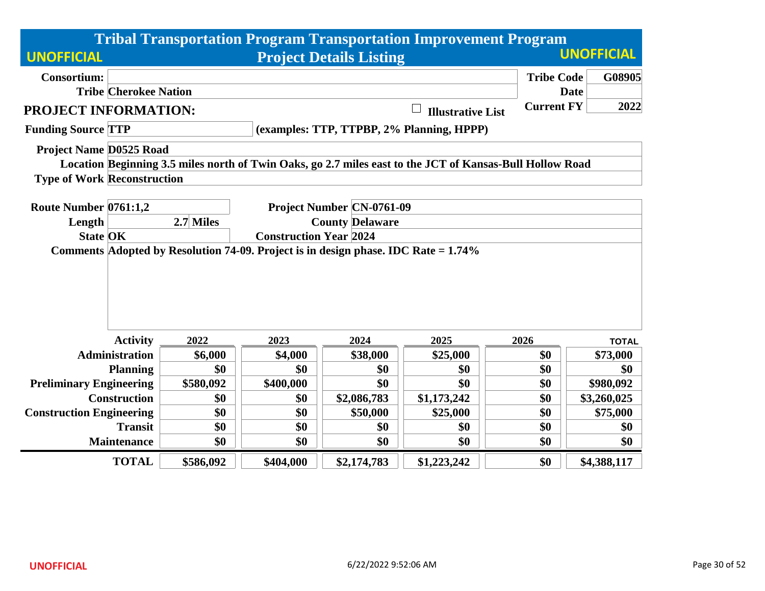# Tribal Transportation Program Transportation Improvement Program

## Project Details Listing

UNOFFICIAL

| | | | |
|---|---|---|---|
| **Consortium:** | | **Tribe Code** | **G08905** |
| **Tribe** | **Cherokee Nation** | **Date** | |
| | | **Current FY** | **2022** |

### PROJECT INFORMATION:

☐ **Illustrative List**

**Funding Source** TTP (examples: TTP, TTPBP, 2% Planning, HPPP)

**Project Name** D0525 Road

**Location** Beginning 3.5 miles north of Twin Oaks, go 2.7 miles east to the JCT of Kansas-Bull Hollow Road

**Type of Work** Reconstruction

**Route Number** 0761:1,2

**Project Number** CN-0761-09

**Length** 2.7 Miles

**County** Delaware

**State** OK

**Construction Year** 2024

**Comments** Adopted by Resolution 74-09. Project is in design phase. IDC Rate = 1.74%

| Activity | 2022 | 2023 | 2024 | 2025 | 2026 | TOTAL |
|---|---|---|---|---|---|---|
| Administration | $6,000 | $4,000 | $38,000 | $25,000 | $0 | $73,000 |
| Planning | $0 | $0 | $0 | $0 | $0 | $0 |
| Preliminary Engineering | $580,092 | $400,000 | $0 | $0 | $0 | $980,092 |
| Construction | $0 | $0 | $2,086,783 | $1,173,242 | $0 | $3,260,025 |
| Construction Engineering | $0 | $0 | $50,000 | $25,000 | $0 | $75,000 |
| Transit | $0 | $0 | $0 | $0 | $0 | $0 |
| Maintenance | $0 | $0 | $0 | $0 | $0 | $0 |
| **TOTAL** | $586,092 | $404,000 | $2,174,783 | $1,223,242 | $0 | $4,388,117 |

UNOFFICIAL

6/22/2022 9:52:06 AM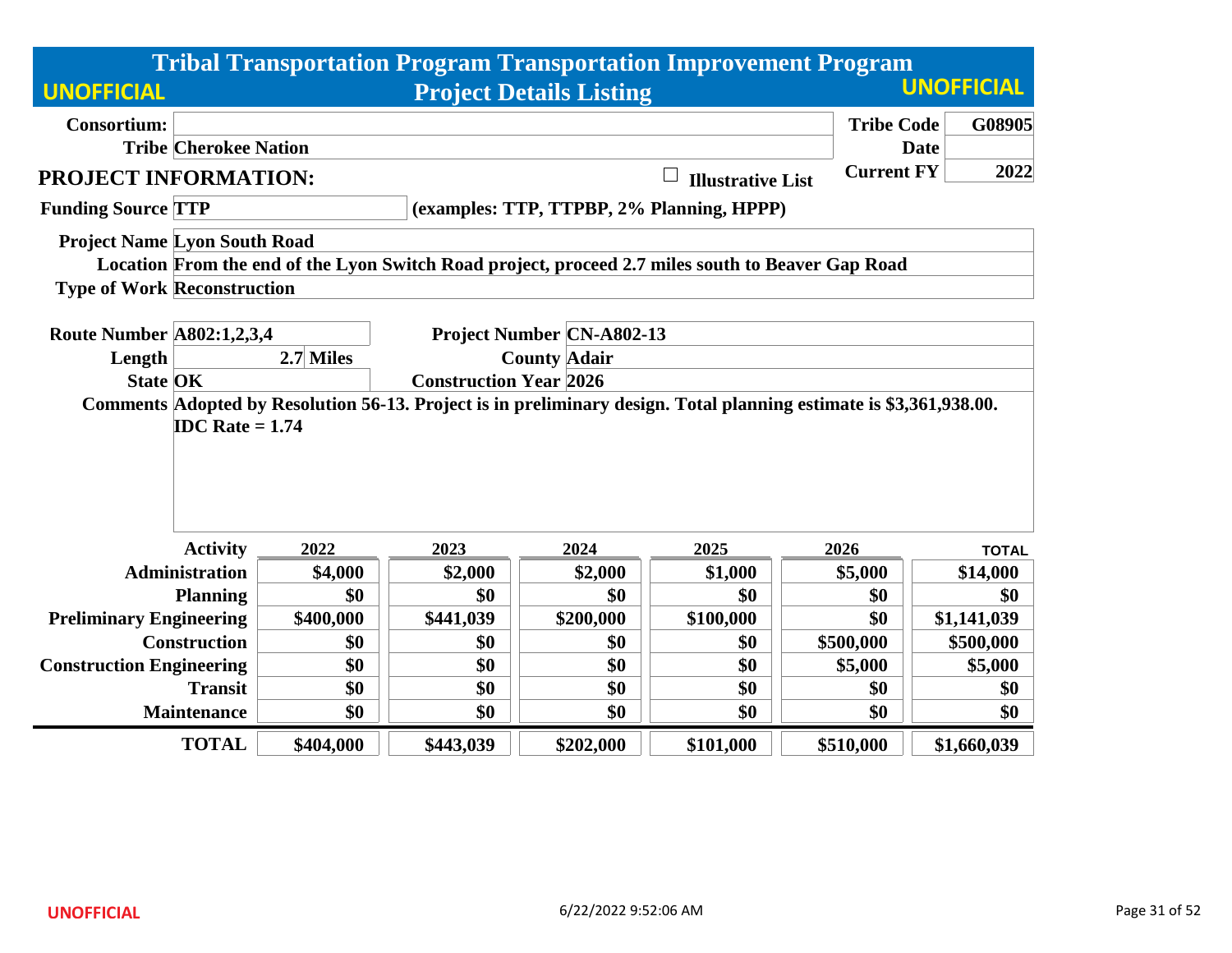# Tribal Transportation Program Transportation Improvement Program

## Project Details Listing

UNOFFICIAL

**Consortium:**

**Tribe** Cherokee Nation

**Tribe Code** G08905

**Date**

**Current FY** 2022

## PROJECT INFORMATION:

☐ Illustrative List

**Funding Source** TTP (examples: TTP, TTPBP, 2% Planning, HPPP)

**Project Name** Lyon South Road

**Location** From the end of the Lyon Switch Road project, proceed 2.7 miles south to Beaver Gap Road

**Type of Work** Reconstruction

**Route Number** A802:1,2,3,4

**Project Number** CN-A802-13

**Length** 2.7 Miles

**County** Adair

**State** OK

**Construction Year** 2026

**Comments** Adopted by Resolution 56-13. Project is in preliminary design. Total planning estimate is $3,361,938.00. IDC Rate = 1.74

| Activity | 2022 | 2023 | 2024 | 2025 | 2026 | TOTAL |
|---|---|---|---|---|---|---|
| Administration | $4,000 | $2,000 | $2,000 | $1,000 | $5,000 | $14,000 |
| Planning | $0 | $0 | $0 | $0 | $0 | $0 |
| Preliminary Engineering | $400,000 | $441,039 | $200,000 | $100,000 | $0 | $1,141,039 |
| Construction | $0 | $0 | $0 | $0 | $500,000 | $500,000 |
| Construction Engineering | $0 | $0 | $0 | $0 | $5,000 | $5,000 |
| Transit | $0 | $0 | $0 | $0 | $0 | $0 |
| Maintenance | $0 | $0 | $0 | $0 | $0 | $0 |
| **TOTAL** | $404,000 | $443,039 | $202,000 | $101,000 | $510,000 | $1,660,039 |

UNOFFICIAL 6/22/2022 9:52:06 AM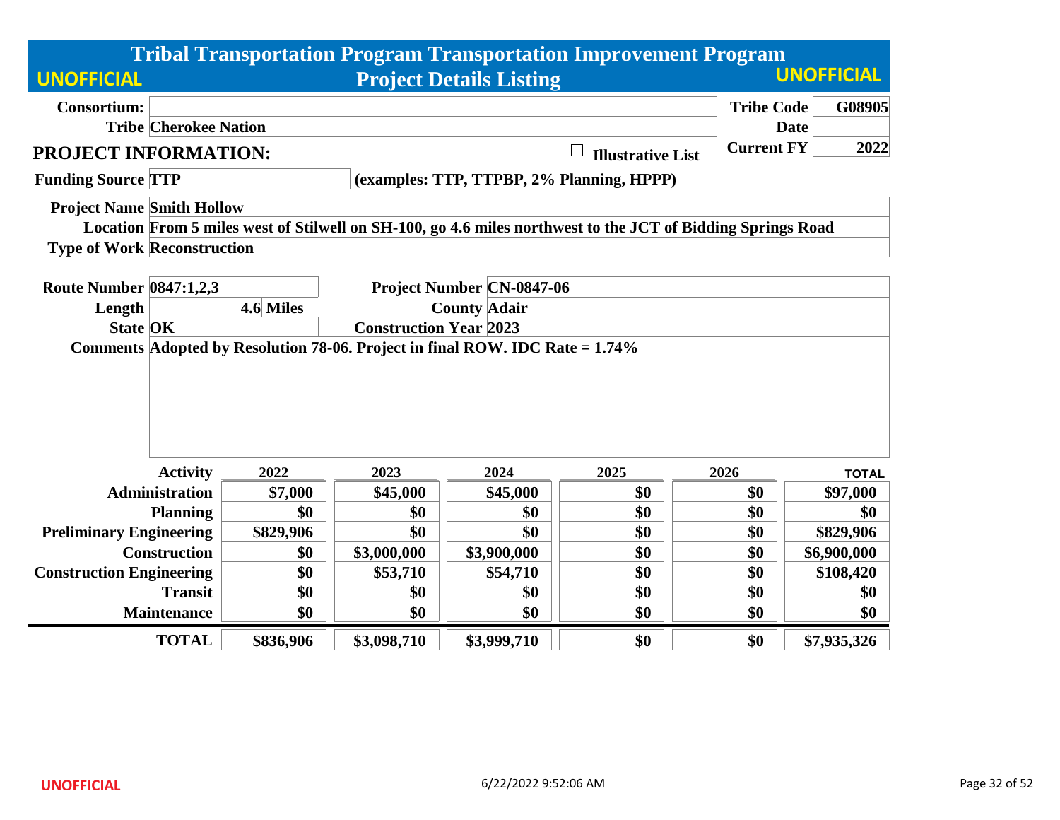# Tribal Transportation Program Transportation Improvement Program

## Project Details Listing

UNOFFICIAL

**Consortium:**

**Tribe** Cherokee Nation

**Tribe Code** G08905

**Date**

**Current FY** 2022

## PROJECT INFORMATION:

☐ Illustrative List

**Funding Source** TTP (examples: TTP, TTPBP, 2% Planning, HPPP)

**Project Name** Smith Hollow

**Location** From 5 miles west of Stilwell on SH-100, go 4.6 miles northwest to the JCT of Bidding Springs Road

**Type of Work** Reconstruction

**Route Number** 0847:1,2,3

**Project Number** CN-0847-06

**Length** 4.6 Miles

**County** Adair

**State** OK

**Construction Year** 2023

**Comments** Adopted by Resolution 78-06. Project in final ROW. IDC Rate = 1.74%

| Activity | 2022 | 2023 | 2024 | 2025 | 2026 | TOTAL |
|---|---|---|---|---|---|---|
| Administration | $7,000 | $45,000 | $45,000 | $0 | $0 | $97,000 |
| Planning | $0 | $0 | $0 | $0 | $0 | $0 |
| Preliminary Engineering | $829,906 | $0 | $0 | $0 | $0 | $829,906 |
| Construction | $0 | $3,000,000 | $3,900,000 | $0 | $0 | $6,900,000 |
| Construction Engineering | $0 | $53,710 | $54,710 | $0 | $0 | $108,420 |
| Transit | $0 | $0 | $0 | $0 | $0 | $0 |
| Maintenance | $0 | $0 | $0 | $0 | $0 | $0 |
| **TOTAL** | $836,906 | $3,098,710 | $3,999,710 | $0 | $0 | $7,935,326 |

UNOFFICIAL 6/22/2022 9:52:06 AM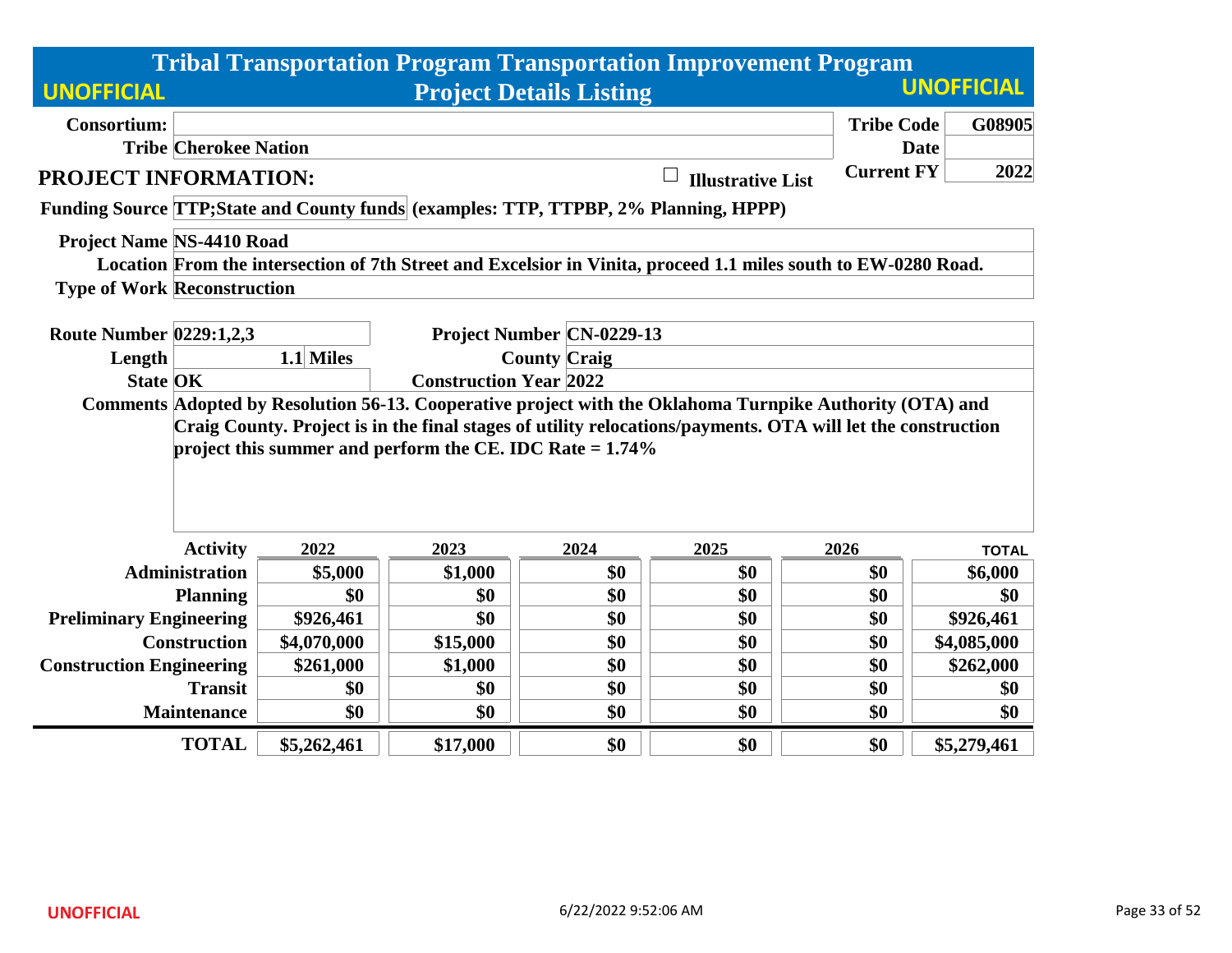# Tribal Transportation Program Transportation Improvement Program

## Project Details Listing

**UNOFFICIAL** | **UNOFFICIAL**

| | | | |
|---|---|---|---|
| **Consortium:** | | **Tribe Code** | **G08905** |
| **Tribe** | **Cherokee Nation** | **Date** | |
| | | **Current FY** | **2022** |

### PROJECT INFORMATION:

☐ **Illustrative List**

**Funding Source** **TTP;State and County funds** (examples: TTP, TTPBP, 2% Planning, HPPP)

**Project Name** **NS-4410 Road**

**Location** **From the intersection of 7th Street and Excelsior in Vinita, proceed 1.1 miles south to EW-0280 Road.**

**Type of Work** **Reconstruction**

| | | | |
|---|---|---|---|
| **Route Number** | **0229:1,2,3** | **Project Number** | **CN-0229-13** |
| **Length** | **1.1 Miles** | **County** | **Craig** |
| **State** | **OK** | **Construction Year** | **2022** |

**Comments** **Adopted by Resolution 56-13. Cooperative project with the Oklahoma Turnpike Authority (OTA) and Craig County. Project is in the final stages of utility relocations/payments. OTA will let the construction project this summer and perform the CE. IDC Rate = 1.74%**

| Activity | 2022 | 2023 | 2024 | 2025 | 2026 | TOTAL |
|---|---|---|---|---|---|---|
| **Administration** | $5,000 | $1,000 | $0 | $0 | $0 | $6,000 |
| **Planning** | $0 | $0 | $0 | $0 | $0 | $0 |
| **Preliminary Engineering** | $926,461 | $0 | $0 | $0 | $0 | $926,461 |
| **Construction** | $4,070,000 | $15,000 | $0 | $0 | $0 | $4,085,000 |
| **Construction Engineering** | $261,000 | $1,000 | $0 | $0 | $0 | $262,000 |
| **Transit** | $0 | $0 | $0 | $0 | $0 | $0 |
| **Maintenance** | $0 | $0 | $0 | $0 | $0 | $0 |
| **TOTAL** | $5,262,461 | $17,000 | $0 | $0 | $0 | $5,279,461 |

UNOFFICIAL

6/22/2022 9:52:06 AM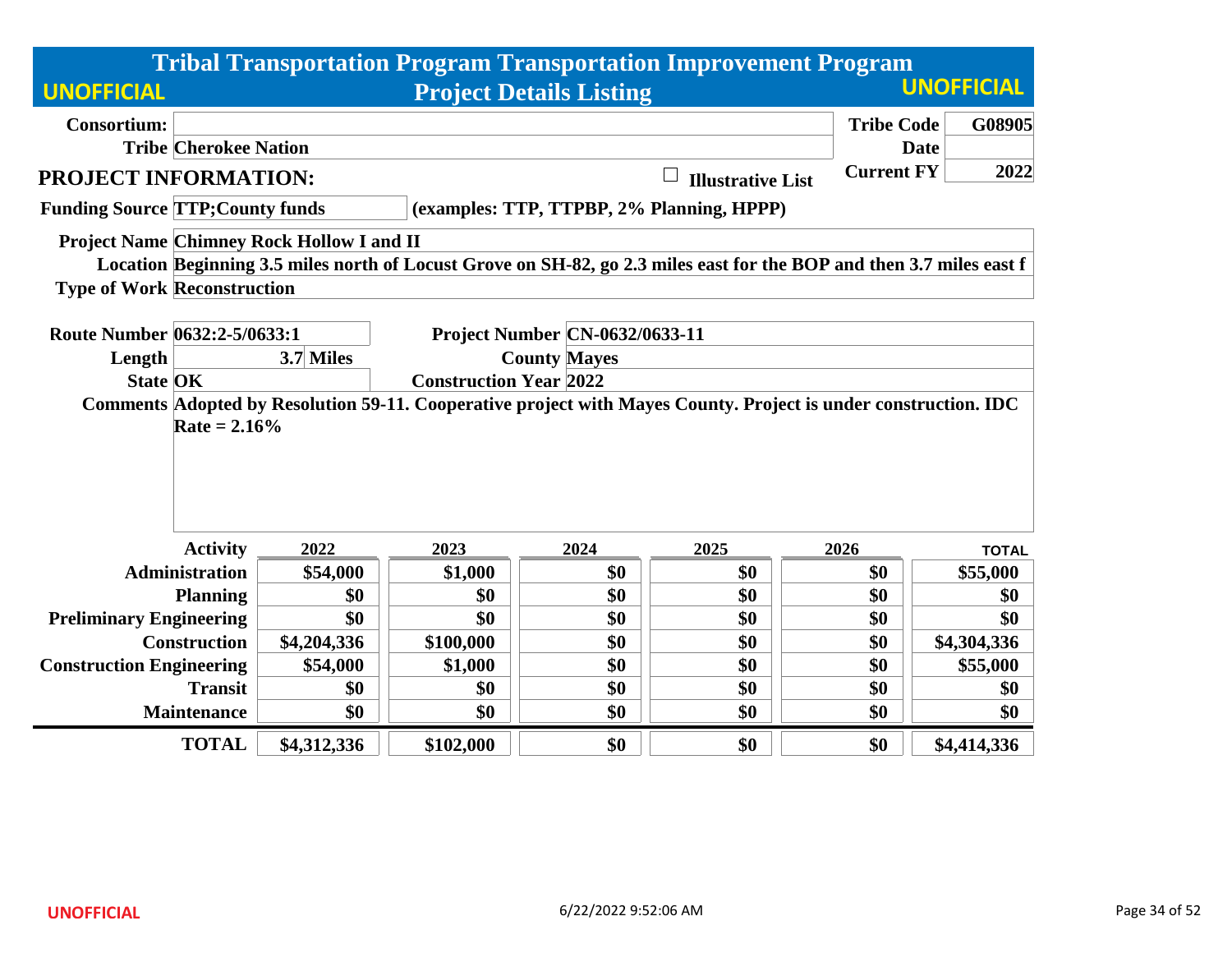# Tribal Transportation Program Transportation Improvement Program

## Project Details Listing

UNOFFICIAL

| | | | |
|---|---|---|---|
| **Consortium:** | | **Tribe Code** | **G08905** |
| **Tribe** | **Cherokee Nation** | **Date** | |
| | | **Current FY** | **2022** |

**PROJECT INFORMATION:** ☐ **Illustrative List**

**Funding Source** TTP;County funds (examples: TTP, TTPBP, 2% Planning, HPPP)

**Project Name** Chimney Rock Hollow I and II

**Location** Beginning 3.5 miles north of Locust Grove on SH-82, go 2.3 miles east for the BOP and then 3.7 miles east f

**Type of Work** Reconstruction

| | | | |
|---|---|---|---|
| **Route Number** | 0632:2-5/0633:1 | **Project Number** | CN-0632/0633-11 |
| **Length** | 3.7 Miles | **County** | Mayes |
| **State** | OK | **Construction Year** | 2022 |

**Comments** Adopted by Resolution 59-11. Cooperative project with Mayes County. Project is under construction. IDC Rate = 2.16%

| Activity | 2022 | 2023 | 2024 | 2025 | 2026 | TOTAL |
|---|---|---|---|---|---|---|
| Administration | $54,000 | $1,000 | $0 | $0 | $0 | $55,000 |
| Planning | $0 | $0 | $0 | $0 | $0 | $0 |
| Preliminary Engineering | $0 | $0 | $0 | $0 | $0 | $0 |
| Construction | $4,204,336 | $100,000 | $0 | $0 | $0 | $4,304,336 |
| Construction Engineering | $54,000 | $1,000 | $0 | $0 | $0 | $55,000 |
| Transit | $0 | $0 | $0 | $0 | $0 | $0 |
| Maintenance | $0 | $0 | $0 | $0 | $0 | $0 |
| **TOTAL** | **$4,312,336** | **$102,000** | **$0** | **$0** | **$0** | **$4,414,336** |

UNOFFICIAL 6/22/2022 9:52:06 AM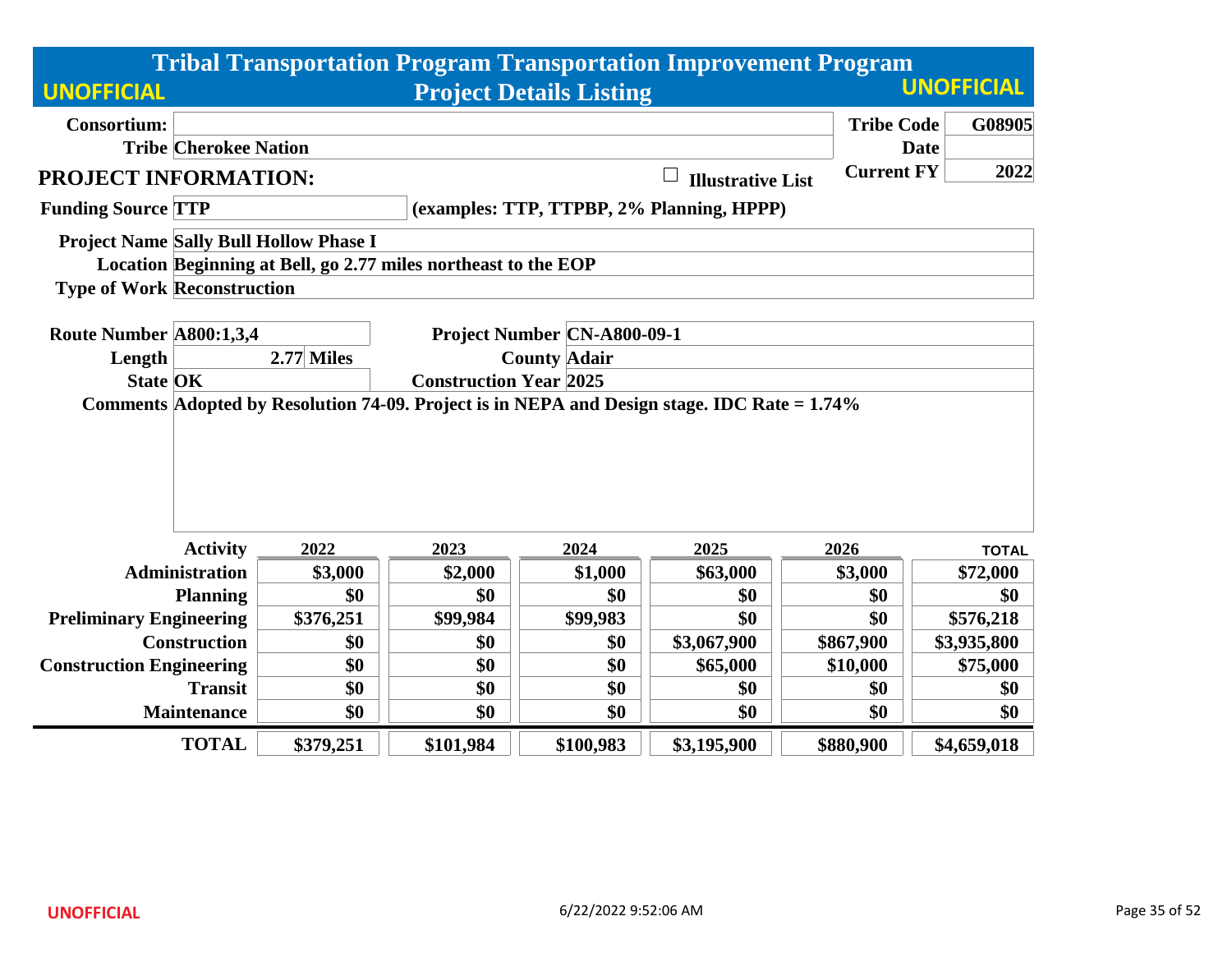# Tribal Transportation Program Transportation Improvement Program

## Project Details Listing

UNOFFICIAL

| | | | |
|---|---|---|---|
| **Consortium:** | | **Tribe Code** | G08905 |
| **Tribe** | Cherokee Nation | **Date** | |
| | | **Current FY** | 2022 |

### PROJECT INFORMATION:

☐ Illustrative List

**Funding Source** TTP (examples: TTP, TTPBP, 2% Planning, HPPP)

**Project Name** Sally Bull Hollow Phase I

**Location** Beginning at Bell, go 2.77 miles northeast to the EOP

**Type of Work** Reconstruction

| | | | |
|---|---|---|---|
| **Route Number** | A800:1,3,4 | **Project Number** | CN-A800-09-1 |
| **Length** | 2.77 Miles | **County** | Adair |
| **State** | OK | **Construction Year** | 2025 |

**Comments** Adopted by Resolution 74-09. Project is in NEPA and Design stage. IDC Rate = 1.74%

| Activity | 2022 | 2023 | 2024 | 2025 | 2026 | TOTAL |
|---|---|---|---|---|---|---|
| Administration | $3,000 | $2,000 | $1,000 | $63,000 | $3,000 | $72,000 |
| Planning | $0 | $0 | $0 | $0 | $0 | $0 |
| Preliminary Engineering | $376,251 | $99,984 | $99,983 | $0 | $0 | $576,218 |
| Construction | $0 | $0 | $0 | $3,067,900 | $867,900 | $3,935,800 |
| Construction Engineering | $0 | $0 | $0 | $65,000 | $10,000 | $75,000 |
| Transit | $0 | $0 | $0 | $0 | $0 | $0 |
| Maintenance | $0 | $0 | $0 | $0 | $0 | $0 |
| **TOTAL** | $379,251 | $101,984 | $100,983 | $3,195,900 | $880,900 | $4,659,018 |

UNOFFICIAL 6/22/2022 9:52:06 AM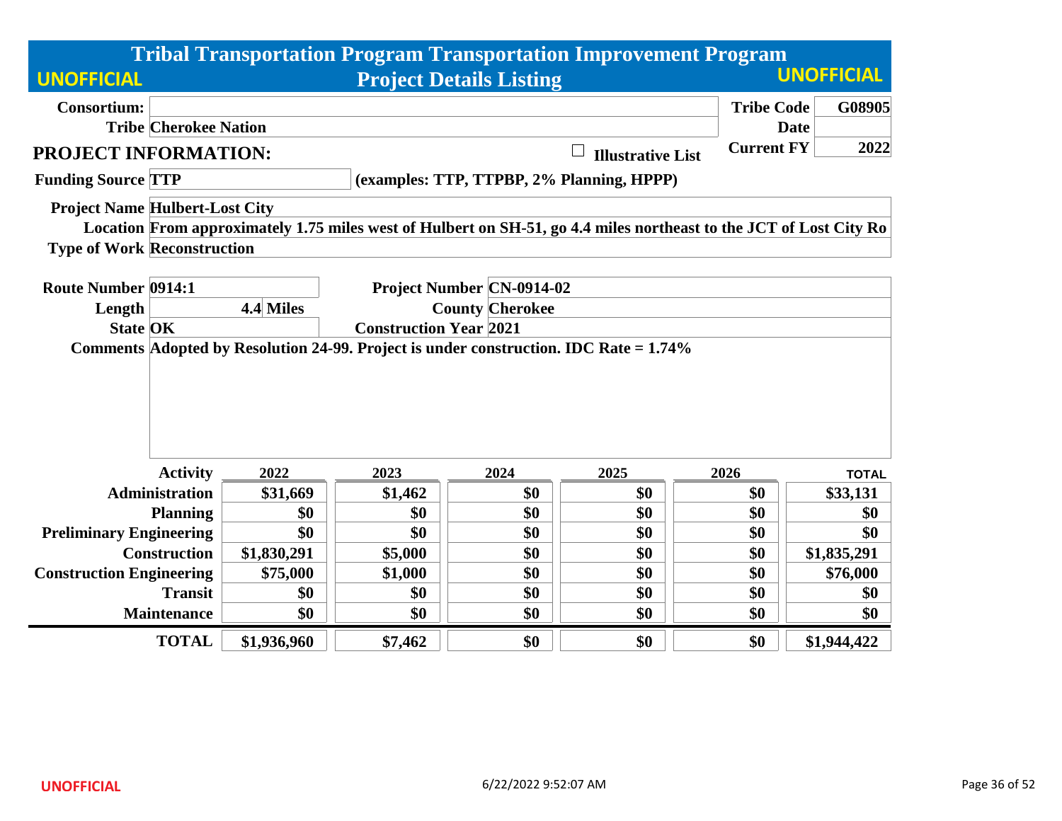# Tribal Transportation Program Transportation Improvement Program

## Project Details Listing

UNOFFICIAL

| | | | |
|---|---|---|---|
| **Consortium:** | | **Tribe Code** | G08905 |
| **Tribe** | Cherokee Nation | **Date** | |
| | | **Current FY** | 2022 |

## PROJECT INFORMATION:

☐ Illustrative List

**Funding Source** TTP (examples: TTP, TTPBP, 2% Planning, HPPP)

**Project Name** Hulbert-Lost City

**Location** From approximately 1.75 miles west of Hulbert on SH-51, go 4.4 miles northeast to the JCT of Lost City Ro

**Type of Work** Reconstruction

| | | | |
|---|---|---|---|
| **Route Number** | 0914:1 | **Project Number** | CN-0914-02 |
| **Length** | 4.4 Miles | **County** | Cherokee |
| **State** | OK | **Construction Year** | 2021 |

**Comments** Adopted by Resolution 24-99. Project is under construction. IDC Rate = 1.74%

| Activity | 2022 | 2023 | 2024 | 2025 | 2026 | TOTAL |
|---|---|---|---|---|---|---|
| Administration | $31,669 | $1,462 | $0 | $0 | $0 | $33,131 |
| Planning | $0 | $0 | $0 | $0 | $0 | $0 |
| Preliminary Engineering | $0 | $0 | $0 | $0 | $0 | $0 |
| Construction | $1,830,291 | $5,000 | $0 | $0 | $0 | $1,835,291 |
| Construction Engineering | $75,000 | $1,000 | $0 | $0 | $0 | $76,000 |
| Transit | $0 | $0 | $0 | $0 | $0 | $0 |
| Maintenance | $0 | $0 | $0 | $0 | $0 | $0 |
| **TOTAL** | $1,936,960 | $7,462 | $0 | $0 | $0 | $1,944,422 |

UNOFFICIAL 6/22/2022 9:52:07 AM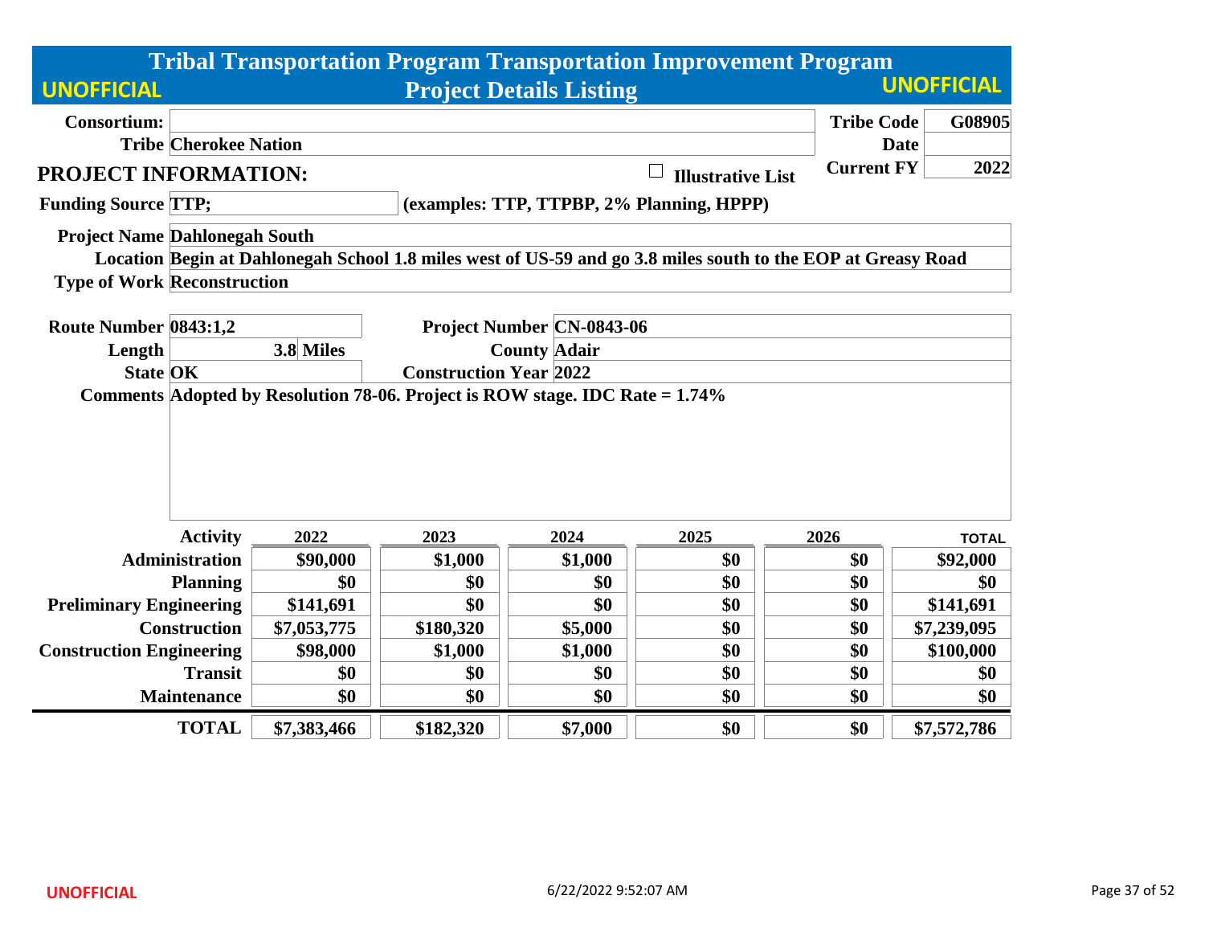# Tribal Transportation Program Transportation Improvement Program

## Project Details Listing

UNOFFICIAL

| | | | |
|---|---|---|---|
| **Consortium:** | | **Tribe Code** | **G08905** |
| **Tribe** | **Cherokee Nation** | **Date** | |
| | | **Current FY** | **2022** |

## PROJECT INFORMATION:

☐ **Illustrative List**

**Funding Source** TTP; (examples: TTP, TTPBP, 2% Planning, HPPP)

**Project Name** Dahlonegah South

**Location** Begin at Dahlonegah School 1.8 miles west of US-59 and go 3.8 miles south to the EOP at Greasy Road

**Type of Work** Reconstruction

**Route Number** 0843:1,2

**Project Number** CN-0843-06

**Length** 3.8 Miles

**County** Adair

**State** OK

**Construction Year** 2022

**Comments** Adopted by Resolution 78-06. Project is ROW stage. IDC Rate = 1.74%

| Activity | 2022 | 2023 | 2024 | 2025 | 2026 | TOTAL |
|---|---|---|---|---|---|---|
| Administration | $90,000 | $1,000 | $1,000 | $0 | $0 | $92,000 |
| Planning | $0 | $0 | $0 | $0 | $0 | $0 |
| Preliminary Engineering | $141,691 | $0 | $0 | $0 | $0 | $141,691 |
| Construction | $7,053,775 | $180,320 | $5,000 | $0 | $0 | $7,239,095 |
| Construction Engineering | $98,000 | $1,000 | $1,000 | $0 | $0 | $100,000 |
| Transit | $0 | $0 | $0 | $0 | $0 | $0 |
| Maintenance | $0 | $0 | $0 | $0 | $0 | $0 |
| **TOTAL** | **$7,383,466** | **$182,320** | **$7,000** | **$0** | **$0** | **$7,572,786** |

UNOFFICIAL

6/22/2022 9:52:07 AM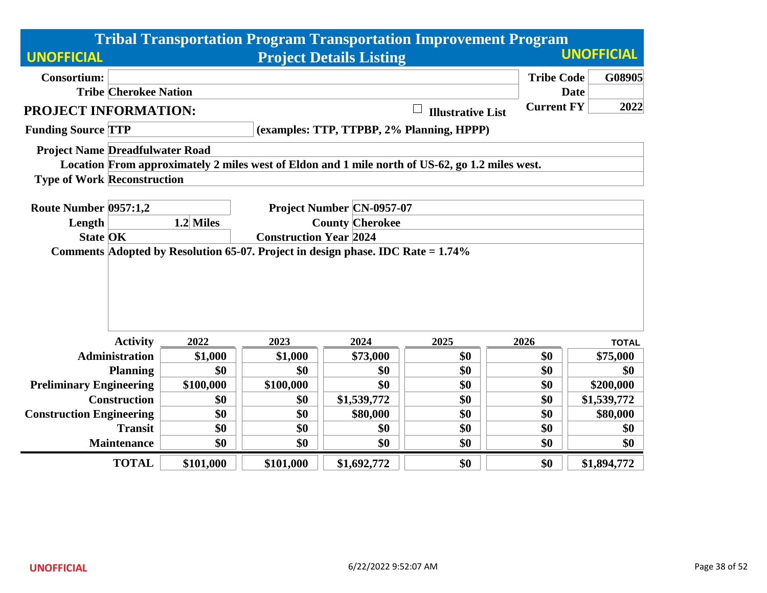# Tribal Transportation Program Transportation Improvement Program

UNOFFICIAL

## Project Details Listing

UNOFFICIAL

**Consortium:**

**Tribe** Cherokee Nation

**Tribe Code** G08905

**Date**

**Current FY** 2022

## PROJECT INFORMATION:

☐ Illustrative List

**Funding Source** TTP (examples: TTP, TTPBP, 2% Planning, HPPP)

**Project Name** Dreadfulwater Road

**Location** From approximately 2 miles west of Eldon and 1 mile north of US-62, go 1.2 miles west.

**Type of Work** Reconstruction

**Route Number** 0957:1,2

**Project Number** CN-0957-07

**Length** 1.2 Miles

**County** Cherokee

**State** OK

**Construction Year** 2024

**Comments** Adopted by Resolution 65-07. Project in design phase. IDC Rate = 1.74%

| Activity | 2022 | 2023 | 2024 | 2025 | 2026 | TOTAL |
|---|---|---|---|---|---|---|
| Administration | $1,000 | $1,000 | $73,000 | $0 | $0 | $75,000 |
| Planning | $0 | $0 | $0 | $0 | $0 | $0 |
| Preliminary Engineering | $100,000 | $100,000 | $0 | $0 | $0 | $200,000 |
| Construction | $0 | $0 | $1,539,772 | $0 | $0 | $1,539,772 |
| Construction Engineering | $0 | $0 | $80,000 | $0 | $0 | $80,000 |
| Transit | $0 | $0 | $0 | $0 | $0 | $0 |
| Maintenance | $0 | $0 | $0 | $0 | $0 | $0 |
| **TOTAL** | $101,000 | $101,000 | $1,692,772 | $0 | $0 | $1,894,772 |

UNOFFICIAL

6/22/2022 9:52:07 AM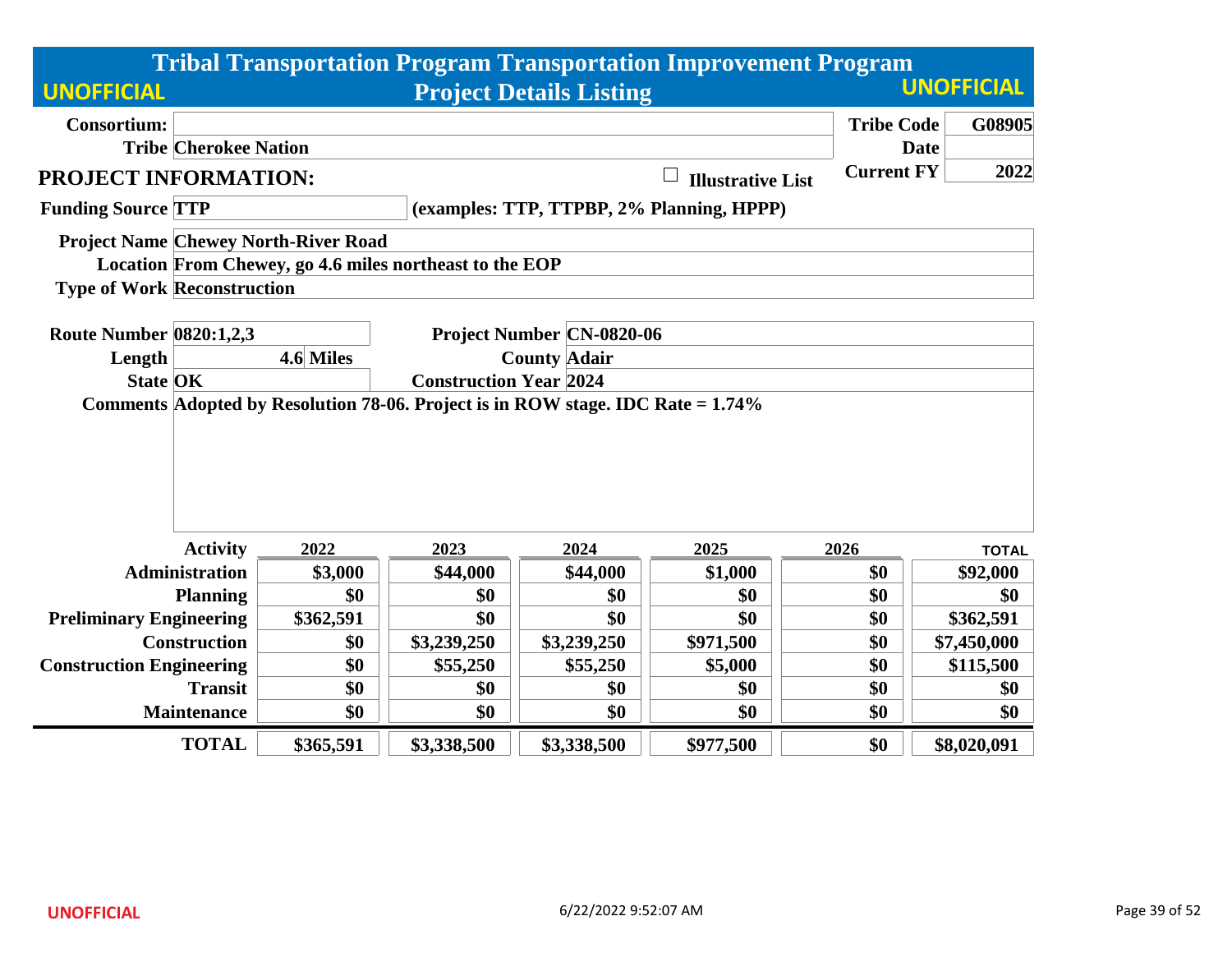# Tribal Transportation Program Transportation Improvement Program

## Project Details Listing

UNOFFICIAL

| | | | |
|---|---|---|---|
| **Consortium:** | | **Tribe Code** | **G08905** |
| **Tribe** | **Cherokee Nation** | **Date** | |
| | | **Current FY** | **2022** |

## PROJECT INFORMATION:

☐ **Illustrative List**

**Funding Source** TTP (examples: TTP, TTPBP, 2% Planning, HPPP)

**Project Name** Chewey North-River Road

**Location** From Chewey, go 4.6 miles northeast to the EOP

**Type of Work** Reconstruction

| | | | |
|---|---|---|---|
| **Route Number** | 0820:1,2,3 | **Project Number** | CN-0820-06 |
| **Length** | 4.6 Miles | **County** | Adair |
| **State** | OK | **Construction Year** | 2024 |

**Comments** Adopted by Resolution 78-06. Project is in ROW stage. IDC Rate = 1.74%

| Activity | 2022 | 2023 | 2024 | 2025 | 2026 | TOTAL |
|---|---|---|---|---|---|---|
| Administration | $3,000 | $44,000 | $44,000 | $1,000 | $0 | $92,000 |
| Planning | $0 | $0 | $0 | $0 | $0 | $0 |
| Preliminary Engineering | $362,591 | $0 | $0 | $0 | $0 | $362,591 |
| Construction | $0 | $3,239,250 | $3,239,250 | $971,500 | $0 | $7,450,000 |
| Construction Engineering | $0 | $55,250 | $55,250 | $5,000 | $0 | $115,500 |
| Transit | $0 | $0 | $0 | $0 | $0 | $0 |
| Maintenance | $0 | $0 | $0 | $0 | $0 | $0 |
| **TOTAL** | **$365,591** | **$3,338,500** | **$3,338,500** | **$977,500** | **$0** | **$8,020,091** |

UNOFFICIAL 6/22/2022 9:52:07 AM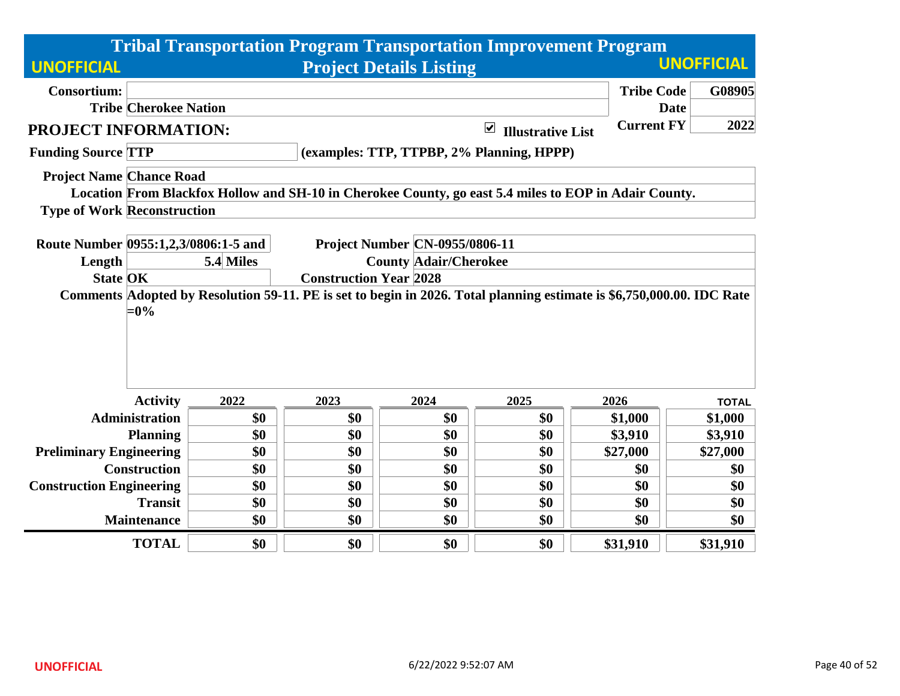# Tribal Transportation Program Transportation Improvement Program

## Project Details Listing

UNOFFICIAL

| | | | |
|---|---|---|---|
| **Consortium:** | | **Tribe Code** | G08905 |
| **Tribe** | Cherokee Nation | **Date** | |
| **PROJECT INFORMATION:** | ☑ Illustrative List | **Current FY** | 2022 |

**Funding Source** TTP (examples: TTP, TTPBP, 2% Planning, HPPP)

**Project Name** Chance Road

**Location** From Blackfox Hollow and SH-10 in Cherokee County, go east 5.4 miles to EOP in Adair County.

**Type of Work** Reconstruction

**Route Number** 0955:1,2,3/0806:1-5 and

**Project Number** CN-0955/0806-11

**Length** 5.4 Miles

**County** Adair/Cherokee

**State** OK

**Construction Year** 2028

**Comments** Adopted by Resolution 59-11. PE is set to begin in 2026. Total planning estimate is $6,750,000.00. IDC Rate =0%

| Activity | 2022 | 2023 | 2024 | 2025 | 2026 | TOTAL |
|---|---|---|---|---|---|---|
| Administration | $0 | $0 | $0 | $0 | $1,000 | $1,000 |
| Planning | $0 | $0 | $0 | $0 | $3,910 | $3,910 |
| Preliminary Engineering | $0 | $0 | $0 | $0 | $27,000 | $27,000 |
| Construction | $0 | $0 | $0 | $0 | $0 | $0 |
| Construction Engineering | $0 | $0 | $0 | $0 | $0 | $0 |
| Transit | $0 | $0 | $0 | $0 | $0 | $0 |
| Maintenance | $0 | $0 | $0 | $0 | $0 | $0 |
| **TOTAL** | $0 | $0 | $0 | $0 | $31,910 | $31,910 |

UNOFFICIAL 6/22/2022 9:52:07 AM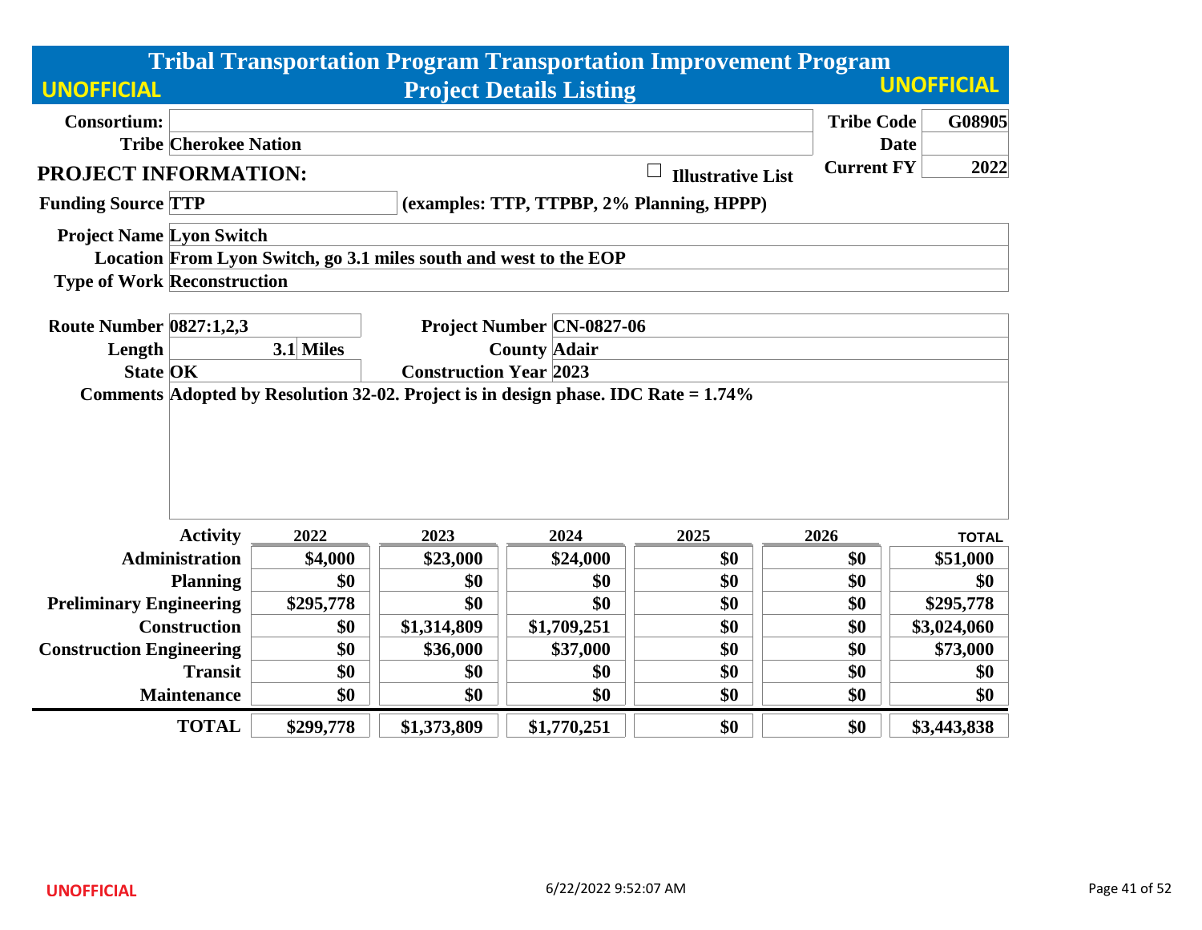# Tribal Transportation Program Transportation Improvement Program

## Project Details Listing

UNOFFICIAL

**Consortium:**

**Tribe** Cherokee Nation

**Tribe Code** G08905

**Date**

**Current FY** 2022

## PROJECT INFORMATION:

☐ Illustrative List

**Funding Source** TTP (examples: TTP, TTPBP, 2% Planning, HPPP)

**Project Name** Lyon Switch

**Location** From Lyon Switch, go 3.1 miles south and west to the EOP

**Type of Work** Reconstruction

**Route Number** 0827:1,2,3

**Project Number** CN-0827-06

**Length** 3.1 Miles

**County** Adair

**State** OK

**Construction Year** 2023

**Comments** Adopted by Resolution 32-02. Project is in design phase. IDC Rate = 1.74%

| Activity | 2022 | 2023 | 2024 | 2025 | 2026 | TOTAL |
|---|---|---|---|---|---|---|
| Administration | $4,000 | $23,000 | $24,000 | $0 | $0 | $51,000 |
| Planning | $0 | $0 | $0 | $0 | $0 | $0 |
| Preliminary Engineering | $295,778 | $0 | $0 | $0 | $0 | $295,778 |
| Construction | $0 | $1,314,809 | $1,709,251 | $0 | $0 | $3,024,060 |
| Construction Engineering | $0 | $36,000 | $37,000 | $0 | $0 | $73,000 |
| Transit | $0 | $0 | $0 | $0 | $0 | $0 |
| Maintenance | $0 | $0 | $0 | $0 | $0 | $0 |
| **TOTAL** | $299,778 | $1,373,809 | $1,770,251 | $0 | $0 | $3,443,838 |

UNOFFICIAL

6/22/2022 9:52:07 AM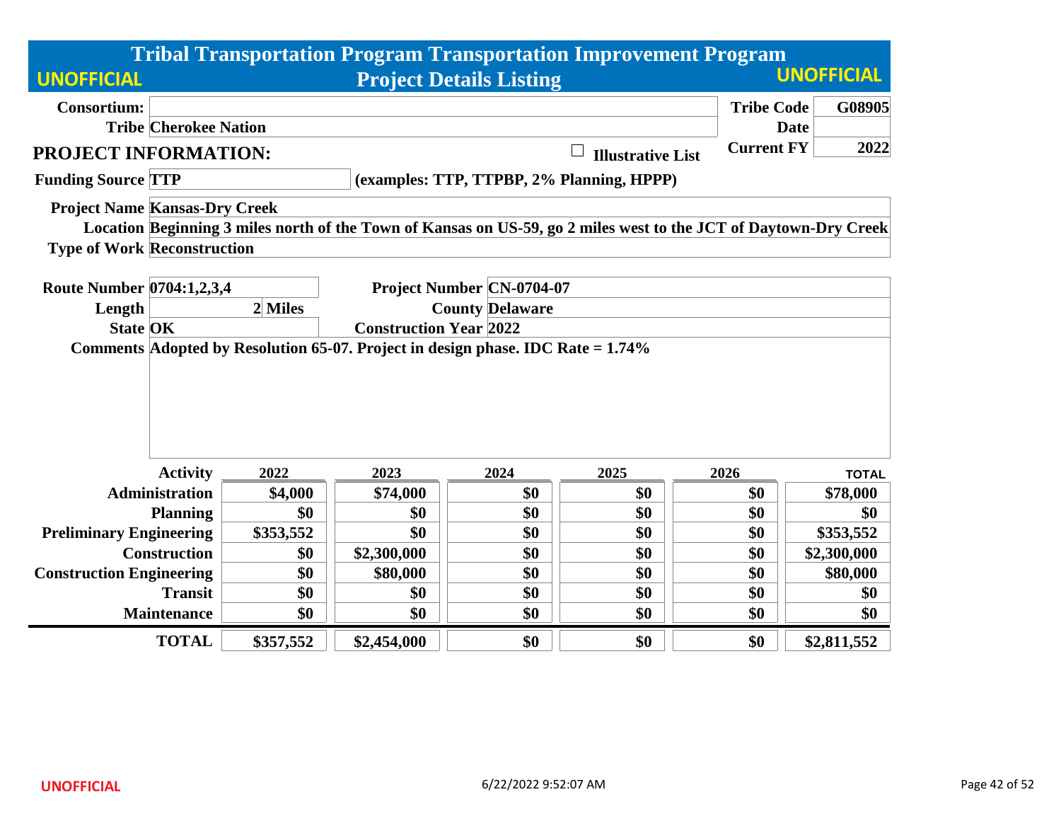# Tribal Transportation Program Transportation Improvement Program

## Project Details Listing

UNOFFICIAL

UNOFFICIAL

| | | | |
|---|---|---|---|
| **Consortium:** | | **Tribe Code** | **G08905** |
| **Tribe** | **Cherokee Nation** | **Date** | |
| | | **Current FY** | **2022** |

## PROJECT INFORMATION:

☐ **Illustrative List**

**Funding Source** TTP (examples: TTP, TTPBP, 2% Planning, HPPP)

**Project Name** Kansas-Dry Creek

**Location** Beginning 3 miles north of the Town of Kansas on US-59, go 2 miles west to the JCT of Daytown-Dry Creek

**Type of Work** Reconstruction

| | | | |
|---|---|---|---|
| **Route Number** | 0704:1,2,3,4 | **Project Number** | CN-0704-07 |
| **Length** | 2 Miles | **County** | Delaware |
| **State** | OK | **Construction Year** | 2022 |

**Comments** Adopted by Resolution 65-07. Project in design phase. IDC Rate = 1.74%

| Activity | 2022 | 2023 | 2024 | 2025 | 2026 | TOTAL |
|---|---|---|---|---|---|---|
| Administration | $4,000 | $74,000 | $0 | $0 | $0 | $78,000 |
| Planning | $0 | $0 | $0 | $0 | $0 | $0 |
| Preliminary Engineering | $353,552 | $0 | $0 | $0 | $0 | $353,552 |
| Construction | $0 | $2,300,000 | $0 | $0 | $0 | $2,300,000 |
| Construction Engineering | $0 | $80,000 | $0 | $0 | $0 | $80,000 |
| Transit | $0 | $0 | $0 | $0 | $0 | $0 |
| Maintenance | $0 | $0 | $0 | $0 | $0 | $0 |
| **TOTAL** | **$357,552** | **$2,454,000** | **$0** | **$0** | **$0** | **$2,811,552** |

UNOFFICIAL

6/22/2022 9:52:07 AM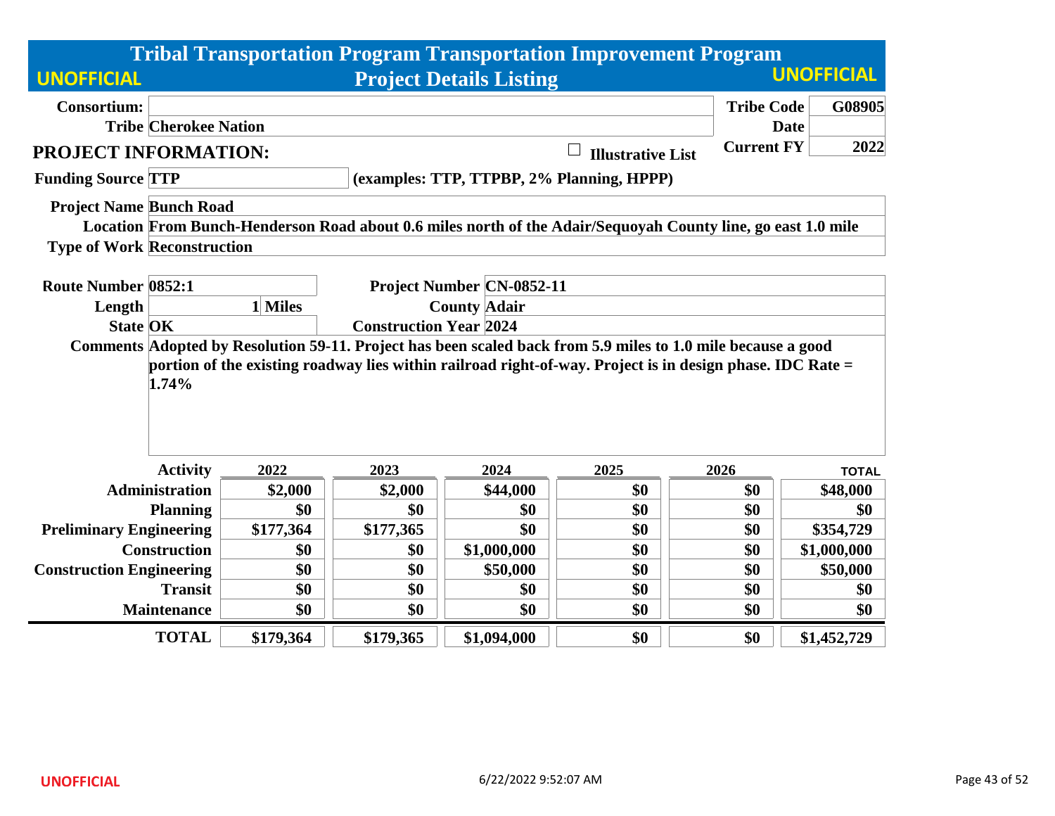# Tribal Transportation Program Transportation Improvement Program

## Project Details Listing

**UNOFFICIAL** **UNOFFICIAL**

| | | | |
|---|---|---|---|
| **Consortium:** | | **Tribe Code** | **G08905** |
| **Tribe** | **Cherokee Nation** | **Date** | |
| | | **Current FY** | **2022** |

### PROJECT INFORMATION:

☐ **Illustrative List**

**Funding Source** **TTP** **(examples: TTP, TTPBP, 2% Planning, HPPP)**

**Project Name** **Bunch Road**

**Location** **From Bunch-Henderson Road about 0.6 miles north of the Adair/Sequoyah County line, go east 1.0 mile**

**Type of Work** **Reconstruction**

| | | | |
|---|---|---|---|
| **Route Number** | **0852:1** | **Project Number** | **CN-0852-11** |
| **Length** | **1 Miles** | **County** | **Adair** |
| **State** | **OK** | **Construction Year** | **2024** |

**Comments** **Adopted by Resolution 59-11. Project has been scaled back from 5.9 miles to 1.0 mile because a good portion of the existing roadway lies within railroad right-of-way. Project is in design phase. IDC Rate = 1.74%**

| Activity | 2022 | 2023 | 2024 | 2025 | 2026 | TOTAL |
|---|---|---|---|---|---|---|
| Administration | $2,000 | $2,000 | $44,000 | $0 | $0 | $48,000 |
| Planning | $0 | $0 | $0 | $0 | $0 | $0 |
| Preliminary Engineering | $177,364 | $177,365 | $0 | $0 | $0 | $354,729 |
| Construction | $0 | $0 | $1,000,000 | $0 | $0 | $1,000,000 |
| Construction Engineering | $0 | $0 | $50,000 | $0 | $0 | $50,000 |
| Transit | $0 | $0 | $0 | $0 | $0 | $0 |
| Maintenance | $0 | $0 | $0 | $0 | $0 | $0 |
| **TOTAL** | **$179,364** | **$179,365** | **$1,094,000** | **$0** | **$0** | **$1,452,729** |

**UNOFFICIAL** 6/22/2022 9:52:07 AM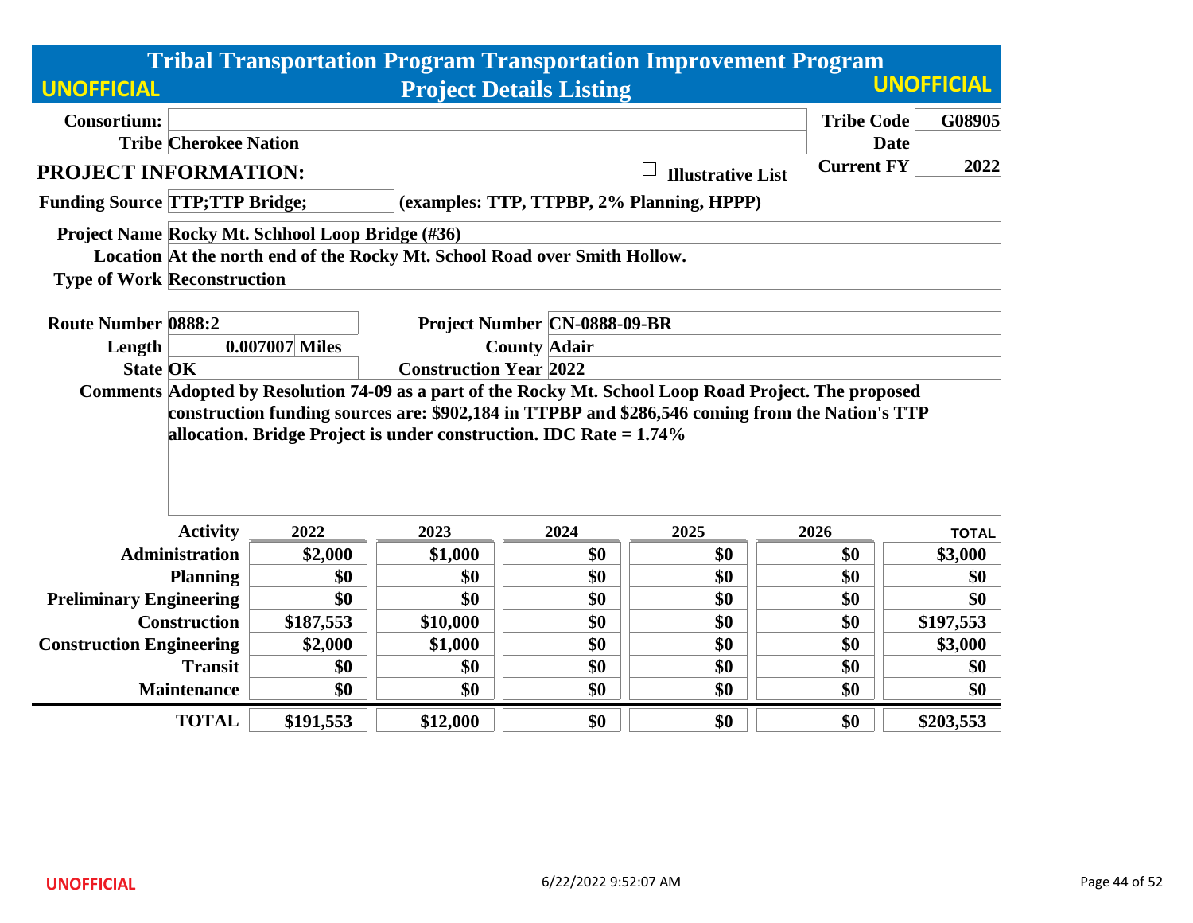# Tribal Transportation Program Transportation Improvement Program

## Project Details Listing

UNOFFICIAL

| | | | |
|---|---|---|---|
| **Consortium:** | | **Tribe Code** | **G08905** |
| **Tribe** | **Cherokee Nation** | **Date** | |
| | | **Current FY** | **2022** |

### PROJECT INFORMATION:

☐ **Illustrative List**

**Funding Source** TTP;TTP Bridge; (examples: TTP, TTPBP, 2% Planning, HPPP)

**Project Name** Rocky Mt. Schhool Loop Bridge (#36)

**Location** At the north end of the Rocky Mt. School Road over Smith Hollow.

**Type of Work** Reconstruction

| | | | |
|---|---|---|---|
| **Route Number** | **0888:2** | **Project Number** | **CN-0888-09-BR** |
| **Length** | **0.007007 Miles** | **County** | **Adair** |
| **State** | **OK** | **Construction Year** | **2022** |

**Comments** Adopted by Resolution 74-09 as a part of the Rocky Mt. School Loop Road Project. The proposed construction funding sources are: $902,184 in TTPBP and $286,546 coming from the Nation's TTP allocation. Bridge Project is under construction. IDC Rate = 1.74%

| Activity | 2022 | 2023 | 2024 | 2025 | 2026 | TOTAL |
|---|---|---|---|---|---|---|
| Administration | $2,000 | $1,000 | $0 | $0 | $0 | $3,000 |
| Planning | $0 | $0 | $0 | $0 | $0 | $0 |
| Preliminary Engineering | $0 | $0 | $0 | $0 | $0 | $0 |
| Construction | $187,553 | $10,000 | $0 | $0 | $0 | $197,553 |
| Construction Engineering | $2,000 | $1,000 | $0 | $0 | $0 | $3,000 |
| Transit | $0 | $0 | $0 | $0 | $0 | $0 |
| Maintenance | $0 | $0 | $0 | $0 | $0 | $0 |
| **TOTAL** | **$191,553** | **$12,000** | **$0** | **$0** | **$0** | **$203,553** |

UNOFFICIAL 6/22/2022 9:52:07 AM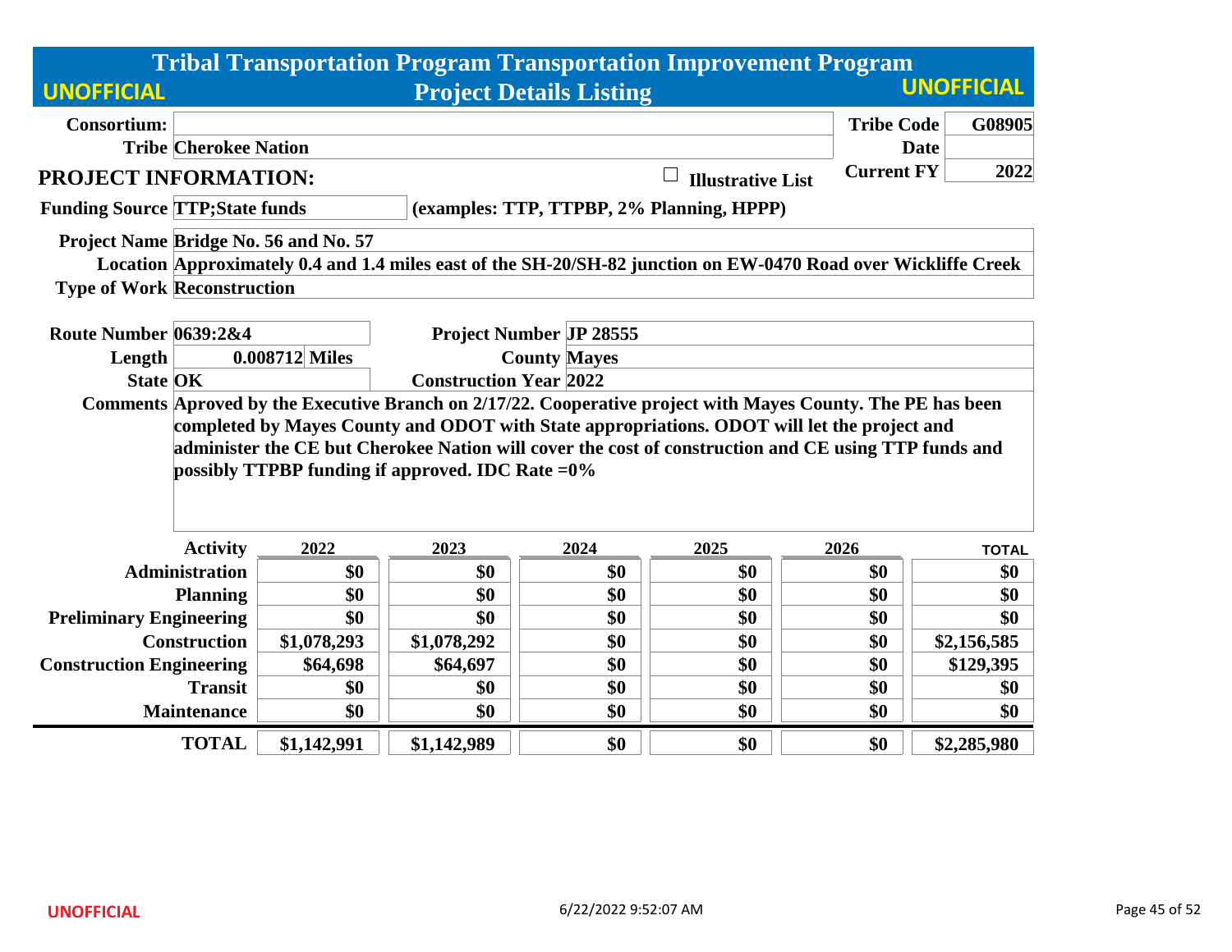# Tribal Transportation Program Transportation Improvement Program

## Project Details Listing

UNOFFICIAL

| | | | |
|---|---|---|---|
| **Consortium:** | | **Tribe Code** | **G08905** |
| **Tribe** | **Cherokee Nation** | **Date** | |
| | | **Current FY** | **2022** |

## PROJECT INFORMATION:

☐ **Illustrative List**

**Funding Source** TTP;State funds (examples: TTP, TTPBP, 2% Planning, HPPP)

**Project Name** Bridge No. 56 and No. 57

**Location** Approximately 0.4 and 1.4 miles east of the SH-20/SH-82 junction on EW-0470 Road over Wickliffe Creek

**Type of Work** Reconstruction

| | | | |
|---|---|---|---|
| **Route Number** | 0639:2&4 | **Project Number** | JP 28555 |
| **Length** | 0.008712 Miles | **County** | Mayes |
| **State** | OK | **Construction Year** | 2022 |

**Comments** Aproved by the Executive Branch on 2/17/22. Cooperative project with Mayes County. The PE has been completed by Mayes County and ODOT with State appropriations. ODOT will let the project and administer the CE but Cherokee Nation will cover the cost of construction and CE using TTP funds and possibly TTPBP funding if approved. IDC Rate =0%

| Activity | 2022 | 2023 | 2024 | 2025 | 2026 | TOTAL |
|---|---|---|---|---|---|---|
| Administration | $0 | $0 | $0 | $0 | $0 | $0 |
| Planning | $0 | $0 | $0 | $0 | $0 | $0 |
| Preliminary Engineering | $0 | $0 | $0 | $0 | $0 | $0 |
| Construction | $1,078,293 | $1,078,292 | $0 | $0 | $0 | $2,156,585 |
| Construction Engineering | $64,698 | $64,697 | $0 | $0 | $0 | $129,395 |
| Transit | $0 | $0 | $0 | $0 | $0 | $0 |
| Maintenance | $0 | $0 | $0 | $0 | $0 | $0 |
| **TOTAL** | **$1,142,991** | **$1,142,989** | **$0** | **$0** | **$0** | **$2,285,980** |

UNOFFICIAL

6/22/2022 9:52:07 AM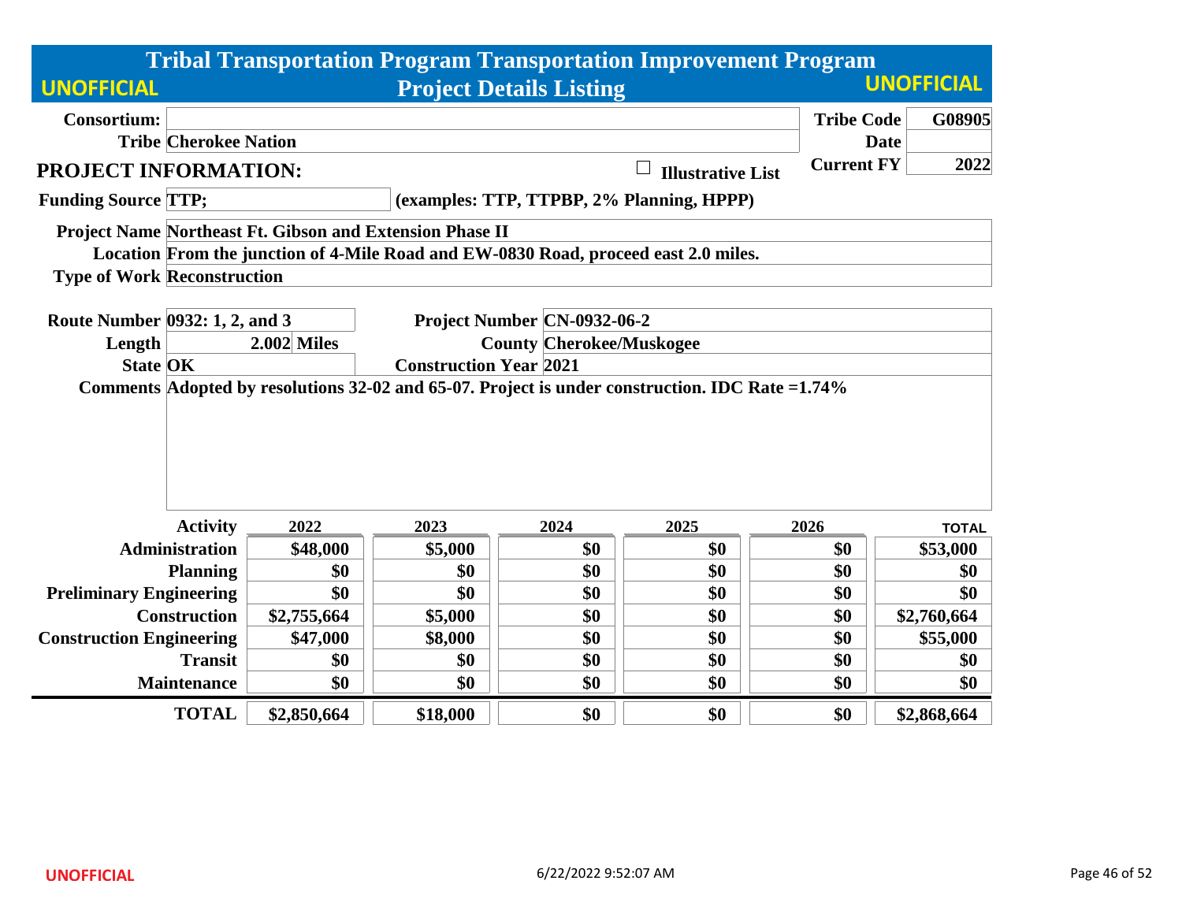# Tribal Transportation Program Transportation Improvement Program

## Project Details Listing

UNOFFICIAL

| | | | |
|---|---|---|---|
| **Consortium:** | | **Tribe Code** | **G08905** |
| **Tribe** | **Cherokee Nation** | **Date** | |
| | | **Current FY** | **2022** |

### PROJECT INFORMATION:

☐ **Illustrative List**

**Funding Source** TTP; (examples: TTP, TTPBP, 2% Planning, HPPP)

**Project Name** Northeast Ft. Gibson and Extension Phase II

**Location** From the junction of 4-Mile Road and EW-0830 Road, proceed east 2.0 miles.

**Type of Work** Reconstruction

| | | | |
|---|---|---|---|
| **Route Number** | 0932: 1, 2, and 3 | **Project Number** | CN-0932-06-2 |
| **Length** | 2.002 Miles | **County** | Cherokee/Muskogee |
| **State** | OK | **Construction Year** | 2021 |

**Comments** Adopted by resolutions 32-02 and 65-07. Project is under construction. IDC Rate =1.74%

| Activity | 2022 | 2023 | 2024 | 2025 | 2026 | TOTAL |
|---|---|---|---|---|---|---|
| Administration | $48,000 | $5,000 | $0 | $0 | $0 | $53,000 |
| Planning | $0 | $0 | $0 | $0 | $0 | $0 |
| Preliminary Engineering | $0 | $0 | $0 | $0 | $0 | $0 |
| Construction | $2,755,664 | $5,000 | $0 | $0 | $0 | $2,760,664 |
| Construction Engineering | $47,000 | $8,000 | $0 | $0 | $0 | $55,000 |
| Transit | $0 | $0 | $0 | $0 | $0 | $0 |
| Maintenance | $0 | $0 | $0 | $0 | $0 | $0 |
| **TOTAL** | **$2,850,664** | **$18,000** | **$0** | **$0** | **$0** | **$2,868,664** |

UNOFFICIAL 6/22/2022 9:52:07 AM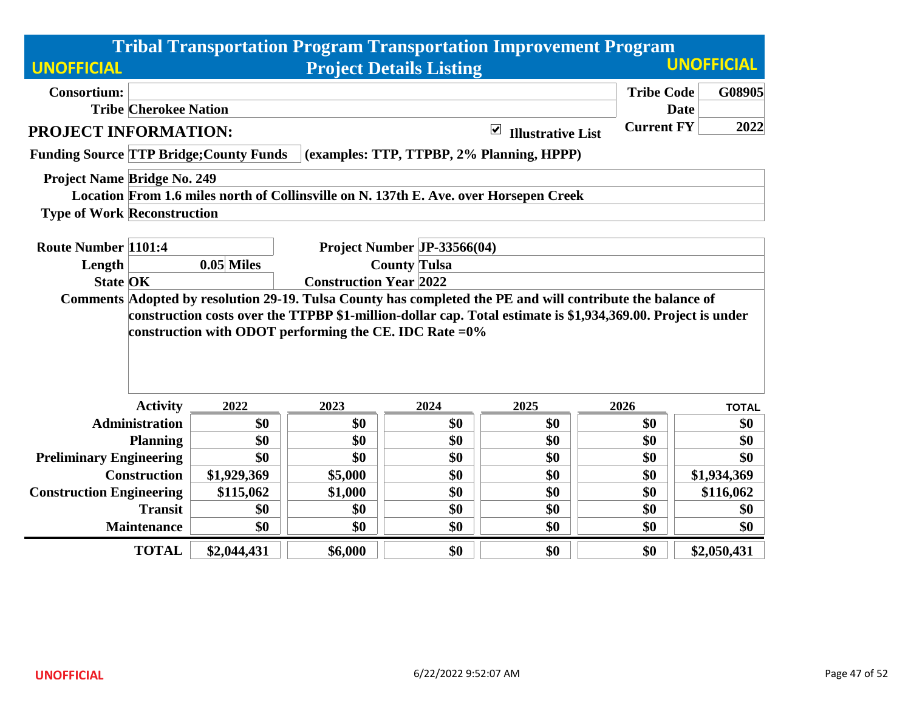# Tribal Transportation Program Transportation Improvement Program

## Project Details Listing

UNOFFICIAL

| | | | |
|---|---|---|---|
| **Consortium:** | | **Tribe Code** | **G08905** |
| **Tribe** | Cherokee Nation | **Date** | |
| | | **Current FY** | **2022** |

## PROJECT INFORMATION:

☑ **Illustrative List**

**Funding Source** TTP Bridge;County Funds (examples: TTP, TTPBP, 2% Planning, HPPP)

**Project Name** Bridge No. 249

**Location** From 1.6 miles north of Collinsville on N. 137th E. Ave. over Horsepen Creek

**Type of Work** Reconstruction

**Route Number** 1101:4

**Project Number** JP-33566(04)

**Length** 0.05 Miles

**County** Tulsa

**State** OK

**Construction Year** 2022

**Comments** Adopted by resolution 29-19. Tulsa County has completed the PE and will contribute the balance of construction costs over the TTPBP $1-million-dollar cap. Total estimate is $1,934,369.00. Project is under construction with ODOT performing the CE. IDC Rate =0%

| Activity | 2022 | 2023 | 2024 | 2025 | 2026 | TOTAL |
|---|---|---|---|---|---|---|
| Administration | $0 | $0 | $0 | $0 | $0 | $0 |
| Planning | $0 | $0 | $0 | $0 | $0 | $0 |
| Preliminary Engineering | $0 | $0 | $0 | $0 | $0 | $0 |
| Construction | $1,929,369 | $5,000 | $0 | $0 | $0 | $1,934,369 |
| Construction Engineering | $115,062 | $1,000 | $0 | $0 | $0 | $116,062 |
| Transit | $0 | $0 | $0 | $0 | $0 | $0 |
| Maintenance | $0 | $0 | $0 | $0 | $0 | $0 |
| **TOTAL** | **$2,044,431** | **$6,000** | **$0** | **$0** | **$0** | **$2,050,431** |

UNOFFICIAL

6/22/2022 9:52:07 AM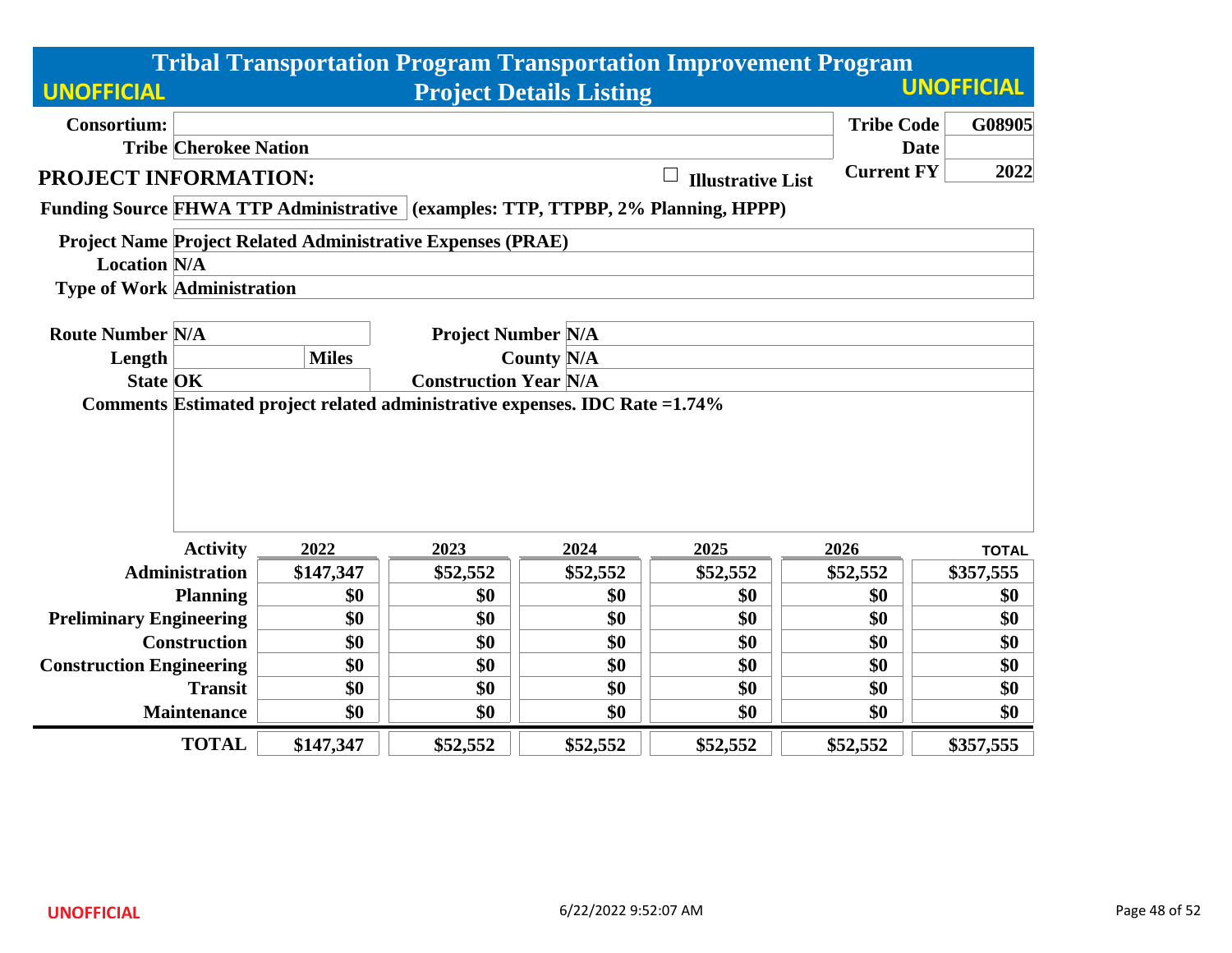# Tribal Transportation Program Transportation Improvement Program

## Project Details Listing

UNOFFICIAL

| | | | |
|---|---|---|---|
| **Consortium:** | | **Tribe Code** | G08905 |
| **Tribe** | Cherokee Nation | **Date** | |
| | | **Current FY** | 2022 |

**PROJECT INFORMATION:** ☐ Illustrative List

**Funding Source** FHWA TTP Administrative (examples: TTP, TTPBP, 2% Planning, HPPP)

**Project Name** Project Related Administrative Expenses (PRAE)

**Location** N/A

**Type of Work** Administration

| | | | |
|---|---|---|---|
| **Route Number** | N/A | **Project Number** | N/A |
| **Length** | Miles | **County** | N/A |
| **State** | OK | **Construction Year** | N/A |

**Comments** Estimated project related administrative expenses. IDC Rate =1.74%

| Activity | 2022 | 2023 | 2024 | 2025 | 2026 | TOTAL |
|---|---|---|---|---|---|---|
| Administration | $147,347 | $52,552 | $52,552 | $52,552 | $52,552 | $357,555 |
| Planning | $0 | $0 | $0 | $0 | $0 | $0 |
| Preliminary Engineering | $0 | $0 | $0 | $0 | $0 | $0 |
| Construction | $0 | $0 | $0 | $0 | $0 | $0 |
| Construction Engineering | $0 | $0 | $0 | $0 | $0 | $0 |
| Transit | $0 | $0 | $0 | $0 | $0 | $0 |
| Maintenance | $0 | $0 | $0 | $0 | $0 | $0 |
| **TOTAL** | $147,347 | $52,552 | $52,552 | $52,552 | $52,552 | $357,555 |

UNOFFICIAL 6/22/2022 9:52:07 AM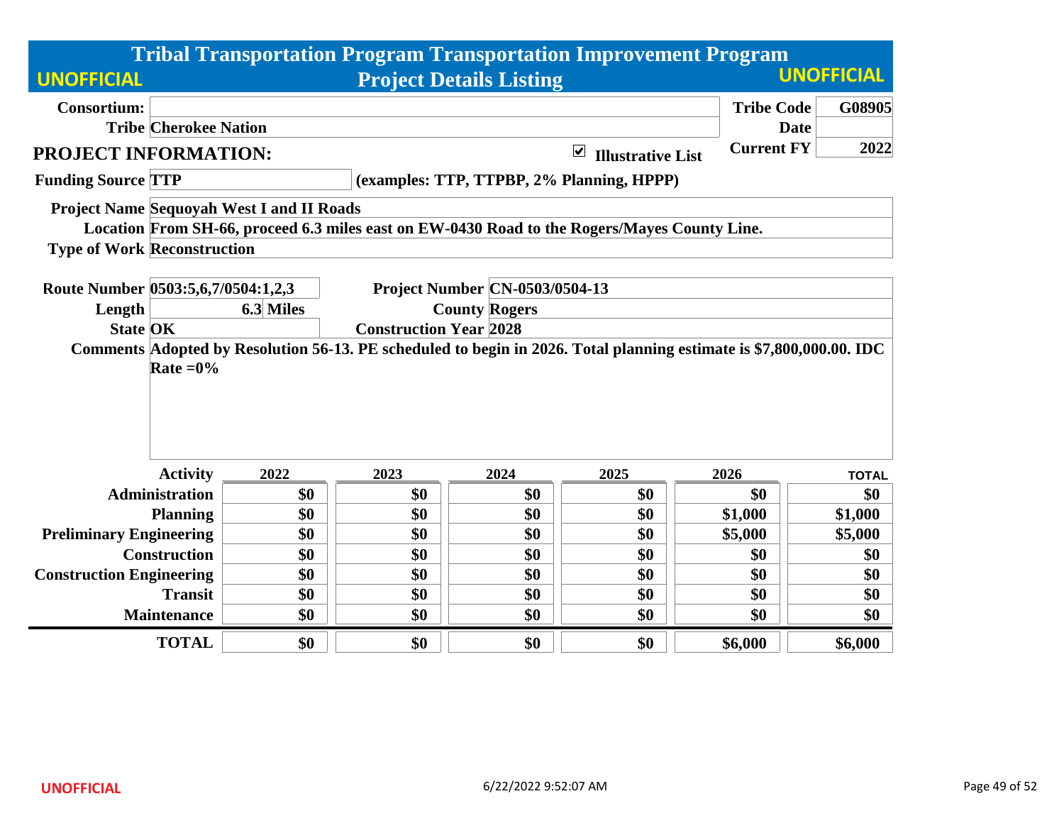# Tribal Transportation Program Transportation Improvement Program

## Project Details Listing

UNOFFICIAL

| | | | |
|---|---|---|---|
| **Consortium:** | | **Tribe Code** | **G08905** |
| **Tribe** | **Cherokee Nation** | **Date** | |
| | | **Current FY** | **2022** |

## PROJECT INFORMATION:

☑ **Illustrative List**

**Funding Source** TTP (examples: TTP, TTPBP, 2% Planning, HPPP)

**Project Name** Sequoyah West I and II Roads

**Location** From SH-66, proceed 6.3 miles east on EW-0430 Road to the Rogers/Mayes County Line.

**Type of Work** Reconstruction

**Route Number** 0503:5,6,7/0504:1,2,3

**Project Number** CN-0503/0504-13

**Length** 6.3 Miles

**County** Rogers

**State** OK

**Construction Year** 2028

**Comments** Adopted by Resolution 56-13. PE scheduled to begin in 2026. Total planning estimate is $7,800,000.00. IDC Rate =0%

| Activity | 2022 | 2023 | 2024 | 2025 | 2026 | TOTAL |
|---|---|---|---|---|---|---|
| Administration | $0 | $0 | $0 | $0 | $0 | $0 |
| Planning | $0 | $0 | $0 | $0 | $1,000 | $1,000 |
| Preliminary Engineering | $0 | $0 | $0 | $0 | $5,000 | $5,000 |
| Construction | $0 | $0 | $0 | $0 | $0 | $0 |
| Construction Engineering | $0 | $0 | $0 | $0 | $0 | $0 |
| Transit | $0 | $0 | $0 | $0 | $0 | $0 |
| Maintenance | $0 | $0 | $0 | $0 | $0 | $0 |
| **TOTAL** | **$0** | **$0** | **$0** | **$0** | **$6,000** | **$6,000** |

UNOFFICIAL 6/22/2022 9:52:07 AM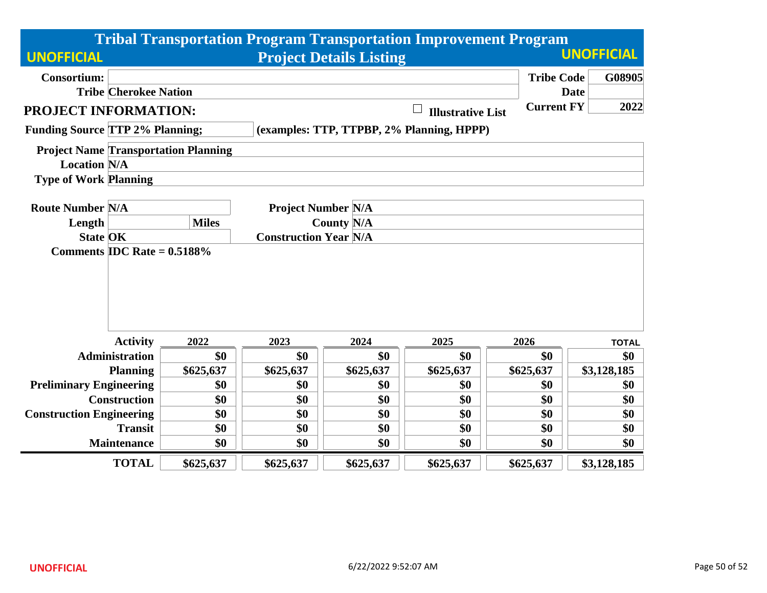# Tribal Transportation Program Transportation Improvement Program

## Project Details Listing

UNOFFICIAL

**Consortium:**

**Tribe** Cherokee Nation

**Tribe Code** G08905

**Date**

**Current FY** 2022

## PROJECT INFORMATION:

☐ Illustrative List

**Funding Source** TTP 2% Planning; (examples: TTP, TTPBP, 2% Planning, HPPP)

**Project Name** Transportation Planning

**Location** N/A

**Type of Work** Planning

**Route Number** N/A

**Project Number** N/A

**Length** Miles

**County** N/A

**State** OK

**Construction Year** N/A

**Comments** IDC Rate = 0.5188%

| Activity | 2022 | 2023 | 2024 | 2025 | 2026 | TOTAL |
|---|---|---|---|---|---|---|
| Administration | $0 | $0 | $0 | $0 | $0 | $0 |
| Planning | $625,637 | $625,637 | $625,637 | $625,637 | $625,637 | $3,128,185 |
| Preliminary Engineering | $0 | $0 | $0 | $0 | $0 | $0 |
| Construction | $0 | $0 | $0 | $0 | $0 | $0 |
| Construction Engineering | $0 | $0 | $0 | $0 | $0 | $0 |
| Transit | $0 | $0 | $0 | $0 | $0 | $0 |
| Maintenance | $0 | $0 | $0 | $0 | $0 | $0 |
| TOTAL | $625,637 | $625,637 | $625,637 | $625,637 | $625,637 | $3,128,185 |

UNOFFICIAL 6/22/2022 9:52:07 AM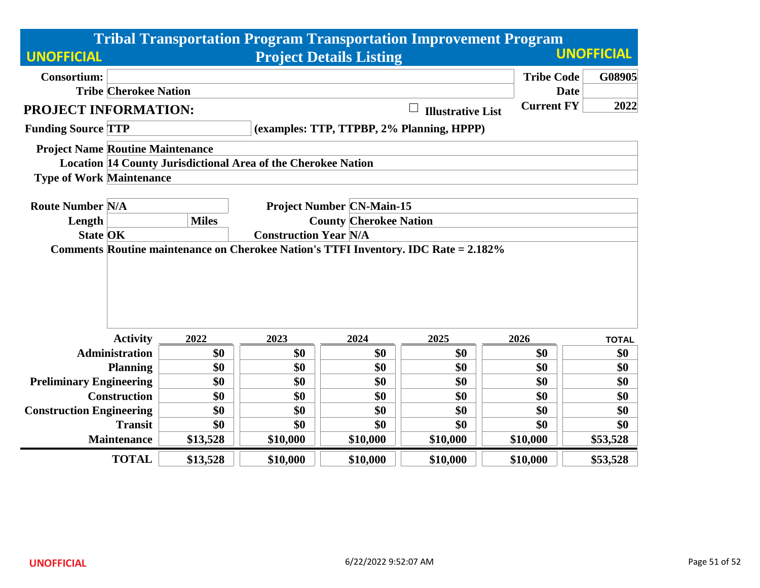# Tribal Transportation Program Transportation Improvement Program

## Project Details Listing

UNOFFICIAL

| | | | |
|---|---|---|---|
| **Consortium:** | | **Tribe Code** | **G08905** |
| **Tribe** | **Cherokee Nation** | **Date** | |
| | | **Current FY** | **2022** |

## PROJECT INFORMATION:

☐ **Illustrative List**

**Funding Source** TTP (examples: TTP, TTPBP, 2% Planning, HPPP)

**Project Name** Routine Maintenance

**Location** 14 County Jurisdictional Area of the Cherokee Nation

**Type of Work** Maintenance

| | | | |
|---|---|---|---|
| **Route Number** | N/A | **Project Number** | CN-Main-15 |
| **Length** | Miles | **County** | Cherokee Nation |
| **State** | OK | **Construction Year** | N/A |

**Comments** Routine maintenance on Cherokee Nation's TTFI Inventory. IDC Rate = 2.182%

| Activity | 2022 | 2023 | 2024 | 2025 | 2026 | TOTAL |
|---|---|---|---|---|---|---|
| Administration | $0 | $0 | $0 | $0 | $0 | $0 |
| Planning | $0 | $0 | $0 | $0 | $0 | $0 |
| Preliminary Engineering | $0 | $0 | $0 | $0 | $0 | $0 |
| Construction | $0 | $0 | $0 | $0 | $0 | $0 |
| Construction Engineering | $0 | $0 | $0 | $0 | $0 | $0 |
| Transit | $0 | $0 | $0 | $0 | $0 | $0 |
| Maintenance | $13,528 | $10,000 | $10,000 | $10,000 | $10,000 | $53,528 |
| **TOTAL** | **$13,528** | **$10,000** | **$10,000** | **$10,000** | **$10,000** | **$53,528** |

UNOFFICIAL 6/22/2022 9:52:07 AM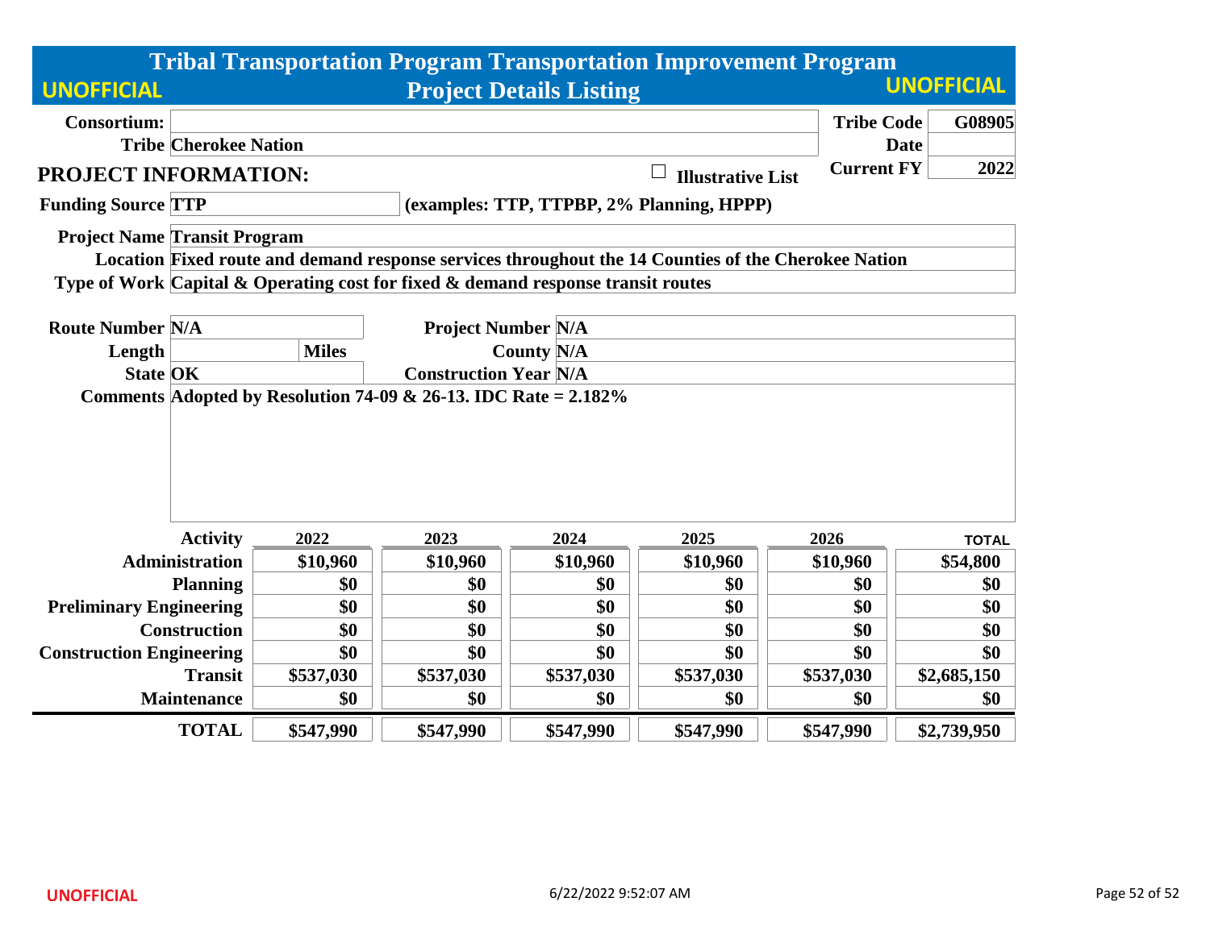# Tribal Transportation Program Transportation Improvement Program

## Project Details Listing

UNOFFICIAL

| | | | |
|---|---|---|---|
| **Consortium:** | | **Tribe Code** | G08905 |
| **Tribe** | Cherokee Nation | **Date** | |
| | | **Current FY** | 2022 |

## PROJECT INFORMATION:

☐ Illustrative List

**Funding Source** TTP (examples: TTP, TTPBP, 2% Planning, HPPP)

**Project Name** Transit Program

**Location** Fixed route and demand response services throughout the 14 Counties of the Cherokee Nation

**Type of Work** Capital & Operating cost for fixed & demand response transit routes

| | | | |
|---|---|---|---|
| **Route Number** | N/A | **Project Number** | N/A |
| **Length** | Miles | **County** | N/A |
| **State** | OK | **Construction Year** | N/A |

**Comments** Adopted by Resolution 74-09 & 26-13. IDC Rate = 2.182%

| Activity | 2022 | 2023 | 2024 | 2025 | 2026 | TOTAL |
|---|---|---|---|---|---|---|
| Administration | $10,960 | $10,960 | $10,960 | $10,960 | $10,960 | $54,800 |
| Planning | $0 | $0 | $0 | $0 | $0 | $0 |
| Preliminary Engineering | $0 | $0 | $0 | $0 | $0 | $0 |
| Construction | $0 | $0 | $0 | $0 | $0 | $0 |
| Construction Engineering | $0 | $0 | $0 | $0 | $0 | $0 |
| Transit | $537,030 | $537,030 | $537,030 | $537,030 | $537,030 | $2,685,150 |
| Maintenance | $0 | $0 | $0 | $0 | $0 | $0 |
| **TOTAL** | $547,990 | $547,990 | $547,990 | $547,990 | $547,990 | $2,739,950 |

UNOFFICIAL

6/22/2022 9:52:07 AM